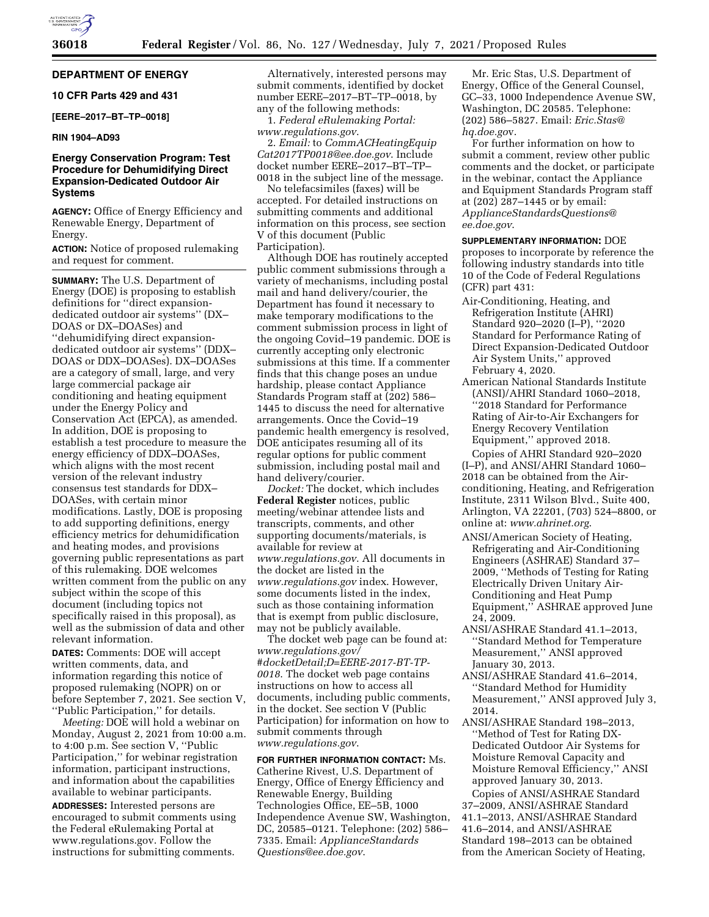## DEPARTMENT OF ENERGY

### 10 CFR Parts 429 and 431

**[EERE–2017–BT–TP–0018]**

**RIN 1904–AD93**

## Energy Conservation Program: Test Procedure for Dehumidifying Direct Expansion-Dedicated Outdoor Air Systems

**AGENCY:** Office of Energy Efficiency and Renewable Energy, Department of Energy.

**ACTION:** Notice of proposed rulemaking and request for comment.

**SUMMARY:** The U.S. Department of Energy (DOE) is proposing to establish definitions for ''direct expansion-dedicated outdoor air systems'' (DX–DOAS or DX–DOASes) and ''dehumidifying direct expansion-dedicated outdoor air systems'' (DDX–DOAS or DDX–DOASes). DX–DOASes are a category of small, large, and very large commercial package air conditioning and heating equipment under the Energy Policy and Conservation Act (EPCA), as amended. In addition, DOE is proposing to establish a test procedure to measure the energy efficiency of DDX–DOASes, which aligns with the most recent version of the relevant industry consensus test standards for DDX–DOASes, with certain minor modifications. Lastly, DOE is proposing to add supporting definitions, energy efficiency metrics for dehumidification and heating modes, and provisions governing public representations as part of this rulemaking. DOE welcomes written comment from the public on any subject within the scope of this document (including topics not specifically raised in this proposal), as well as the submission of data and other relevant information.

**DATES:** Comments: DOE will accept written comments, data, and information regarding this notice of proposed rulemaking (NOPR) on or before September 7, 2021. See section V, ''Public Participation,'' for details.

*Meeting:* DOE will hold a webinar on Monday, August 2, 2021 from 10:00 a.m. to 4:00 p.m. See section V, ''Public Participation,'' for webinar registration information, participant instructions, and information about the capabilities available to webinar participants.

**ADDRESSES:** Interested persons are encouraged to submit comments using the Federal eRulemaking Portal at www.regulations.gov. Follow the instructions for submitting comments.

Alternatively, interested persons may submit comments, identified by docket number EERE–2017–BT–TP–0018, by any of the following methods:

1. *Federal eRulemaking Portal: www.regulations.gov.*
2. *Email:* to *CommACHeatingEquipCat2017TP0018@ee.doe.gov.* Include docket number EERE–2017–BT–TP–0018 in the subject line of the message.

No telefacsimiles (faxes) will be accepted. For detailed instructions on submitting comments and additional information on this process, see section V of this document (Public Participation).

Although DOE has routinely accepted public comment submissions through a variety of mechanisms, including postal mail and hand delivery/courier, the Department has found it necessary to make temporary modifications to the comment submission process in light of the ongoing Covid–19 pandemic. DOE is currently accepting only electronic submissions at this time. If a commenter finds that this change poses an undue hardship, please contact Appliance Standards Program staff at (202) 586–1445 to discuss the need for alternative arrangements. Once the Covid–19 pandemic health emergency is resolved, DOE anticipates resuming all of its regular options for public comment submission, including postal mail and hand delivery/courier.

*Docket:* The docket, which includes **Federal Register** notices, public meeting/webinar attendee lists and transcripts, comments, and other supporting documents/materials, is available for review at *www.regulations.gov.* All documents in the docket are listed in the *www.regulations.gov* index. However, some documents listed in the index, such as those containing information that is exempt from public disclosure, may not be publicly available.

The docket web page can be found at: *www.regulations.gov/#docketDetail;D=EERE-2017-BT-TP-0018.* The docket web page contains instructions on how to access all documents, including public comments, in the docket. See section V (Public Participation) for information on how to submit comments through *www.regulations.gov.*

**FOR FURTHER INFORMATION CONTACT:** Ms. Catherine Rivest, U.S. Department of Energy, Office of Energy Efficiency and Renewable Energy, Building Technologies Office, EE–5B, 1000 Independence Avenue SW, Washington, DC, 20585–0121. Telephone: (202) 586–7335. Email: *ApplianceStandardsQuestions@ee.doe.gov.*

Mr. Eric Stas, U.S. Department of Energy, Office of the General Counsel, GC–33, 1000 Independence Avenue SW, Washington, DC 20585. Telephone: (202) 586–5827. Email: *Eric.Stas@hq.doe.gov.*

For further information on how to submit a comment, review other public comments and the docket, or participate in the webinar, contact the Appliance and Equipment Standards Program staff at (202) 287–1445 or by email: *ApplianceStandardsQuestions@ee.doe.gov.*

**SUPPLEMENTARY INFORMATION:** DOE proposes to incorporate by reference the following industry standards into title 10 of the Code of Federal Regulations (CFR) part 431:

- Air-Conditioning, Heating, and Refrigeration Institute (AHRI) Standard 920–2020 (I–P), ''2020 Standard for Performance Rating of Direct Expansion-Dedicated Outdoor Air System Units,'' approved February 4, 2020.
- American National Standards Institute (ANSI)/AHRI Standard 1060–2018, ''2018 Standard for Performance Rating of Air-to-Air Exchangers for Energy Recovery Ventilation Equipment,'' approved 2018.

Copies of AHRI Standard 920–2020 (I–P), and ANSI/AHRI Standard 1060–2018 can be obtained from the Air-conditioning, Heating, and Refrigeration Institute, 2311 Wilson Blvd., Suite 400, Arlington, VA 22201, (703) 524–8800, or online at: *www.ahrinet.org.*

- ANSI/American Society of Heating, Refrigerating and Air-Conditioning Engineers (ASHRAE) Standard 37–2009, ''Methods of Testing for Rating Electrically Driven Unitary Air-Conditioning and Heat Pump Equipment,'' ASHRAE approved June 24, 2009.
- ANSI/ASHRAE Standard 41.1–2013, ''Standard Method for Temperature Measurement,'' ANSI approved January 30, 2013.
- ANSI/ASHRAE Standard 41.6–2014, ''Standard Method for Humidity Measurement,'' ANSI approved July 3, 2014.
- ANSI/ASHRAE Standard 198–2013, ''Method of Test for Rating DX-Dedicated Outdoor Air Systems for Moisture Removal Capacity and Moisture Removal Efficiency,'' ANSI approved January 30, 2013.

Copies of ANSI/ASHRAE Standard 37–2009, ANSI/ASHRAE Standard 41.1–2013, ANSI/ASHRAE Standard 41.6–2014, and ANSI/ASHRAE Standard 198–2013 can be obtained from the American Society of Heating,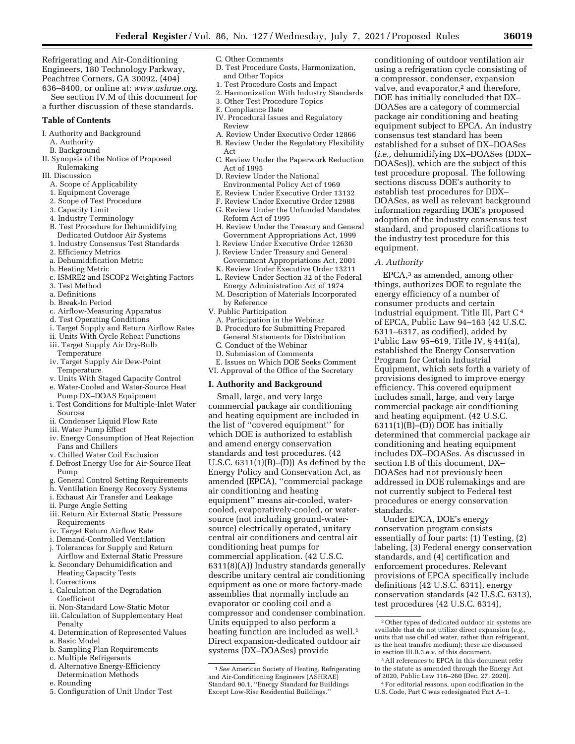Refrigerating and Air-Conditioning Engineers, 180 Technology Parkway, Peachtree Corners, GA 30092, (404) 636–8400, or online at: *www.ashrae.org*.

See section IV.M of this document for a further discussion of these standards.

## Table of Contents

I. Authority and Background
- A. Authority
- B. Background

II. Synopsis of the Notice of Proposed Rulemaking

III. Discussion
- A. Scope of Applicability
  - 1. Equipment Coverage
  - 2. Scope of Test Procedure
  - 3. Capacity Limit
  - 4. Industry Terminology
- B. Test Procedure for Dehumidifying Dedicated Outdoor Air Systems
  - 1. Industry Consensus Test Standards
  - 2. Efficiency Metrics
    - a. Dehumidification Metric
    - b. Heating Metric
    - c. ISMRE2 and ISCOP2 Weighting Factors
  - 3. Test Method
    - a. Definitions
    - b. Break-In Period
    - c. Airflow-Measuring Apparatus
    - d. Test Operating Conditions
      - i. Target Supply and Return Airflow Rates
      - ii. Units With Cycle Reheat Functions
      - iii. Target Supply Air Dry-Bulb Temperature
      - iv. Target Supply Air Dew-Point Temperature
      - v. Units With Staged Capacity Control
    - e. Water-Cooled and Water-Source Heat Pump DX–DOAS Equipment
      - i. Test Conditions for Multiple-Inlet Water Sources
      - ii. Condenser Liquid Flow Rate
      - iii. Water Pump Effect
      - iv. Energy Consumption of Heat Rejection Fans and Chillers
      - v. Chilled Water Coil Exclusion
    - f. Defrost Energy Use for Air-Source Heat Pump
    - g. General Control Setting Requirements
    - h. Ventilation Energy Recovery Systems
      - i. Exhaust Air Transfer and Leakage
      - ii. Purge Angle Setting
      - iii. Return Air External Static Pressure Requirements
      - iv. Target Return Airflow Rate
    - i. Demand-Controlled Ventilation
    - j. Tolerances for Supply and Return Airflow and External Static Pressure
    - k. Secondary Dehumidification and Heating Capacity Tests
    - l. Corrections
      - i. Calculation of the Degradation Coefficient
      - ii. Non-Standard Low-Static Motor
      - iii. Calculation of Supplementary Heat Penalty
  - 4. Determination of Represented Values
    - a. Basic Model
    - b. Sampling Plan Requirements
    - c. Multiple Refrigerants
    - d. Alternative Energy-Efficiency Determination Methods
    - e. Rounding
  - 5. Configuration of Unit Under Test
- C. Other Comments
- D. Test Procedure Costs, Harmonization, and Other Topics
  - 1. Test Procedure Costs and Impact
  - 2. Harmonization With Industry Standards
  - 3. Other Test Procedure Topics
- E. Compliance Date

IV. Procedural Issues and Regulatory Review
- A. Review Under Executive Order 12866
- B. Review Under the Regulatory Flexibility Act
- C. Review Under the Paperwork Reduction Act of 1995
- D. Review Under the National Environmental Policy Act of 1969
- E. Review Under Executive Order 13132
- F. Review Under Executive Order 12988
- G. Review Under the Unfunded Mandates Reform Act of 1995
- H. Review Under the Treasury and General Government Appropriations Act, 1999
- I. Review Under Executive Order 12630
- J. Review Under Treasury and General Government Appropriations Act, 2001
- K. Review Under Executive Order 13211
- L. Review Under Section 32 of the Federal Energy Administration Act of 1974
- M. Description of Materials Incorporated by Reference

V. Public Participation
- A. Participation in the Webinar
- B. Procedure for Submitting Prepared General Statements for Distribution
- C. Conduct of the Webinar
- D. Submission of Comments
- E. Issues on Which DOE Seeks Comment

VI. Approval of the Office of the Secretary

## I. Authority and Background

Small, large, and very large commercial package air conditioning and heating equipment are included in the list of "covered equipment" for which DOE is authorized to establish and amend energy conservation standards and test procedures. (42 U.S.C. 6311(1)(B)–(D)) As defined by the Energy Policy and Conservation Act, as amended (EPCA), "commercial package air conditioning and heating equipment" means air-cooled, water-cooled, evaporatively-cooled, or water-source (not including ground-water-source) electrically operated, unitary central air conditioners and central air conditioning heat pumps for commercial application. (42 U.S.C. 6311(8)(A)) Industry standards generally describe unitary central air conditioning equipment as one or more factory-made assemblies that normally include an evaporator or cooling coil and a compressor and condenser combination. Units equipped to also perform a heating function are included as well.[1] Direct expansion-dedicated outdoor air systems (DX–DOASes) provide conditioning of outdoor ventilation air using a refrigeration cycle consisting of a compressor, condenser, expansion valve, and evaporator,[2] and therefore, DOE has initially concluded that DX–DOASes are a category of commercial package air conditioning and heating equipment subject to EPCA. An industry consensus test standard has been established for a subset of DX–DOASes (*i.e.,* dehumidifying DX–DOASes (DDX–DOASes)), which are the subject of this test procedure proposal. The following sections discuss DOE's authority to establish test procedures for DDX–DOASes, as well as relevant background information regarding DOE's proposed adoption of the industry consensus test standard, and proposed clarifications to the industry test procedure for this equipment.

### A. Authority

EPCA,[3] as amended, among other things, authorizes DOE to regulate the energy efficiency of a number of consumer products and certain industrial equipment. Title III, Part C[4] of EPCA, Public Law 94–163 (42 U.S.C. 6311–6317, as codified), added by Public Law 95–619, Title IV, § 441(a), established the Energy Conservation Program for Certain Industrial Equipment, which sets forth a variety of provisions designed to improve energy efficiency. This covered equipment includes small, large, and very large commercial package air conditioning and heating equipment. (42 U.S.C. 6311(1)(B)–(D)) DOE has initially determined that commercial package air conditioning and heating equipment includes DX–DOASes. As discussed in section I.B of this document, DX–DOASes had not previously been addressed in DOE rulemakings and are not currently subject to Federal test procedures or energy conservation standards.

Under EPCA, DOE's energy conservation program consists essentially of four parts: (1) Testing, (2) labeling, (3) Federal energy conservation standards, and (4) certification and enforcement procedures. Relevant provisions of EPCA specifically include definitions (42 U.S.C. 6311), energy conservation standards (42 U.S.C. 6313), test procedures (42 U.S.C. 6314),

---

[1] *See* American Society of Heating, Refrigerating and Air-Conditioning Engineers (ASHRAE) Standard 90.1, "Energy Standard for Buildings Except Low-Rise Residential Buildings."

[2] Other types of dedicated outdoor air systems are available that do not utilize direct expansion (*e.g.,* units that use chilled water, rather than refrigerant, as the heat transfer medium); these are discussed in section III.B.3.e.v. of this document.

[3] All references to EPCA in this document refer to the statute as amended through the Energy Act of 2020, Public Law 116–260 (Dec. 27, 2020).

[4] For editorial reasons, upon codification in the U.S. Code, Part C was redesignated Part A–1.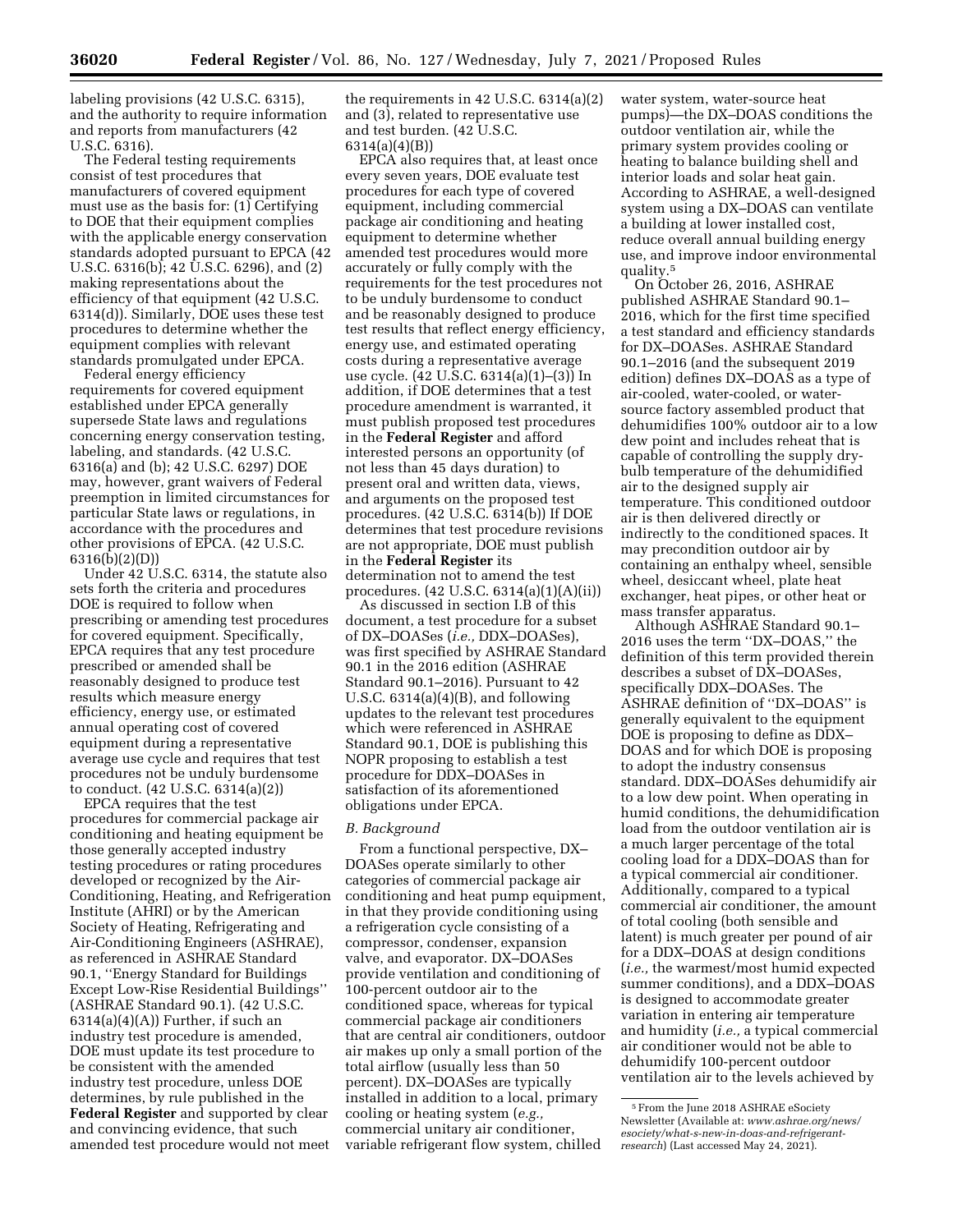labeling provisions (42 U.S.C. 6315), and the authority to require information and reports from manufacturers (42 U.S.C. 6316).

The Federal testing requirements consist of test procedures that manufacturers of covered equipment must use as the basis for: (1) Certifying to DOE that their equipment complies with the applicable energy conservation standards adopted pursuant to EPCA (42 U.S.C. 6316(b); 42 U.S.C. 6296), and (2) making representations about the efficiency of that equipment (42 U.S.C. 6314(d)). Similarly, DOE uses these test procedures to determine whether the equipment complies with relevant standards promulgated under EPCA.

Federal energy efficiency requirements for covered equipment established under EPCA generally supersede State laws and regulations concerning energy conservation testing, labeling, and standards. (42 U.S.C. 6316(a) and (b); 42 U.S.C. 6297) DOE may, however, grant waivers of Federal preemption in limited circumstances for particular State laws or regulations, in accordance with the procedures and other provisions of EPCA. (42 U.S.C. 6316(b)(2)(D))

Under 42 U.S.C. 6314, the statute also sets forth the criteria and procedures DOE is required to follow when prescribing or amending test procedures for covered equipment. Specifically, EPCA requires that any test procedure prescribed or amended shall be reasonably designed to produce test results which measure energy efficiency, energy use, or estimated annual operating cost of covered equipment during a representative average use cycle and requires that test procedures not be unduly burdensome to conduct. (42 U.S.C. 6314(a)(2))

EPCA requires that the test procedures for commercial package air conditioning and heating equipment be those generally accepted industry testing procedures or rating procedures developed or recognized by the Air-Conditioning, Heating, and Refrigeration Institute (AHRI) or by the American Society of Heating, Refrigerating and Air-Conditioning Engineers (ASHRAE), as referenced in ASHRAE Standard 90.1, ''Energy Standard for Buildings Except Low-Rise Residential Buildings'' (ASHRAE Standard 90.1). (42 U.S.C. 6314(a)(4)(A)) Further, if such an industry test procedure is amended, DOE must update its test procedure to be consistent with the amended industry test procedure, unless DOE determines, by rule published in the **Federal Register** and supported by clear and convincing evidence, that such amended test procedure would not meet the requirements in 42 U.S.C. 6314(a)(2) and (3), related to representative use and test burden. (42 U.S.C. 6314(a)(4)(B))

EPCA also requires that, at least once every seven years, DOE evaluate test procedures for each type of covered equipment, including commercial package air conditioning and heating equipment to determine whether amended test procedures would more accurately or fully comply with the requirements for the test procedures not to be unduly burdensome to conduct and be reasonably designed to produce test results that reflect energy efficiency, energy use, and estimated operating costs during a representative average use cycle. (42 U.S.C. 6314(a)(1)–(3)) In addition, if DOE determines that a test procedure amendment is warranted, it must publish proposed test procedures in the **Federal Register** and afford interested persons an opportunity (of not less than 45 days duration) to present oral and written data, views, and arguments on the proposed test procedures. (42 U.S.C. 6314(b)) If DOE determines that test procedure revisions are not appropriate, DOE must publish in the **Federal Register** its determination not to amend the test procedures. (42 U.S.C. 6314(a)(1)(A)(ii))

As discussed in section I.B of this document, a test procedure for a subset of DX–DOASes (*i.e.,* DDX–DOASes), was first specified by ASHRAE Standard 90.1 in the 2016 edition (ASHRAE Standard 90.1–2016). Pursuant to 42 U.S.C. 6314(a)(4)(B), and following updates to the relevant test procedures which were referenced in ASHRAE Standard 90.1, DOE is publishing this NOPR proposing to establish a test procedure for DDX–DOASes in satisfaction of its aforementioned obligations under EPCA.

### *B. Background*

From a functional perspective, DX–DOASes operate similarly to other categories of commercial package air conditioning and heat pump equipment, in that they provide conditioning using a refrigeration cycle consisting of a compressor, condenser, expansion valve, and evaporator. DX–DOASes provide ventilation and conditioning of 100-percent outdoor air to the conditioned space, whereas for typical commercial package air conditioners that are central air conditioners, outdoor air makes up only a small portion of the total airflow (usually less than 50 percent). DX–DOASes are typically installed in addition to a local, primary cooling or heating system (*e.g.,* commercial unitary air conditioner, variable refrigerant flow system, chilled water system, water-source heat pumps)—the DX–DOAS conditions the outdoor ventilation air, while the primary system provides cooling or heating to balance building shell and interior loads and solar heat gain. According to ASHRAE, a well-designed system using a DX–DOAS can ventilate a building at lower installed cost, reduce overall annual building energy use, and improve indoor environmental quality.[5]

On October 26, 2016, ASHRAE published ASHRAE Standard 90.1–2016, which for the first time specified a test standard and efficiency standards for DX–DOASes. ASHRAE Standard 90.1–2016 (and the subsequent 2019 edition) defines DX–DOAS as a type of air-cooled, water-cooled, or water-source factory assembled product that dehumidifies 100% outdoor air to a low dew point and includes reheat that is capable of controlling the supply dry-bulb temperature of the dehumidified air to the designed supply air temperature. This conditioned outdoor air is then delivered directly or indirectly to the conditioned spaces. It may precondition outdoor air by containing an enthalpy wheel, sensible wheel, desiccant wheel, plate heat exchanger, heat pipes, or other heat or mass transfer apparatus.

Although ASHRAE Standard 90.1–2016 uses the term ''DX–DOAS,'' the definition of this term provided therein describes a subset of DX–DOASes, specifically DDX–DOASes. The ASHRAE definition of ''DX–DOAS'' is generally equivalent to the equipment DOE is proposing to define as DDX–DOAS and for which DOE is proposing to adopt the industry consensus standard. DDX–DOASes dehumidify air to a low dew point. When operating in humid conditions, the dehumidification load from the outdoor ventilation air is a much larger percentage of the total cooling load for a DDX–DOAS than for a typical commercial air conditioner. Additionally, compared to a typical commercial air conditioner, the amount of total cooling (both sensible and latent) is much greater per pound of air for a DDX–DOAS at design conditions (*i.e.,* the warmest/most humid expected summer conditions), and a DDX–DOAS is designed to accommodate greater variation in entering air temperature and humidity (*i.e.,* a typical commercial air conditioner would not be able to dehumidify 100-percent outdoor ventilation air to the levels achieved by

---

[5] From the June 2018 ASHRAE eSociety Newsletter (Available at: *www.ashrae.org/news/esociety/what-s-new-in-doas-and-refrigerant-research*) (Last accessed May 24, 2021).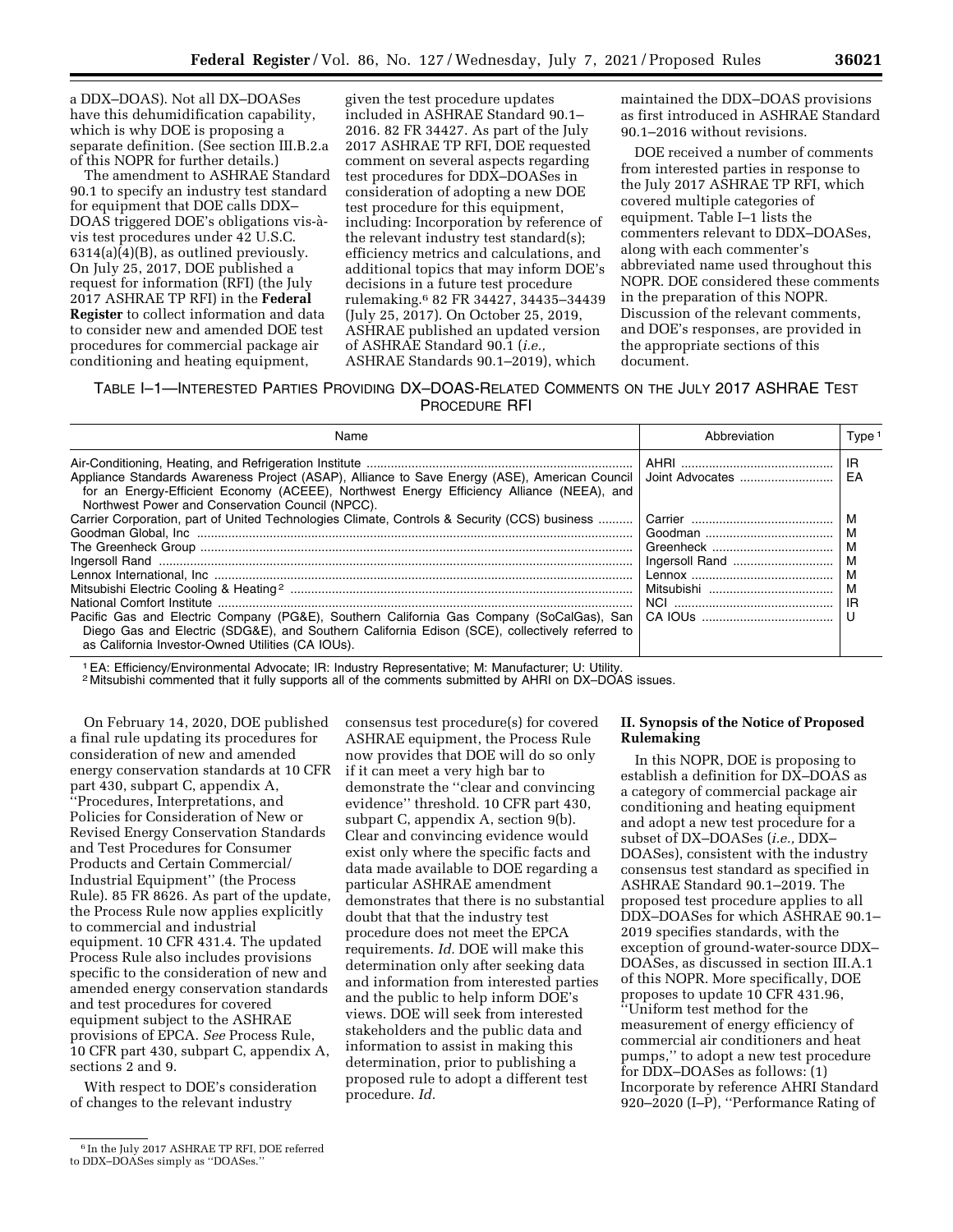a DDX–DOAS). Not all DX–DOASes have this dehumidification capability, which is why DOE is proposing a separate definition. (See section III.B.2.a of this NOPR for further details.)

The amendment to ASHRAE Standard 90.1 to specify an industry test standard for equipment that DOE calls DDX–DOAS triggered DOE's obligations vis-à-vis test procedures under 42 U.S.C. 6314(a)(4)(B), as outlined previously. On July 25, 2017, DOE published a request for information (RFI) (the July 2017 ASHRAE TP RFI) in the **Federal Register** to collect information and data to consider new and amended DOE test procedures for commercial package air conditioning and heating equipment, given the test procedure updates included in ASHRAE Standard 90.1–2016. 82 FR 34427. As part of the July 2017 ASHRAE TP RFI, DOE requested comment on several aspects regarding test procedures for DDX–DOASes in consideration of adopting a new DOE test procedure for this equipment, including: Incorporation by reference of the relevant industry test standard(s); efficiency metrics and calculations, and additional topics that may inform DOE's decisions in a future test procedure rulemaking.[6] 82 FR 34427, 34435–34439 (July 25, 2017). On October 25, 2019, ASHRAE published an updated version of ASHRAE Standard 90.1 (*i.e.,* ASHRAE Standards 90.1–2019), which maintained the DDX–DOAS provisions as first introduced in ASHRAE Standard 90.1–2016 without revisions.

DOE received a number of comments from interested parties in response to the July 2017 ASHRAE TP RFI, which covered multiple categories of equipment. Table I–1 lists the commenters relevant to DDX–DOASes, along with each commenter's abbreviated name used throughout this NOPR. DOE considered these comments in the preparation of this NOPR. Discussion of the relevant comments, and DOE's responses, are provided in the appropriate sections of this document.

TABLE I–1—INTERESTED PARTIES PROVIDING DX–DOAS-RELATED COMMENTS ON THE JULY 2017 ASHRAE TEST PROCEDURE RFI

| Name | Abbreviation | Type [1] |
|---|---|---|
| Air-Conditioning, Heating, and Refrigeration Institute | AHRI | IR |
| Appliance Standards Awareness Project (ASAP), Alliance to Save Energy (ASE), American Council for an Energy-Efficient Economy (ACEEE), Northwest Energy Efficiency Alliance (NEEA), and Northwest Power and Conservation Council (NPCC). | Joint Advocates | EA |
| Carrier Corporation, part of United Technologies Climate, Controls & Security (CCS) business | Carrier | M |
| Goodman Global, Inc | Goodman | M |
| The Greenheck Group | Greenheck | M |
| Ingersoll Rand | Ingersoll Rand | M |
| Lennox International, Inc | Lennox | M |
| Mitsubishi Electric Cooling & Heating [2] | Mitsubishi | M |
| National Comfort Institute | NCI | IR |
| Pacific Gas and Electric Company (PG&E), Southern California Gas Company (SoCalGas), San Diego Gas and Electric (SDG&E), and Southern California Edison (SCE), collectively referred to as California Investor-Owned Utilities (CA IOUs). | CA IOUs | U |

[1] EA: Efficiency/Environmental Advocate; IR: Industry Representative; M: Manufacturer; U: Utility.
[2] Mitsubishi commented that it fully supports all of the comments submitted by AHRI on DX–DOAS issues.

On February 14, 2020, DOE published a final rule updating its procedures for consideration of new and amended energy conservation standards at 10 CFR part 430, subpart C, appendix A, ''Procedures, Interpretations, and Policies for Consideration of New or Revised Energy Conservation Standards and Test Procedures for Consumer Products and Certain Commercial/Industrial Equipment'' (the Process Rule). 85 FR 8626. As part of the update, the Process Rule now applies explicitly to commercial and industrial equipment. 10 CFR 431.4. The updated Process Rule also includes provisions specific to the consideration of new and amended energy conservation standards and test procedures for covered equipment subject to the ASHRAE provisions of EPCA. *See* Process Rule, 10 CFR part 430, subpart C, appendix A, sections 2 and 9.

With respect to DOE's consideration of changes to the relevant industry consensus test procedure(s) for covered ASHRAE equipment, the Process Rule now provides that DOE will do so only if it can meet a very high bar to demonstrate the ''clear and convincing evidence'' threshold. 10 CFR part 430, subpart C, appendix A, section 9(b). Clear and convincing evidence would exist only where the specific facts and data made available to DOE regarding a particular ASHRAE amendment demonstrates that there is no substantial doubt that that the industry test procedure does not meet the EPCA requirements. *Id.* DOE will make this determination only after seeking data and information from interested parties and the public to help inform DOE's views. DOE will seek from interested stakeholders and the public data and information to assist in making this determination, prior to publishing a proposed rule to adopt a different test procedure. *Id.*

## II. Synopsis of the Notice of Proposed Rulemaking

In this NOPR, DOE is proposing to establish a definition for DX–DOAS as a category of commercial package air conditioning and heating equipment and adopt a new test procedure for a subset of DX–DOASes (*i.e.,* DDX–DOASes), consistent with the industry consensus test standard as specified in ASHRAE Standard 90.1–2019. The proposed test procedure applies to all DDX–DOASes for which ASHRAE 90.1–2019 specifies standards, with the exception of ground-water-source DDX–DOASes, as discussed in section III.A.1 of this NOPR. More specifically, DOE proposes to update 10 CFR 431.96, ''Uniform test method for the measurement of energy efficiency of commercial air conditioners and heat pumps,'' to adopt a new test procedure for DDX–DOASes as follows: (1) Incorporate by reference AHRI Standard 920–2020 (I–P), ''Performance Rating of

[6] In the July 2017 ASHRAE TP RFI, DOE referred to DDX–DOASes simply as ''DOASes.''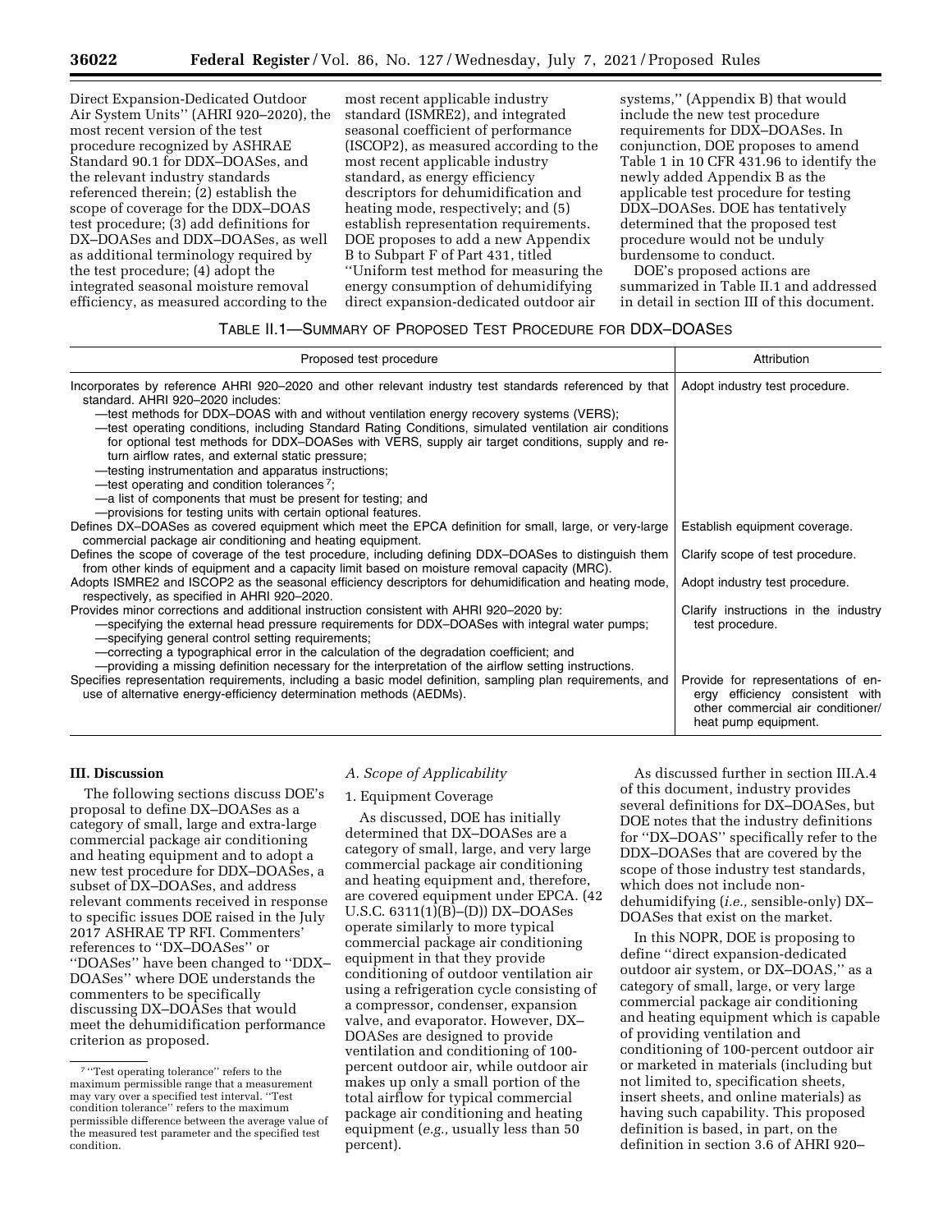Direct Expansion-Dedicated Outdoor Air System Units'' (AHRI 920–2020), the most recent version of the test procedure recognized by ASHRAE Standard 90.1 for DDX–DOASes, and the relevant industry standards referenced therein; (2) establish the scope of coverage for the DDX–DOAS test procedure; (3) add definitions for DX–DOASes and DDX–DOASes, as well as additional terminology required by the test procedure; (4) adopt the integrated seasonal moisture removal efficiency, as measured according to the most recent applicable industry standard (ISMRE2), and integrated seasonal coefficient of performance (ISCOP2), as measured according to the most recent applicable industry standard, as energy efficiency descriptors for dehumidification and heating mode, respectively; and (5) establish representation requirements. DOE proposes to add a new Appendix B to Subpart F of Part 431, titled ''Uniform test method for measuring the energy consumption of dehumidifying direct expansion-dedicated outdoor air systems,'' (Appendix B) that would include the new test procedure requirements for DDX–DOASes. In conjunction, DOE proposes to amend Table 1 in 10 CFR 431.96 to identify the newly added Appendix B as the applicable test procedure for testing DDX–DOASes. DOE has tentatively determined that the proposed test procedure would not be unduly burdensome to conduct.

DOE's proposed actions are summarized in Table II.1 and addressed in detail in section III of this document.

TABLE II.1—SUMMARY OF PROPOSED TEST PROCEDURE FOR DDX–DOASES

| Proposed test procedure | Attribution |
| --- | --- |
| Incorporates by reference AHRI 920–2020 and other relevant industry test standards referenced by that standard. AHRI 920–2020 includes:<br>—test methods for DDX–DOAS with and without ventilation energy recovery systems (VERS);<br>—test operating conditions, including Standard Rating Conditions, simulated ventilation air conditions for optional test methods for DDX–DOASes with VERS, supply air target conditions, supply and return airflow rates, and external static pressure;<br>—testing instrumentation and apparatus instructions;<br>—test operating and condition tolerances [7];<br>—a list of components that must be present for testing; and<br>—provisions for testing units with certain optional features. | Adopt industry test procedure. |
| Defines DX–DOASes as covered equipment which meet the EPCA definition for small, large, or very-large commercial package air conditioning and heating equipment. | Establish equipment coverage. |
| Defines the scope of coverage of the test procedure, including defining DDX–DOASes to distinguish them from other kinds of equipment and a capacity limit based on moisture removal capacity (MRC). | Clarify scope of test procedure. |
| Adopts ISMRE2 and ISCOP2 as the seasonal efficiency descriptors for dehumidification and heating mode, respectively, as specified in AHRI 920–2020. | Adopt industry test procedure. |
| Provides minor corrections and additional instruction consistent with AHRI 920–2020 by:<br>—specifying the external head pressure requirements for DDX–DOASes with integral water pumps;<br>—specifying general control setting requirements;<br>—correcting a typographical error in the calculation of the degradation coefficient; and<br>—providing a missing definition necessary for the interpretation of the airflow setting instructions. | Clarify instructions in the industry test procedure. |
| Specifies representation requirements, including a basic model definition, sampling plan requirements, and use of alternative energy-efficiency determination methods (AEDMs). | Provide for representations of energy efficiency consistent with other commercial air conditioner/heat pump equipment. |

## III. Discussion

The following sections discuss DOE's proposal to define DX–DOASes as a category of small, large and extra-large commercial package air conditioning and heating equipment and to adopt a new test procedure for DDX–DOASes, a subset of DX–DOASes, and address relevant comments received in response to specific issues DOE raised in the July 2017 ASHRAE TP RFI. Commenters' references to ''DX–DOASes'' or ''DOASes'' have been changed to ''DDX–DOASes'' where DOE understands the commenters to be specifically discussing DX–DOASes that would meet the dehumidification performance criterion as proposed.

### A. Scope of Applicability

#### 1. Equipment Coverage

As discussed, DOE has initially determined that DX–DOASes are a category of small, large, and very large commercial package air conditioning and heating equipment and, therefore, are covered equipment under EPCA. (42 U.S.C. 6311(1)(B)–(D)) DX–DOASes operate similarly to more typical commercial package air conditioning equipment in that they provide conditioning of outdoor ventilation air using a refrigeration cycle consisting of a compressor, condenser, expansion valve, and evaporator. However, DX–DOASes are designed to provide ventilation and conditioning of 100-percent outdoor air, while outdoor air makes up only a small portion of the total airflow for typical commercial package air conditioning and heating equipment (*e.g.,* usually less than 50 percent).

As discussed further in section III.A.4 of this document, industry provides several definitions for DX–DOASes, but DOE notes that the industry definitions for ''DX–DOAS'' specifically refer to the DDX–DOASes that are covered by the scope of those industry test standards, which does not include non-dehumidifying (*i.e.,* sensible-only) DX–DOASes that exist on the market.

In this NOPR, DOE is proposing to define ''direct expansion-dedicated outdoor air system, or DX–DOAS,'' as a category of small, large, or very large commercial package air conditioning and heating equipment which is capable of providing ventilation and conditioning of 100-percent outdoor air or marketed in materials (including but not limited to, specification sheets, insert sheets, and online materials) as having such capability. This proposed definition is based, in part, on the definition in section 3.6 of AHRI 920–

[7] ''Test operating tolerance'' refers to the maximum permissible range that a measurement may vary over a specified test interval. ''Test condition tolerance'' refers to the maximum permissible difference between the average value of the measured test parameter and the specified test condition.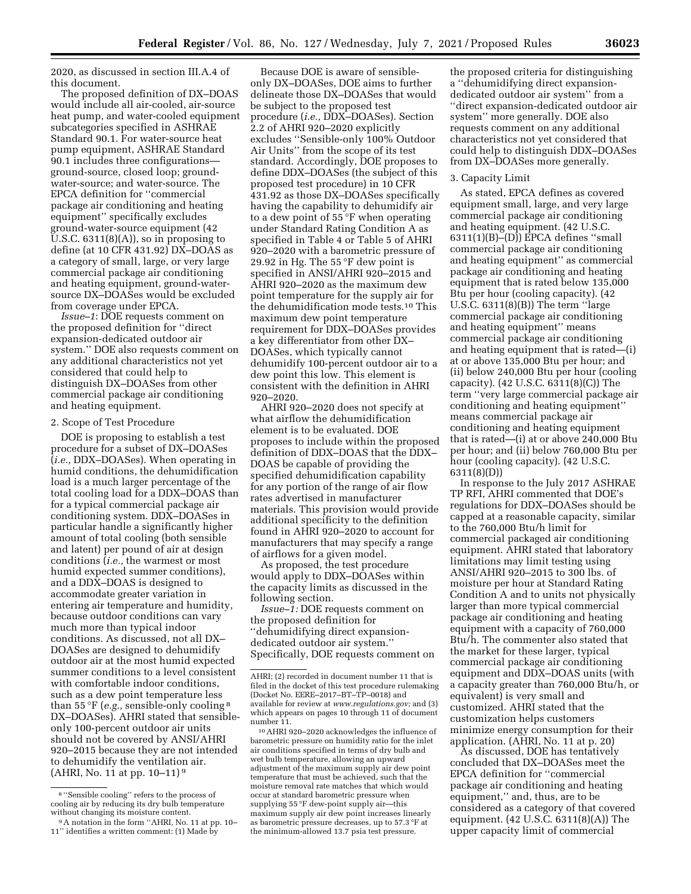2020, as discussed in section III.A.4 of this document.

The proposed definition of DX–DOAS would include all air-cooled, air-source heat pump, and water-cooled equipment subcategories specified in ASHRAE Standard 90.1. For water-source heat pump equipment, ASHRAE Standard 90.1 includes three configurations—ground-source, closed loop; ground-water-source; and water-source. The EPCA definition for ''commercial package air conditioning and heating equipment'' specifically excludes ground-water-source equipment (42 U.S.C. 6311(8)(A)), so in proposing to define (at 10 CFR 431.92) DX–DOAS as a category of small, large, or very large commercial package air conditioning and heating equipment, ground-water-source DX–DOASes would be excluded from coverage under EPCA.

*Issue–1*: DOE requests comment on the proposed definition for ''direct expansion-dedicated outdoor air system.'' DOE also requests comment on any additional characteristics not yet considered that could help to distinguish DX–DOASes from other commercial package air conditioning and heating equipment.

### 2. Scope of Test Procedure

DOE is proposing to establish a test procedure for a subset of DX–DOASes (*i.e.,* DDX–DOASes). When operating in humid conditions, the dehumidification load is a much larger percentage of the total cooling load for a DDX–DOAS than for a typical commercial package air conditioning system. DDX–DOASes in particular handle a significantly higher amount of total cooling (both sensible and latent) per pound of air at design conditions (*i.e.,* the warmest or most humid expected summer conditions), and a DDX–DOAS is designed to accommodate greater variation in entering air temperature and humidity, because outdoor conditions can vary much more than typical indoor conditions. As discussed, not all DX–DOASes are designed to dehumidify outdoor air at the most humid expected summer conditions to a level consistent with comfortable indoor conditions, such as a dew point temperature less than 55 °F (*e.g.,* sensible-only cooling[8] DX–DOASes). AHRI stated that sensible-only 100-percent outdoor air units should not be covered by ANSI/AHRI 920–2015 because they are not intended to dehumidify the ventilation air. (AHRI, No. 11 at pp. 10–11)[9]

Because DOE is aware of sensible-only DX–DOASes, DOE aims to further delineate those DX–DOASes that would be subject to the proposed test procedure (*i.e.,* DDX–DOASes). Section 2.2 of AHRI 920–2020 explicitly excludes ''Sensible-only 100% Outdoor Air Units'' from the scope of its test standard. Accordingly, DOE proposes to define DDX–DOASes (the subject of this proposed test procedure) in 10 CFR 431.92 as those DX–DOASes specifically having the capability to dehumidify air to a dew point of 55 °F when operating under Standard Rating Condition A as specified in Table 4 or Table 5 of AHRI 920–2020 with a barometric pressure of 29.92 in Hg. The 55 °F dew point is specified in ANSI/AHRI 920–2015 and AHRI 920–2020 as the maximum dew point temperature for the supply air for the dehumidification mode tests.[10] This maximum dew point temperature requirement for DDX–DOASes provides a key differentiator from other DX–DOASes, which typically cannot dehumidify 100-percent outdoor air to a dew point this low. This element is consistent with the definition in AHRI 920–2020.

AHRI 920–2020 does not specify at what airflow the dehumidification element is to be evaluated. DOE proposes to include within the proposed definition of DDX–DOAS that the DDX–DOAS be capable of providing the specified dehumidification capability for any portion of the range of air flow rates advertised in manufacturer materials. This provision would provide additional specificity to the definition found in AHRI 920–2020 to account for manufacturers that may specify a range of airflows for a given model.

As proposed, the test procedure would apply to DDX–DOASes within the capacity limits as discussed in the following section.

*Issue–1:* DOE requests comment on the proposed definition for ''dehumidifying direct expansion-dedicated outdoor air system.'' Specifically, DOE requests comment on the proposed criteria for distinguishing a ''dehumidifying direct expansion-dedicated outdoor air system'' from a ''direct expansion-dedicated outdoor air system'' more generally. DOE also requests comment on any additional characteristics not yet considered that could help to distinguish DDX–DOASes from DX–DOASes more generally.

### 3. Capacity Limit

As stated, EPCA defines as covered equipment small, large, and very large commercial package air conditioning and heating equipment. (42 U.S.C. 6311(1)(B)–(D)) EPCA defines ''small commercial package air conditioning and heating equipment'' as commercial package air conditioning and heating equipment that is rated below 135,000 Btu per hour (cooling capacity). (42 U.S.C. 6311(8)(B)) The term ''large commercial package air conditioning and heating equipment'' means commercial package air conditioning and heating equipment that is rated—(i) at or above 135,000 Btu per hour; and (ii) below 240,000 Btu per hour (cooling capacity). (42 U.S.C. 6311(8)(C)) The term ''very large commercial package air conditioning and heating equipment'' means commercial package air conditioning and heating equipment that is rated—(i) at or above 240,000 Btu per hour; and (ii) below 760,000 Btu per hour (cooling capacity). (42 U.S.C. 6311(8)(D))

In response to the July 2017 ASHRAE TP RFI, AHRI commented that DOE's regulations for DDX–DOASes should be capped at a reasonable capacity, similar to the 760,000 Btu/h limit for commercial packaged air conditioning equipment. AHRI stated that laboratory limitations may limit testing using ANSI/AHRI 920–2015 to 300 lbs. of moisture per hour at Standard Rating Condition A and to units not physically larger than more typical commercial package air conditioning and heating equipment with a capacity of 760,000 Btu/h. The commenter also stated that the market for these larger, typical commercial package air conditioning equipment and DDX–DOAS units (with a capacity greater than 760,000 Btu/h, or equivalent) is very small and customized. AHRI stated that the customization helps customers minimize energy consumption for their application. (AHRI, No. 11 at p. 20)

As discussed, DOE has tentatively concluded that DX–DOASes meet the EPCA definition for ''commercial package air conditioning and heating equipment,'' and, thus, are to be considered as a category of that covered equipment. (42 U.S.C. 6311(8)(A)) The upper capacity limit of commercial

---

[8] ''Sensible cooling'' refers to the process of cooling air by reducing its dry bulb temperature without changing its moisture content.

[9] A notation in the form ''AHRI, No. 11 at pp. 10–11'' identifies a written comment: (1) Made by AHRI; (2) recorded in document number 11 that is filed in the docket of this test procedure rulemaking (Docket No. EERE–2017–BT–TP–0018) and available for review at *www.regulations.gov;* and (3) which appears on pages 10 through 11 of document number 11.

[10] AHRI 920–2020 acknowledges the influence of barometric pressure on humidity ratio for the inlet air conditions specified in terms of dry bulb and wet bulb temperature, allowing an upward adjustment of the maximum supply air dew point temperature that must be achieved, such that the moisture removal rate matches that which would occur at standard barometric pressure when supplying 55 °F dew-point supply air—this maximum supply air dew point increases linearly as barometric pressure decreases, up to 57.3 °F at the minimum-allowed 13.7 psia test pressure.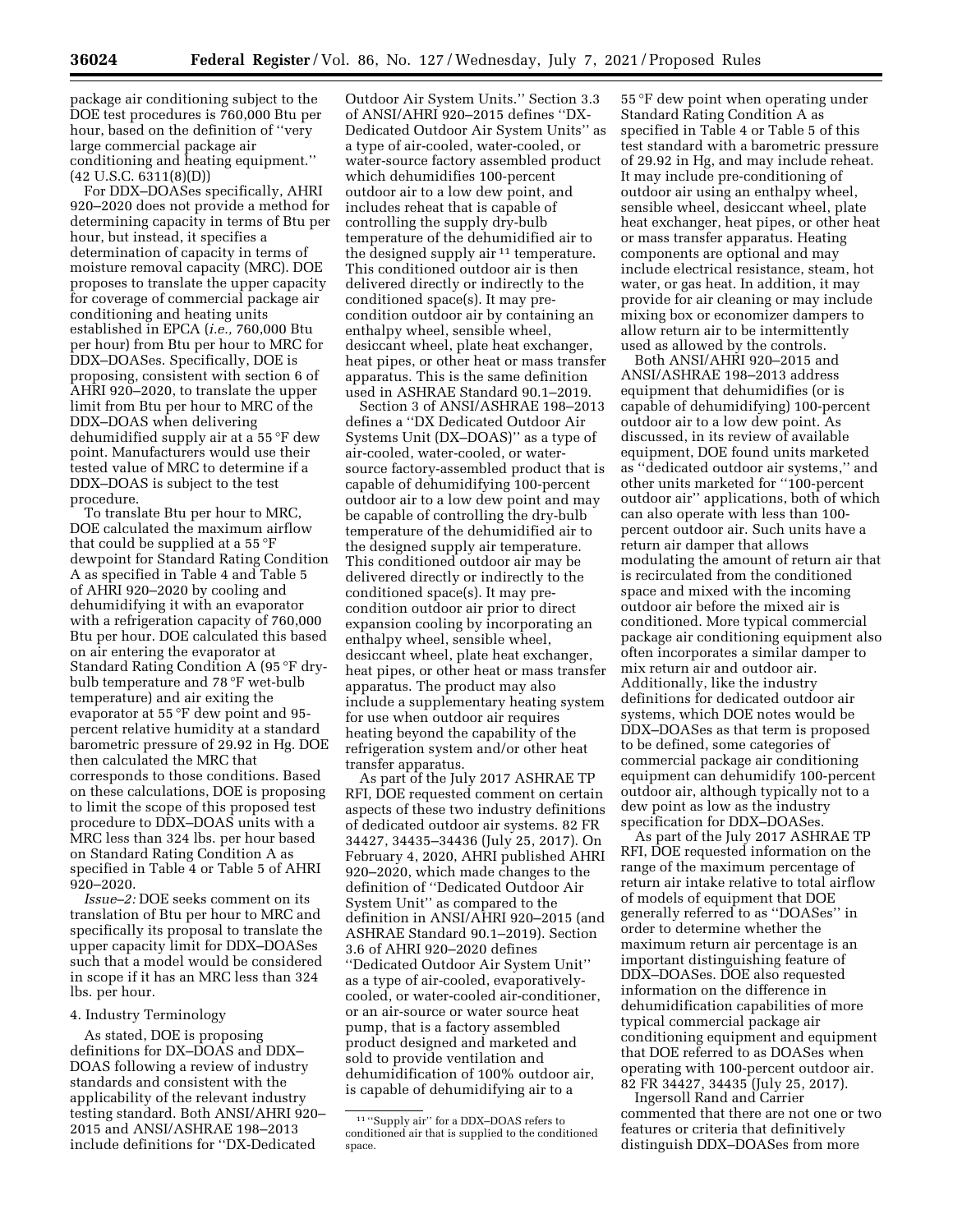package air conditioning subject to the DOE test procedures is 760,000 Btu per hour, based on the definition of "very large commercial package air conditioning and heating equipment." (42 U.S.C. 6311(8)(D))

For DDX–DOASes specifically, AHRI 920–2020 does not provide a method for determining capacity in terms of Btu per hour, but instead, it specifies a determination of capacity in terms of moisture removal capacity (MRC). DOE proposes to translate the upper capacity for coverage of commercial package air conditioning and heating units established in EPCA (*i.e.,* 760,000 Btu per hour) from Btu per hour to MRC for DDX–DOASes. Specifically, DOE is proposing, consistent with section 6 of AHRI 920–2020, to translate the upper limit from Btu per hour to MRC of the DDX–DOAS when delivering dehumidified supply air at a 55 °F dew point. Manufacturers would use their tested value of MRC to determine if a DDX–DOAS is subject to the test procedure.

To translate Btu per hour to MRC, DOE calculated the maximum airflow that could be supplied at a 55 °F dewpoint for Standard Rating Condition A as specified in Table 4 and Table 5 of AHRI 920–2020 by cooling and dehumidifying it with an evaporator with a refrigeration capacity of 760,000 Btu per hour. DOE calculated this based on air entering the evaporator at Standard Rating Condition A (95 °F dry-bulb temperature and 78 °F wet-bulb temperature) and air exiting the evaporator at 55 °F dew point and 95-percent relative humidity at a standard barometric pressure of 29.92 in Hg. DOE then calculated the MRC that corresponds to those conditions. Based on these calculations, DOE is proposing to limit the scope of this proposed test procedure to DDX–DOAS units with a MRC less than 324 lbs. per hour based on Standard Rating Condition A as specified in Table 4 or Table 5 of AHRI 920–2020.

*Issue–2:* DOE seeks comment on its translation of Btu per hour to MRC and specifically its proposal to translate the upper capacity limit for DDX–DOASes such that a model would be considered in scope if it has an MRC less than 324 lbs. per hour.

4. Industry Terminology

As stated, DOE is proposing definitions for DX–DOAS and DDX–DOAS following a review of industry standards and consistent with the applicability of the relevant industry testing standard. Both ANSI/AHRI 920–2015 and ANSI/ASHRAE 198–2013 include definitions for "DX-Dedicated Outdoor Air System Units." Section 3.3 of ANSI/AHRI 920–2015 defines "DX-Dedicated Outdoor Air System Units" as a type of air-cooled, water-cooled, or water-source factory assembled product which dehumidifies 100-percent outdoor air to a low dew point, and includes reheat that is capable of controlling the supply dry-bulb temperature of the dehumidified air to the designed supply air[11] temperature. This conditioned outdoor air is then delivered directly or indirectly to the conditioned space(s). It may pre-condition outdoor air by containing an enthalpy wheel, sensible wheel, desiccant wheel, plate heat exchanger, heat pipes, or other heat or mass transfer apparatus. This is the same definition used in ASHRAE Standard 90.1–2019.

Section 3 of ANSI/ASHRAE 198–2013 defines a "DX Dedicated Outdoor Air Systems Unit (DX–DOAS)" as a type of air-cooled, water-cooled, or water-source factory-assembled product that is capable of dehumidifying 100-percent outdoor air to a low dew point and may be capable of controlling the dry-bulb temperature of the dehumidified air to the designed supply air temperature. This conditioned outdoor air may be delivered directly or indirectly to the conditioned space(s). It may pre-condition outdoor air prior to direct expansion cooling by incorporating an enthalpy wheel, sensible wheel, desiccant wheel, plate heat exchanger, heat pipes, or other heat or mass transfer apparatus. The product may also include a supplementary heating system for use when outdoor air requires heating beyond the capability of the refrigeration system and/or other heat transfer apparatus.

As part of the July 2017 ASHRAE TP RFI, DOE requested comment on certain aspects of these two industry definitions of dedicated outdoor air systems. 82 FR 34427, 34435–34436 (July 25, 2017). On February 4, 2020, AHRI published AHRI 920–2020, which made changes to the definition of "Dedicated Outdoor Air System Unit" as compared to the definition in ANSI/AHRI 920–2015 (and ASHRAE Standard 90.1–2019). Section 3.6 of AHRI 920–2020 defines "Dedicated Outdoor Air System Unit" as a type of air-cooled, evaporatively-cooled, or water-cooled air-conditioner, or an air-source or water source heat pump, that is a factory assembled product designed and marketed and sold to provide ventilation and dehumidification of 100% outdoor air, is capable of dehumidifying air to a 55 °F dew point when operating under Standard Rating Condition A as specified in Table 4 or Table 5 of this test standard with a barometric pressure of 29.92 in Hg, and may include reheat. It may include pre-conditioning of outdoor air using an enthalpy wheel, sensible wheel, desiccant wheel, plate heat exchanger, heat pipes, or other heat or mass transfer apparatus. Heating components are optional and may include electrical resistance, steam, hot water, or gas heat. In addition, it may provide for air cleaning or may include mixing box or economizer dampers to allow return air to be intermittently used as allowed by the controls.

Both ANSI/AHRI 920–2015 and ANSI/ASHRAE 198–2013 address equipment that dehumidifies (or is capable of dehumidifying) 100-percent outdoor air to a low dew point. As discussed, in its review of available equipment, DOE found units marketed as "dedicated outdoor air systems," and other units marketed for "100-percent outdoor air" applications, both of which can also operate with less than 100-percent outdoor air. Such units have a return air damper that allows modulating the amount of return air that is recirculated from the conditioned space and mixed with the incoming outdoor air before the mixed air is conditioned. More typical commercial package air conditioning equipment also often incorporates a similar damper to mix return air and outdoor air. Additionally, like the industry definitions for dedicated outdoor air systems, which DOE notes would be DDX–DOASes as that term is proposed to be defined, some categories of commercial package air conditioning equipment can dehumidify 100-percent outdoor air, although typically not to a dew point as low as the industry specification for DDX–DOASes.

As part of the July 2017 ASHRAE TP RFI, DOE requested information on the range of the maximum percentage of return air intake relative to total airflow of models of equipment that DOE generally referred to as "DOASes" in order to determine whether the maximum return air percentage is an important distinguishing feature of DDX–DOASes. DOE also requested information on the difference in dehumidification capabilities of more typical commercial package air conditioning equipment and equipment that DOE referred to as DOASes when operating with 100-percent outdoor air. 82 FR 34427, 34435 (July 25, 2017).

Ingersoll Rand and Carrier commented that there are not one or two features or criteria that definitively distinguish DDX–DOASes from more

[11] "Supply air" for a DDX–DOAS refers to conditioned air that is supplied to the conditioned space.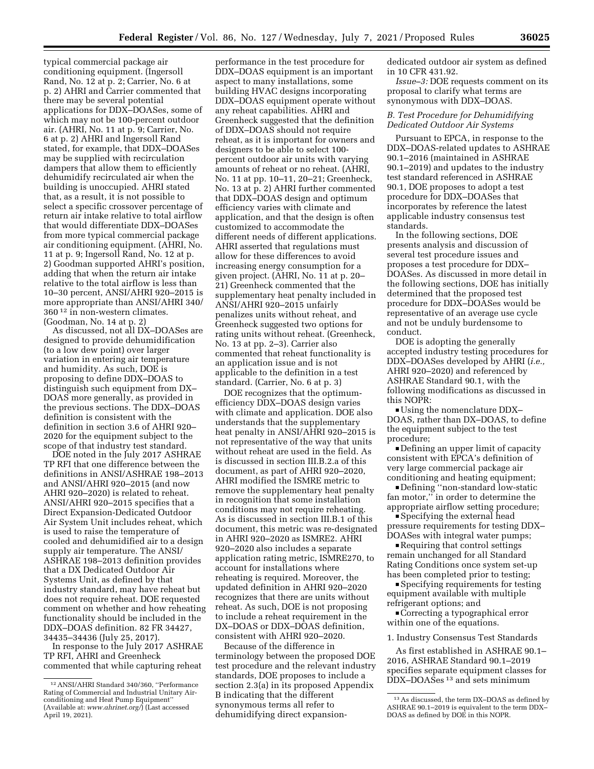typical commercial package air conditioning equipment. (Ingersoll Rand, No. 12 at p. 2; Carrier, No. 6 at p. 2) AHRI and Carrier commented that there may be several potential applications for DDX–DOASes, some of which may not be 100-percent outdoor air. (AHRI, No. 11 at p. 9; Carrier, No. 6 at p. 2) AHRI and Ingersoll Rand stated, for example, that DDX–DOASes may be supplied with recirculation dampers that allow them to efficiently dehumidify recirculated air when the building is unoccupied. AHRI stated that, as a result, it is not possible to select a specific crossover percentage of return air intake relative to total airflow that would differentiate DDX–DOASes from more typical commercial package air conditioning equipment. (AHRI, No. 11 at p. 9; Ingersoll Rand, No. 12 at p. 2) Goodman supported AHRI's position, adding that when the return air intake relative to the total airflow is less than 10–30 percent, ANSI/AHRI 920–2015 is more appropriate than ANSI/AHRI 340/360 [12] in non-western climates. (Goodman, No. 14 at p. 2)

As discussed, not all DX–DOASes are designed to provide dehumidification (to a low dew point) over larger variation in entering air temperature and humidity. As such, DOE is proposing to define DDX–DOAS to distinguish such equipment from DX–DOAS more generally, as provided in the previous sections. The DDX–DOAS definition is consistent with the definition in section 3.6 of AHRI 920–2020 for the equipment subject to the scope of that industry test standard.

DOE noted in the July 2017 ASHRAE TP RFI that one difference between the definitions in ANSI/ASHRAE 198–2013 and ANSI/AHRI 920–2015 (and now AHRI 920–2020) is related to reheat. ANSI/AHRI 920–2015 specifies that a Direct Expansion-Dedicated Outdoor Air System Unit includes reheat, which is used to raise the temperature of cooled and dehumidified air to a design supply air temperature. The ANSI/ASHRAE 198–2013 definition provides that a DX Dedicated Outdoor Air Systems Unit, as defined by that industry standard, may have reheat but does not require reheat. DOE requested comment on whether and how reheating functionality should be included in the DDX–DOAS definition. 82 FR 34427, 34435–34436 (July 25, 2017).

In response to the July 2017 ASHRAE TP RFI, AHRI and Greenheck commented that while capturing reheat performance in the test procedure for DDX–DOAS equipment is an important aspect to many installations, some building HVAC designs incorporating DDX–DOAS equipment operate without any reheat capabilities. AHRI and Greenheck suggested that the definition of DDX–DOAS should not require reheat, as it is important for owners and designers to be able to select 100-percent outdoor air units with varying amounts of reheat or no reheat. (AHRI, No. 11 at pp. 10–11, 20–21; Greenheck, No. 13 at p. 2) AHRI further commented that DDX–DOAS design and optimum efficiency varies with climate and application, and that the design is often customized to accommodate the different needs of different applications. AHRI asserted that regulations must allow for these differences to avoid increasing energy consumption for a given project. (AHRI, No. 11 at p. 20–21) Greenheck commented that the supplementary heat penalty included in ANSI/AHRI 920–2015 unfairly penalizes units without reheat, and Greenheck suggested two options for rating units without reheat. (Greenheck, No. 13 at pp. 2–3). Carrier also commented that reheat functionality is an application issue and is not applicable to the definition in a test standard. (Carrier, No. 6 at p. 3)

DOE recognizes that the optimum-efficiency DDX–DOAS design varies with climate and application. DOE also understands that the supplementary heat penalty in ANSI/AHRI 920–2015 is not representative of the way that units without reheat are used in the field. As is discussed in section III.B.2.a of this document, as part of AHRI 920–2020, AHRI modified the ISMRE metric to remove the supplementary heat penalty in recognition that some installation conditions may not require reheating. As is discussed in section III.B.1 of this document, this metric was re-designated in AHRI 920–2020 as ISMRE2. AHRI 920–2020 also includes a separate application rating metric, ISMRE270, to account for installations where reheating is required. Moreover, the updated definition in AHRI 920–2020 recognizes that there are units without reheat. As such, DOE is not proposing to include a reheat requirement in the DX–DOAS or DDX–DOAS definition, consistent with AHRI 920–2020.

Because of the difference in terminology between the proposed DOE test procedure and the relevant industry standards, DOE proposes to include a section 2.3(a) in its proposed Appendix B indicating that the different synonymous terms all refer to dehumidifying direct expansion-dedicated outdoor air system as defined in 10 CFR 431.92.

*Issue–3:* DOE requests comment on its proposal to clarify what terms are synonymous with DDX–DOAS.

### B. Test Procedure for Dehumidifying Dedicated Outdoor Air Systems

Pursuant to EPCA, in response to the DDX–DOAS-related updates to ASHRAE 90.1–2016 (maintained in ASHRAE 90.1–2019) and updates to the industry test standard referenced in ASHRAE 90.1, DOE proposes to adopt a test procedure for DDX–DOASes that incorporates by reference the latest applicable industry consensus test standards.

In the following sections, DOE presents analysis and discussion of several test procedure issues and proposes a test procedure for DDX–DOASes. As discussed in more detail in the following sections, DOE has initially determined that the proposed test procedure for DDX–DOASes would be representative of an average use cycle and not be unduly burdensome to conduct.

DOE is adopting the generally accepted industry testing procedures for DDX–DOASes developed by AHRI (*i.e.,* AHRI 920–2020) and referenced by ASHRAE Standard 90.1, with the following modifications as discussed in this NOPR:

- Using the nomenclature DDX–DOAS, rather than DX–DOAS, to define the equipment subject to the test procedure;
- Defining an upper limit of capacity consistent with EPCA's definition of very large commercial package air conditioning and heating equipment;
- Defining ''non-standard low-static fan motor,'' in order to determine the appropriate airflow setting procedure;
- Specifying the external head pressure requirements for testing DDX–DOASes with integral water pumps;
- Requiring that control settings remain unchanged for all Standard Rating Conditions once system set-up has been completed prior to testing;
- Specifying requirements for testing equipment available with multiple refrigerant options; and
- Correcting a typographical error within one of the equations.

#### 1. Industry Consensus Test Standards

As first established in ASHRAE 90.1–2016, ASHRAE Standard 90.1–2019 specifies separate equipment classes for DDX–DOASes [13] and sets minimum

---

[12] ANSI/AHRI Standard 340/360, ''Performance Rating of Commercial and Industrial Unitary Air-conditioning and Heat Pump Equipment'' (Available at: *www.ahrinet.org/*) (Last accessed April 19, 2021).

[13] As discussed, the term DX–DOAS as defined by ASHRAE 90.1–2019 is equivalent to the term DDX–DOAS as defined by DOE in this NOPR.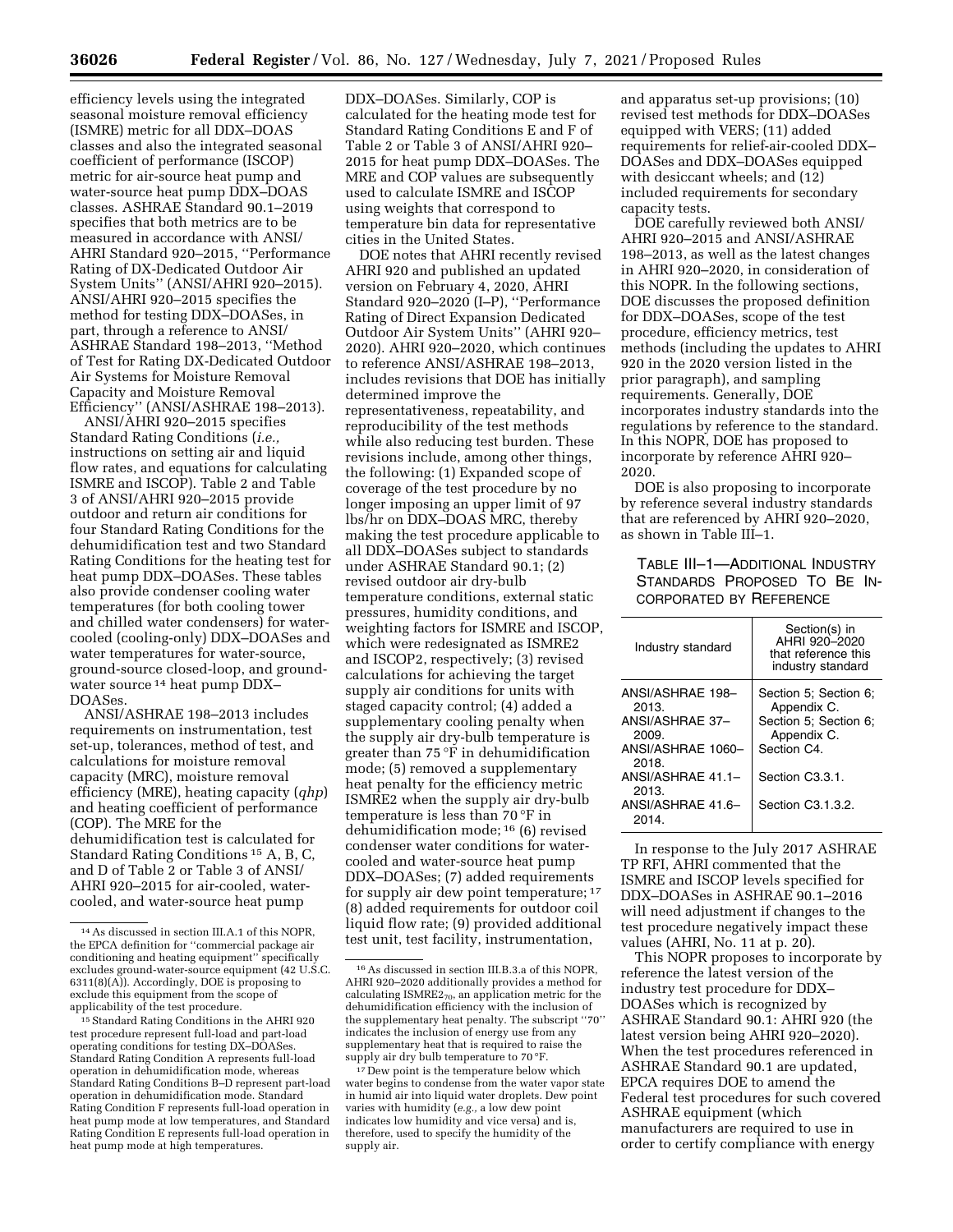efficiency levels using the integrated seasonal moisture removal efficiency (ISMRE) metric for all DDX–DOAS classes and also the integrated seasonal coefficient of performance (ISCOP) metric for air-source heat pump and water-source heat pump DDX–DOAS classes. ASHRAE Standard 90.1–2019 specifies that both metrics are to be measured in accordance with ANSI/AHRI Standard 920–2015, ''Performance Rating of DX-Dedicated Outdoor Air System Units'' (ANSI/AHRI 920–2015). ANSI/AHRI 920–2015 specifies the method for testing DDX–DOASes, in part, through a reference to ANSI/ASHRAE Standard 198–2013, ''Method of Test for Rating DX-Dedicated Outdoor Air Systems for Moisture Removal Capacity and Moisture Removal Efficiency'' (ANSI/ASHRAE 198–2013).

ANSI/AHRI 920–2015 specifies Standard Rating Conditions (*i.e.,* instructions on setting air and liquid flow rates, and equations for calculating ISMRE and ISCOP). Table 2 and Table 3 of ANSI/AHRI 920–2015 provide outdoor and return air conditions for four Standard Rating Conditions for the dehumidification test and two Standard Rating Conditions for the heating test for heat pump DDX–DOASes. These tables also provide condenser cooling water temperatures (for both cooling tower and chilled water condensers) for water-cooled (cooling-only) DDX–DOASes and water temperatures for water-source, ground-source closed-loop, and ground-water source [14] heat pump DDX–DOASes.

ANSI/ASHRAE 198–2013 includes requirements on instrumentation, test set-up, tolerances, method of test, and calculations for moisture removal capacity (MRC), moisture removal efficiency (MRE), heating capacity (*qhp*) and heating coefficient of performance (COP). The MRE for the dehumidification test is calculated for Standard Rating Conditions [15] A, B, C, and D of Table 2 or Table 3 of ANSI/AHRI 920–2015 for air-cooled, water-cooled, and water-source heat pump DDX–DOASes. Similarly, COP is calculated for the heating mode test for Standard Rating Conditions E and F of Table 2 or Table 3 of ANSI/AHRI 920–2015 for heat pump DDX–DOASes. The MRE and COP values are subsequently used to calculate ISMRE and ISCOP using weights that correspond to temperature bin data for representative cities in the United States.

DOE notes that AHRI recently revised AHRI 920 and published an updated version on February 4, 2020, AHRI Standard 920–2020 (I–P), ''Performance Rating of Direct Expansion Dedicated Outdoor Air System Units'' (AHRI 920–2020). AHRI 920–2020, which continues to reference ANSI/ASHRAE 198–2013, includes revisions that DOE has initially determined improve the representativeness, repeatability, and reproducibility of the test methods while also reducing test burden. These revisions include, among other things, the following: (1) Expanded scope of coverage of the test procedure by no longer imposing an upper limit of 97 lbs/hr on DDX–DOAS MRC, thereby making the test procedure applicable to all DDX–DOASes subject to standards under ASHRAE Standard 90.1; (2) revised outdoor air dry-bulb temperature conditions, external static pressures, humidity conditions, and weighting factors for ISMRE and ISCOP, which were redesignated as ISMRE2 and ISCOP2, respectively; (3) revised calculations for achieving the target supply air conditions for units with staged capacity control; (4) added a supplementary cooling penalty when the supply air dry-bulb temperature is greater than 75 °F in dehumidification mode; (5) removed a supplementary heat penalty for the efficiency metric ISMRE2 when the supply air dry-bulb temperature is less than 70 °F in dehumidification mode; [16] (6) revised condenser water conditions for water-cooled and water-source heat pump DDX–DOASes; (7) added requirements for supply air dew point temperature; [17] (8) added requirements for outdoor coil liquid flow rate; (9) provided additional test unit, test facility, instrumentation, and apparatus set-up provisions; (10) revised test methods for DDX–DOASes equipped with VERS; (11) added requirements for relief-air-cooled DDX–DOASes and DDX–DOASes equipped with desiccant wheels; and (12) included requirements for secondary capacity tests.

DOE carefully reviewed both ANSI/AHRI 920–2015 and ANSI/ASHRAE 198–2013, as well as the latest changes in AHRI 920–2020, in consideration of this NOPR. In the following sections, DOE discusses the proposed definition for DDX–DOASes, scope of the test procedure, efficiency metrics, test methods (including the updates to AHRI 920 in the 2020 version listed in the prior paragraph), and sampling requirements. Generally, DOE incorporates industry standards into the regulations by reference to the standard. In this NOPR, DOE has proposed to incorporate by reference AHRI 920–2020.

DOE is also proposing to incorporate by reference several industry standards that are referenced by AHRI 920–2020, as shown in Table III–1.

TABLE III–1—ADDITIONAL INDUSTRY STANDARDS PROPOSED TO BE INCORPORATED BY REFERENCE

| Industry standard | Section(s) in AHRI 920–2020 that reference this industry standard |
| --- | --- |
| ANSI/ASHRAE 198–2013. | Section 5; Section 6; Appendix C. |
| ANSI/ASHRAE 37–2009. | Section 5; Section 6; Appendix C. |
| ANSI/ASHRAE 1060–2018. | Section C4. |
| ANSI/ASHRAE 41.1–2013. | Section C3.3.1. |
| ANSI/ASHRAE 41.6–2014. | Section C3.1.3.2. |

In response to the July 2017 ASHRAE TP RFI, AHRI commented that the ISMRE and ISCOP levels specified for DDX–DOASes in ASHRAE 90.1–2016 will need adjustment if changes to the test procedure negatively impact these values (AHRI, No. 11 at p. 20).

This NOPR proposes to incorporate by reference the latest version of the industry test procedure for DDX–DOASes which is recognized by ASHRAE Standard 90.1: AHRI 920 (the latest version being AHRI 920–2020). When the test procedures referenced in ASHRAE Standard 90.1 are updated, EPCA requires DOE to amend the Federal test procedures for such covered ASHRAE equipment (which manufacturers are required to use in order to certify compliance with energy

[14] As discussed in section III.A.1 of this NOPR, the EPCA definition for ''commercial package air conditioning and heating equipment'' specifically excludes ground-water-source equipment (42 U.S.C. 6311(8)(A)). Accordingly, DOE is proposing to exclude this equipment from the scope of applicability of the test procedure.

[15] Standard Rating Conditions in the AHRI 920 test procedure represent full-load and part-load operating conditions for testing DX–DOASes. Standard Rating Condition A represents full-load operation in dehumidification mode, whereas Standard Rating Conditions B–D represent part-load operation in dehumidification mode. Standard Rating Condition F represents full-load operation in heat pump mode at low temperatures, and Standard Rating Condition E represents full-load operation in heat pump mode at high temperatures.

[16] As discussed in section III.B.3.a of this NOPR, AHRI 920–2020 additionally provides a method for calculating $ISMRE2_{70}$, an application metric for the dehumidification efficiency with the inclusion of the supplementary heat penalty. The subscript ''70'' indicates the inclusion of energy use from any supplementary heat that is required to raise the supply air dry bulb temperature to 70 °F.

[17] Dew point is the temperature below which water begins to condense from the water vapor state in humid air into liquid water droplets. Dew point varies with humidity (*e.g.,* a low dew point indicates low humidity and vice versa) and is, therefore, used to specify the humidity of the supply air.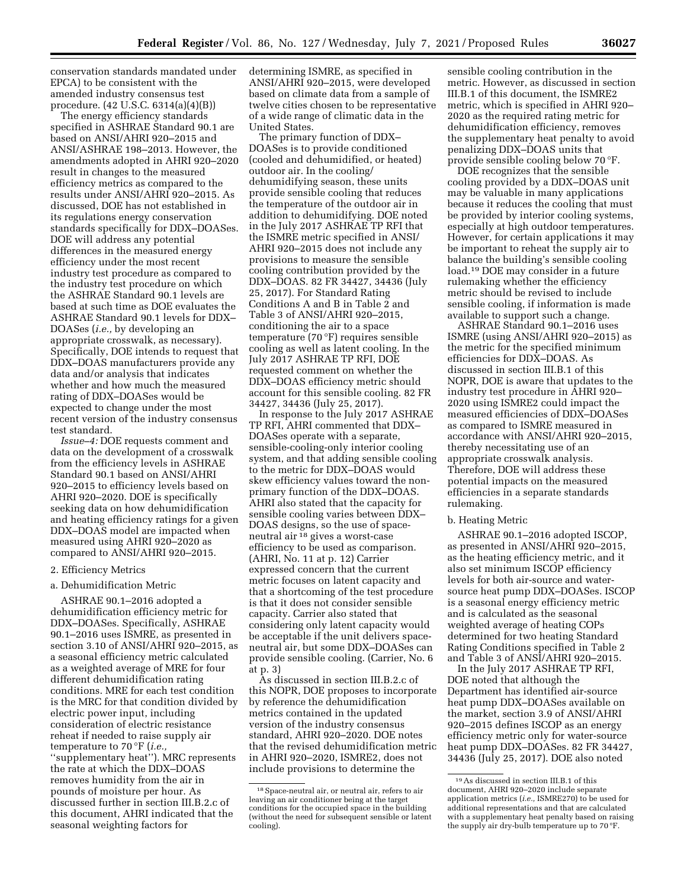conservation standards mandated under EPCA) to be consistent with the amended industry consensus test procedure. (42 U.S.C. 6314(a)(4)(B))

The energy efficiency standards specified in ASHRAE Standard 90.1 are based on ANSI/AHRI 920–2015 and ANSI/ASHRAE 198–2013. However, the amendments adopted in AHRI 920–2020 result in changes to the measured efficiency metrics as compared to the results under ANSI/AHRI 920–2015. As discussed, DOE has not established in its regulations energy conservation standards specifically for DDX–DOASes. DOE will address any potential differences in the measured energy efficiency under the most recent industry test procedure as compared to the industry test procedure on which the ASHRAE Standard 90.1 levels are based at such time as DOE evaluates the ASHRAE Standard 90.1 levels for DDX–DOASes (*i.e.,* by developing an appropriate crosswalk, as necessary). Specifically, DOE intends to request that DDX–DOAS manufacturers provide any data and/or analysis that indicates whether and how much the measured rating of DDX–DOASes would be expected to change under the most recent version of the industry consensus test standard.

*Issue–4:* DOE requests comment and data on the development of a crosswalk from the efficiency levels in ASHRAE Standard 90.1 based on ANSI/AHRI 920–2015 to efficiency levels based on AHRI 920–2020. DOE is specifically seeking data on how dehumidification and heating efficiency ratings for a given DDX–DOAS model are impacted when measured using AHRI 920–2020 as compared to ANSI/AHRI 920–2015.

2. Efficiency Metrics

a. Dehumidification Metric

ASHRAE 90.1–2016 adopted a dehumidification efficiency metric for DDX–DOASes. Specifically, ASHRAE 90.1–2016 uses ISMRE, as presented in section 3.10 of ANSI/AHRI 920–2015, as a seasonal efficiency metric calculated as a weighted average of MRE for four different dehumidification rating conditions. MRE for each test condition is the MRC for that condition divided by electric power input, including consideration of electric resistance reheat if needed to raise supply air temperature to 70 °F (*i.e.,* ''supplementary heat''). MRC represents the rate at which the DDX–DOAS removes humidity from the air in pounds of moisture per hour. As discussed further in section III.B.2.c of this document, AHRI indicated that the seasonal weighting factors for determining ISMRE, as specified in ANSI/AHRI 920–2015, were developed based on climate data from a sample of twelve cities chosen to be representative of a wide range of climatic data in the United States.

The primary function of DDX–DOASes is to provide conditioned (cooled and dehumidified, or heated) outdoor air. In the cooling/dehumidifying season, these units provide sensible cooling that reduces the temperature of the outdoor air in addition to dehumidifying. DOE noted in the July 2017 ASHRAE TP RFI that the ISMRE metric specified in ANSI/AHRI 920–2015 does not include any provisions to measure the sensible cooling contribution provided by the DDX–DOAS. 82 FR 34427, 34436 (July 25, 2017). For Standard Rating Conditions A and B in Table 2 and Table 3 of ANSI/AHRI 920–2015, conditioning the air to a space temperature (70 °F) requires sensible cooling as well as latent cooling. In the July 2017 ASHRAE TP RFI, DOE requested comment on whether the DDX–DOAS efficiency metric should account for this sensible cooling. 82 FR 34427, 34436 (July 25, 2017).

In response to the July 2017 ASHRAE TP RFI, AHRI commented that DDX–DOASes operate with a separate, sensible-cooling-only interior cooling system, and that adding sensible cooling to the metric for DDX–DOAS would skew efficiency values toward the non-primary function of the DDX–DOAS. AHRI also stated that the capacity for sensible cooling varies between DDX–DOAS designs, so the use of space-neutral air [18] gives a worst-case efficiency to be used as comparison. (AHRI, No. 11 at p. 12) Carrier expressed concern that the current metric focuses on latent capacity and that a shortcoming of the test procedure is that it does not consider sensible capacity. Carrier also stated that considering only latent capacity would be acceptable if the unit delivers space-neutral air, but some DDX–DOASes can provide sensible cooling. (Carrier, No. 6 at p. 3)

As discussed in section III.B.2.c of this NOPR, DOE proposes to incorporate by reference the dehumidification metrics contained in the updated version of the industry consensus standard, AHRI 920–2020. DOE notes that the revised dehumidification metric in AHRI 920–2020, ISMRE2, does not include provisions to determine the sensible cooling contribution in the metric. However, as discussed in section III.B.1 of this document, the ISMRE2 metric, which is specified in AHRI 920–2020 as the required rating metric for dehumidification efficiency, removes the supplementary heat penalty to avoid penalizing DDX–DOAS units that provide sensible cooling below 70 °F.

DOE recognizes that the sensible cooling provided by a DDX–DOAS unit may be valuable in many applications because it reduces the cooling that must be provided by interior cooling systems, especially at high outdoor temperatures. However, for certain applications it may be important to reheat the supply air to balance the building's sensible cooling load.[19] DOE may consider in a future rulemaking whether the efficiency metric should be revised to include sensible cooling, if information is made available to support such a change.

ASHRAE Standard 90.1–2016 uses ISMRE (using ANSI/AHRI 920–2015) as the metric for the specified minimum efficiencies for DDX–DOAS. As discussed in section III.B.1 of this NOPR, DOE is aware that updates to the industry test procedure in AHRI 920–2020 using ISMRE2 could impact the measured efficiencies of DDX–DOASes as compared to ISMRE measured in accordance with ANSI/AHRI 920–2015, thereby necessitating use of an appropriate crosswalk analysis. Therefore, DOE will address these potential impacts on the measured efficiencies in a separate standards rulemaking.

b. Heating Metric

ASHRAE 90.1–2016 adopted ISCOP, as presented in ANSI/AHRI 920–2015, as the heating efficiency metric, and it also set minimum ISCOP efficiency levels for both air-source and water-source heat pump DDX–DOASes. ISCOP is a seasonal energy efficiency metric and is calculated as the seasonal weighted average of heating COPs determined for two heating Standard Rating Conditions specified in Table 2 and Table 3 of ANSI/AHRI 920–2015.

In the July 2017 ASHRAE TP RFI, DOE noted that although the Department has identified air-source heat pump DDX–DOASes available on the market, section 3.9 of ANSI/AHRI 920–2015 defines ISCOP as an energy efficiency metric only for water-source heat pump DDX–DOASes. 82 FR 34427, 34436 (July 25, 2017). DOE also noted

[18] Space-neutral air, or neutral air, refers to air leaving an air conditioner being at the target conditions for the occupied space in the building (without the need for subsequent sensible or latent cooling).

[19] As discussed in section III.B.1 of this document, AHRI 920–2020 include separate application metrics (*i.e.,* ISMRE270) to be used for additional representations and that are calculated with a supplementary heat penalty based on raising the supply air dry-bulb temperature up to 70 °F.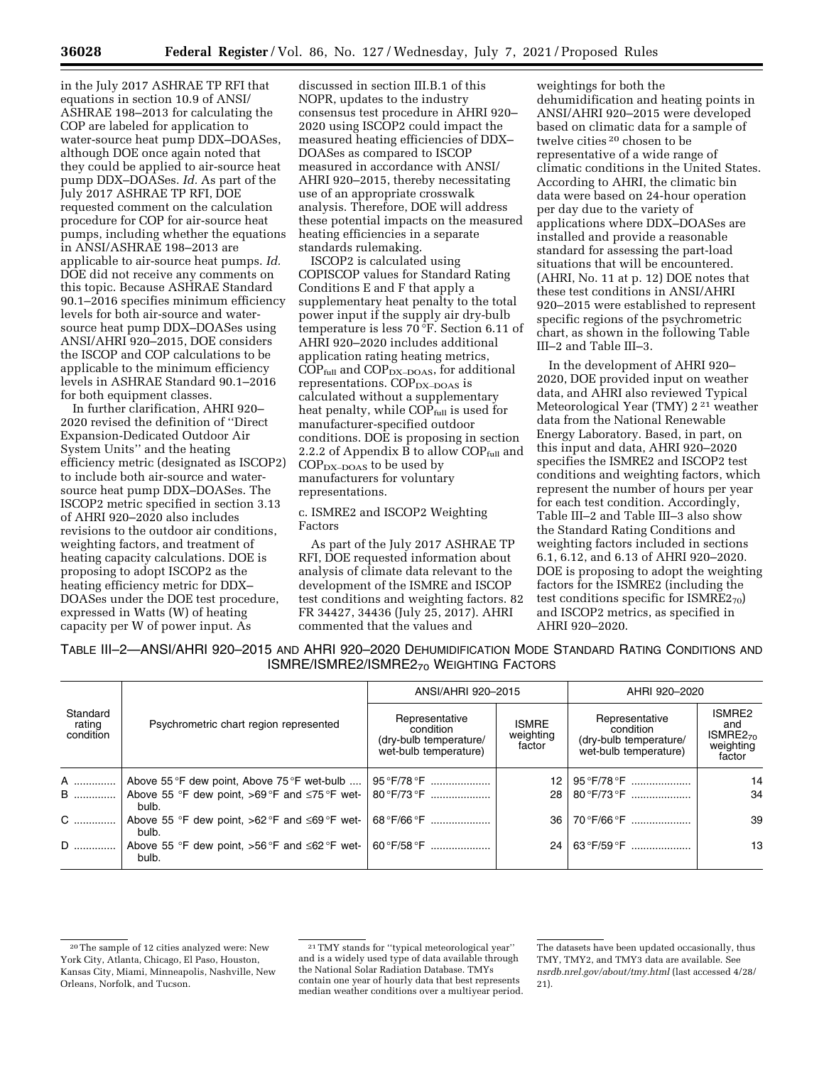in the July 2017 ASHRAE TP RFI that equations in section 10.9 of ANSI/ASHRAE 198–2013 for calculating the COP are labeled for application to water-source heat pump DDX–DOASes, although DOE once again noted that they could be applied to air-source heat pump DDX–DOASes. *Id.* As part of the July 2017 ASHRAE TP RFI, DOE requested comment on the calculation procedure for COP for air-source heat pumps, including whether the equations in ANSI/ASHRAE 198–2013 are applicable to air-source heat pumps. *Id.* DOE did not receive any comments on this topic. Because ASHRAE Standard 90.1–2016 specifies minimum efficiency levels for both air-source and water-source heat pump DDX–DOASes using ANSI/AHRI 920–2015, DOE considers the ISCOP and COP calculations to be applicable to the minimum efficiency levels in ASHRAE Standard 90.1–2016 for both equipment classes.

In further clarification, AHRI 920–2020 revised the definition of ''Direct Expansion-Dedicated Outdoor Air System Units'' and the heating efficiency metric (designated as ISCOP2) to include both air-source and water-source heat pump DDX–DOASes. The ISCOP2 metric specified in section 3.13 of AHRI 920–2020 also includes revisions to the outdoor air conditions, weighting factors, and treatment of heating capacity calculations. DOE is proposing to adopt ISCOP2 as the heating efficiency metric for DDX–DOASes under the DOE test procedure, expressed in Watts (W) of heating capacity per W of power input. As discussed in section III.B.1 of this NOPR, updates to the industry consensus test procedure in AHRI 920–2020 using ISCOP2 could impact the measured heating efficiencies of DDX–DOASes as compared to ISCOP measured in accordance with ANSI/AHRI 920–2015, thereby necessitating use of an appropriate crosswalk analysis. Therefore, DOE will address these potential impacts on the measured heating efficiencies in a separate standards rulemaking.

ISCOP2 is calculated using COPISCOP values for Standard Rating Conditions E and F that apply a supplementary heat penalty to the total power input if the supply air dry-bulb temperature is less 70 °F. Section 6.11 of AHRI 920–2020 includes additional application rating heating metrics, $COP_{full}$ and $COP_{DX-DOAS}$, for additional representations. $COP_{DX-DOAS}$ is calculated without a supplementary heat penalty, while $COP_{full}$ is used for manufacturer-specified outdoor conditions. DOE is proposing in section 2.2.2 of Appendix B to allow $COP_{full}$ and $COP_{DX-DOAS}$ to be used by manufacturers for voluntary representations.

### c. ISMRE2 and ISCOP2 Weighting Factors

As part of the July 2017 ASHRAE TP RFI, DOE requested information about analysis of climate data relevant to the development of the ISMRE and ISCOP test conditions and weighting factors. 82 FR 34427, 34436 (July 25, 2017). AHRI commented that the values and weightings for both the dehumidification and heating points in ANSI/AHRI 920–2015 were developed based on climatic data for a sample of twelve cities[20] chosen to be representative of a wide range of climatic conditions in the United States. According to AHRI, the climatic bin data were based on 24-hour operation per day due to the variety of applications where DDX–DOASes are installed and provide a reasonable standard for assessing the part-load situations that will be encountered. (AHRI, No. 11 at p. 12) DOE notes that these test conditions in ANSI/AHRI 920–2015 were established to represent specific regions of the psychrometric chart, as shown in the following Table III–2 and Table III–3.

In the development of AHRI 920–2020, DOE provided input on weather data, and AHRI also reviewed Typical Meteorological Year (TMY) 2[21] weather data from the National Renewable Energy Laboratory. Based, in part, on this input and data, AHRI 920–2020 specifies the ISMRE2 and ISCOP2 test conditions and weighting factors, which represent the number of hours per year for each test condition. Accordingly, Table III–2 and Table III–3 also show the Standard Rating Conditions and weighting factors included in sections 6.1, 6.12, and 6.13 of AHRI 920–2020. DOE is proposing to adopt the weighting factors for the ISMRE2 (including the test conditions specific for $ISMRE2_{70}$) and ISCOP2 metrics, as specified in AHRI 920–2020.

TABLE III–2—ANSI/AHRI 920–2015 AND AHRI 920–2020 DEHUMIDIFICATION MODE STANDARD RATING CONDITIONS AND ISMRE/ISMRE2/$ISMRE2_{70}$ WEIGHTING FACTORS

| Standard rating condition | Psychrometric chart region represented | ANSI/AHRI 920–2015 | | AHRI 920–2020 | |
|---|---|---|---|---|---|
| | | Representative condition (dry-bulb temperature/ wet-bulb temperature) | ISMRE weighting factor | Representative condition (dry-bulb temperature/ wet-bulb temperature) | ISMRE2 and $ISMRE2_{70}$ weighting factor |
| A | Above 55 °F dew point, Above 75 °F wet-bulb | 95 °F/78 °F | 12 | 95 °F/78 °F | 14 |
| B | Above 55 °F dew point, >69 °F and ≤75 °F wet-bulb. | 80 °F/73 °F | 28 | 80 °F/73 °F | 34 |
| C | Above 55 °F dew point, >62 °F and ≤69 °F wet-bulb. | 68 °F/66 °F | 36 | 70 °F/66 °F | 39 |
| D | Above 55 °F dew point, >56 °F and ≤62 °F wet-bulb. | 60 °F/58 °F | 24 | 63 °F/59 °F | 13 |

[20] The sample of 12 cities analyzed were: New York City, Atlanta, Chicago, El Paso, Houston, Kansas City, Miami, Minneapolis, Nashville, New Orleans, Norfolk, and Tucson.

[21] TMY stands for ''typical meteorological year'' and is a widely used type of data available through the National Solar Radiation Database. TMYs contain one year of hourly data that best represents median weather conditions over a multiyear period. The datasets have been updated occasionally, thus TMY, TMY2, and TMY3 data are available. See *nsrdb.nrel.gov/about/tmy.html* (last accessed 4/28/21).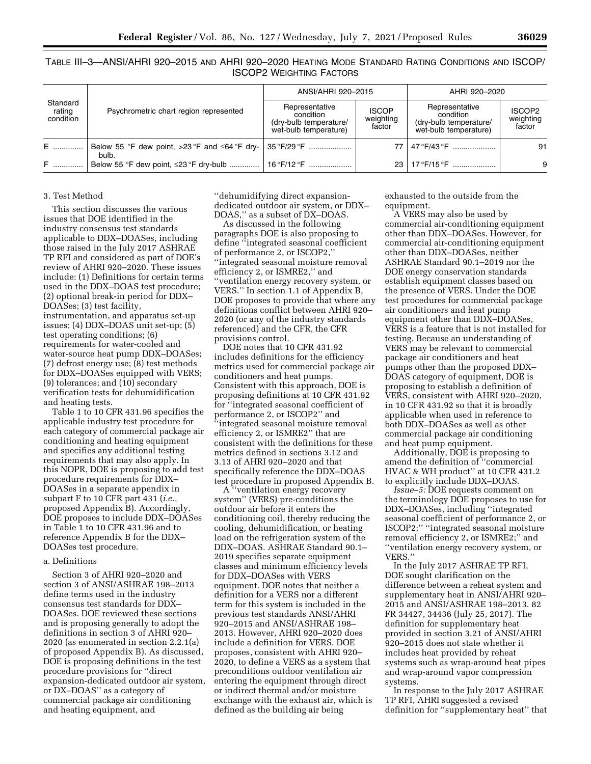TABLE III–3—ANSI/AHRI 920–2015 AND AHRI 920–2020 HEATING MODE STANDARD RATING CONDITIONS AND ISCOP/ ISCOP2 WEIGHTING FACTORS

| Standard rating condition | Psychrometric chart region represented | ANSI/AHRI 920–2015 | | AHRI 920–2020 | |
|---|---|---|---|---|---|
| | | Representative condition (dry-bulb temperature/ wet-bulb temperature) | ISCOP weighting factor | Representative condition (dry-bulb temperature/ wet-bulb temperature) | ISCOP2 weighting factor |
| E | Below 55 °F dew point, >23 °F and ≤64 °F dry-bulb. | 35 °F/29 °F | 77 | 47 °F/43 °F | 91 |
| F | Below 55 °F dew point, ≤23 °F dry-bulb | 16 °F/12 °F | 23 | 17 °F/15 °F | 9 |

3. Test Method

This section discusses the various issues that DOE identified in the industry consensus test standards applicable to DDX–DOASes, including those raised in the July 2017 ASHRAE TP RFI and considered as part of DOE's review of AHRI 920–2020. These issues include: (1) Definitions for certain terms used in the DDX–DOAS test procedure; (2) optional break-in period for DDX–DOASes; (3) test facility, instrumentation, and apparatus set-up issues; (4) DDX–DOAS unit set-up; (5) test operating conditions; (6) requirements for water-cooled and water-source heat pump DDX–DOASes; (7) defrost energy use; (8) test methods for DDX–DOASes equipped with VERS; (9) tolerances; and (10) secondary verification tests for dehumidification and heating tests.

Table 1 to 10 CFR 431.96 specifies the applicable industry test procedure for each category of commercial package air conditioning and heating equipment and specifies any additional testing requirements that may also apply. In this NOPR, DOE is proposing to add test procedure requirements for DDX–DOASes in a separate appendix in subpart F to 10 CFR part 431 (*i.e.,* proposed Appendix B). Accordingly, DOE proposes to include DDX–DOASes in Table 1 to 10 CFR 431.96 and to reference Appendix B for the DDX–DOASes test procedure.

a. Definitions

Section 3 of AHRI 920–2020 and section 3 of ANSI/ASHRAE 198–2013 define terms used in the industry consensus test standards for DDX–DOASes. DOE reviewed these sections and is proposing generally to adopt the definitions in section 3 of AHRI 920–2020 (as enumerated in section 2.2.1(a) of proposed Appendix B). As discussed, DOE is proposing definitions in the test procedure provisions for ''direct expansion-dedicated outdoor air system, or DX–DOAS'' as a category of commercial package air conditioning and heating equipment, and ''dehumidifying direct expansion-dedicated outdoor air system, or DDX–DOAS,'' as a subset of DX–DOAS.

As discussed in the following paragraphs DOE is also proposing to define ''integrated seasonal coefficient of performance 2, or ISCOP2,'' ''integrated seasonal moisture removal efficiency 2, or ISMRE2,'' and ''ventilation energy recovery system, or VERS.'' In section 1.1 of Appendix B, DOE proposes to provide that where any definitions conflict between AHRI 920–2020 (or any of the industry standards referenced) and the CFR, the CFR provisions control.

DOE notes that 10 CFR 431.92 includes definitions for the efficiency metrics used for commercial package air conditioners and heat pumps. Consistent with this approach, DOE is proposing definitions at 10 CFR 431.92 for ''integrated seasonal coefficient of performance 2, or ISCOP2'' and ''integrated seasonal moisture removal efficiency 2, or ISMRE2'' that are consistent with the definitions for these metrics defined in sections 3.12 and 3.13 of AHRI 920–2020 and that specifically reference the DDX–DOAS test procedure in proposed Appendix B.

A ''ventilation energy recovery system'' (VERS) pre-conditions the outdoor air before it enters the conditioning coil, thereby reducing the cooling, dehumidification, or heating load on the refrigeration system of the DDX–DOAS. ASHRAE Standard 90.1–2019 specifies separate equipment classes and minimum efficiency levels for DDX–DOASes with VERS equipment. DOE notes that neither a definition for a VERS nor a different term for this system is included in the previous test standards ANSI/AHRI 920–2015 and ANSI/ASHRAE 198–2013. However, AHRI 920–2020 does include a definition for VERS. DOE proposes, consistent with AHRI 920–2020, to define a VERS as a system that preconditions outdoor ventilation air entering the equipment through direct or indirect thermal and/or moisture exchange with the exhaust air, which is defined as the building air being exhausted to the outside from the equipment.

A VERS may also be used by commercial air-conditioning equipment other than DDX–DOASes. However, for commercial air-conditioning equipment other than DDX–DOASes, neither ASHRAE Standard 90.1–2019 nor the DOE energy conservation standards establish equipment classes based on the presence of VERS. Under the DOE test procedures for commercial package air conditioners and heat pump equipment other than DDX–DOASes, VERS is a feature that is not installed for testing. Because an understanding of VERS may be relevant to commercial package air conditioners and heat pumps other than the proposed DDX–DOAS category of equipment, DOE is proposing to establish a definition of VERS, consistent with AHRI 920–2020, in 10 CFR 431.92 so that it is broadly applicable when used in reference to both DDX–DOASes as well as other commercial package air conditioning and heat pump equipment.

Additionally, DOE is proposing to amend the definition of ''commercial HVAC & WH product'' at 10 CFR 431.2 to explicitly include DDX–DOAS.

*Issue–5:* DOE requests comment on the terminology DOE proposes to use for DDX–DOASes, including ''integrated seasonal coefficient of performance 2, or ISCOP2;'' ''integrated seasonal moisture removal efficiency 2, or ISMRE2;'' and ''ventilation energy recovery system, or VERS.''

In the July 2017 ASHRAE TP RFI, DOE sought clarification on the difference between a reheat system and supplementary heat in ANSI/AHRI 920–2015 and ANSI/ASHRAE 198–2013. 82 FR 34427, 34436 (July 25, 2017). The definition for supplementary heat provided in section 3.21 of ANSI/AHRI 920–2015 does not state whether it includes heat provided by reheat systems such as wrap-around heat pipes and wrap-around vapor compression systems.

In response to the July 2017 ASHRAE TP RFI, AHRI suggested a revised definition for ''supplementary heat'' that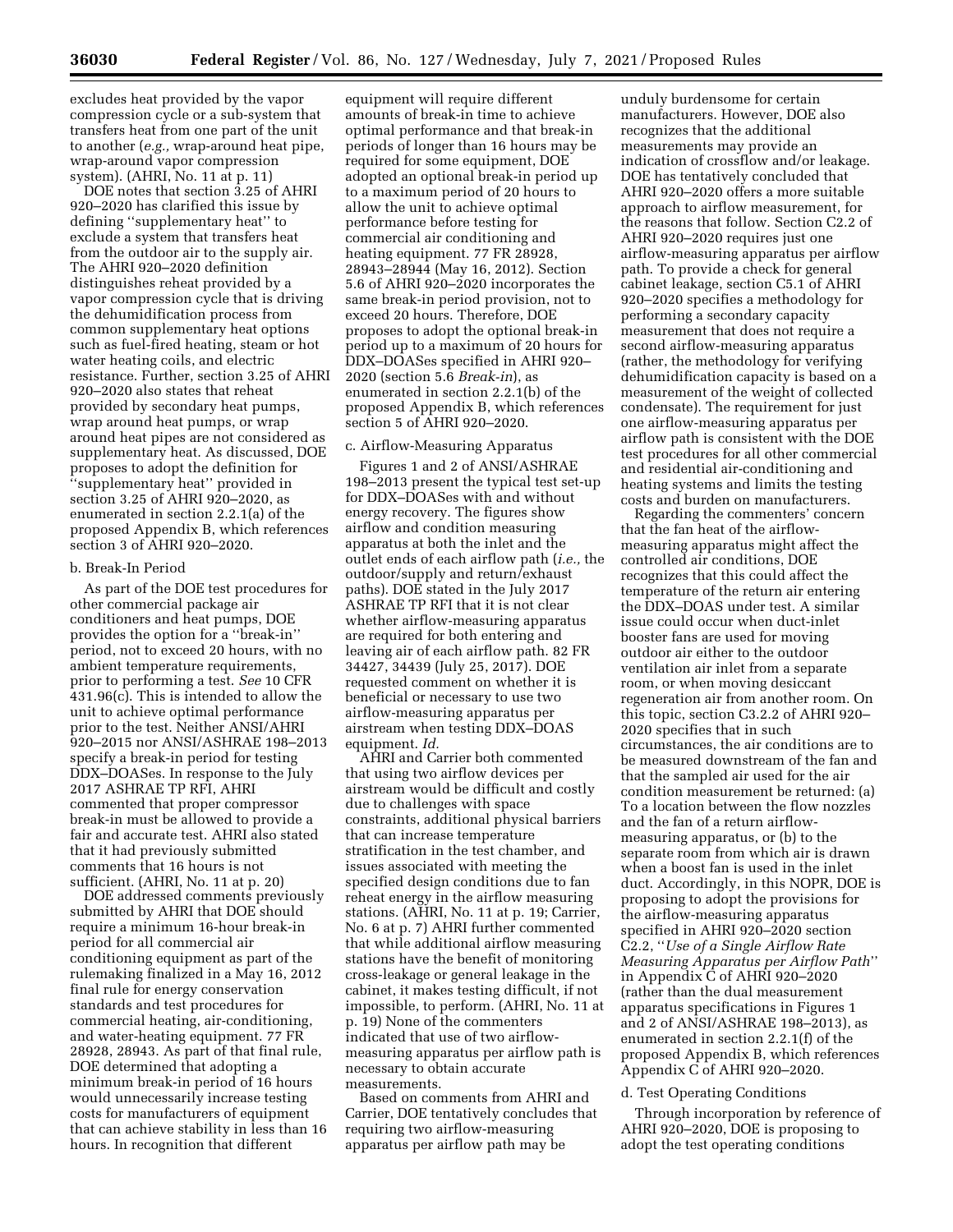excludes heat provided by the vapor compression cycle or a sub-system that transfers heat from one part of the unit to another (*e.g.,* wrap-around heat pipe, wrap-around vapor compression system). (AHRI, No. 11 at p. 11)

DOE notes that section 3.25 of AHRI 920–2020 has clarified this issue by defining ''supplementary heat'' to exclude a system that transfers heat from the outdoor air to the supply air. The AHRI 920–2020 definition distinguishes reheat provided by a vapor compression cycle that is driving the dehumidification process from common supplementary heat options such as fuel-fired heating, steam or hot water heating coils, and electric resistance. Further, section 3.25 of AHRI 920–2020 also states that reheat provided by secondary heat pumps, wrap around heat pumps, or wrap around heat pipes are not considered as supplementary heat. As discussed, DOE proposes to adopt the definition for ''supplementary heat'' provided in section 3.25 of AHRI 920–2020, as enumerated in section 2.2.1(a) of the proposed Appendix B, which references section 3 of AHRI 920–2020.

#### b. Break-In Period

As part of the DOE test procedures for other commercial package air conditioners and heat pumps, DOE provides the option for a ''break-in'' period, not to exceed 20 hours, with no ambient temperature requirements, prior to performing a test. *See* 10 CFR 431.96(c). This is intended to allow the unit to achieve optimal performance prior to the test. Neither ANSI/AHRI 920–2015 nor ANSI/ASHRAE 198–2013 specify a break-in period for testing DDX–DOASes. In response to the July 2017 ASHRAE TP RFI, AHRI commented that proper compressor break-in must be allowed to provide a fair and accurate test. AHRI also stated that it had previously submitted comments that 16 hours is not sufficient. (AHRI, No. 11 at p. 20)

DOE addressed comments previously submitted by AHRI that DOE should require a minimum 16-hour break-in period for all commercial air conditioning equipment as part of the rulemaking finalized in a May 16, 2012 final rule for energy conservation standards and test procedures for commercial heating, air-conditioning, and water-heating equipment. 77 FR 28928, 28943. As part of that final rule, DOE determined that adopting a minimum break-in period of 16 hours would unnecessarily increase testing costs for manufacturers of equipment that can achieve stability in less than 16 hours. In recognition that different equipment will require different amounts of break-in time to achieve optimal performance and that break-in periods of longer than 16 hours may be required for some equipment, DOE adopted an optional break-in period up to a maximum period of 20 hours to allow the unit to achieve optimal performance before testing for commercial air conditioning and heating equipment. 77 FR 28928, 28943–28944 (May 16, 2012). Section 5.6 of AHRI 920–2020 incorporates the same break-in period provision, not to exceed 20 hours. Therefore, DOE proposes to adopt the optional break-in period up to a maximum of 20 hours for DDX–DOASes specified in AHRI 920–2020 (section 5.6 *Break-in*), as enumerated in section 2.2.1(b) of the proposed Appendix B, which references section 5 of AHRI 920–2020.

#### c. Airflow-Measuring Apparatus

Figures 1 and 2 of ANSI/ASHRAE 198–2013 present the typical test set-up for DDX–DOASes with and without energy recovery. The figures show airflow and condition measuring apparatus at both the inlet and the outlet ends of each airflow path (*i.e.,* the outdoor/supply and return/exhaust paths). DOE stated in the July 2017 ASHRAE TP RFI that it is not clear whether airflow-measuring apparatus are required for both entering and leaving air of each airflow path. 82 FR 34427, 34439 (July 25, 2017). DOE requested comment on whether it is beneficial or necessary to use two airflow-measuring apparatus per airstream when testing DDX–DOAS equipment. *Id.*

AHRI and Carrier both commented that using two airflow devices per airstream would be difficult and costly due to challenges with space constraints, additional physical barriers that can increase temperature stratification in the test chamber, and issues associated with meeting the specified design conditions due to fan reheat energy in the airflow measuring stations. (AHRI, No. 11 at p. 19; Carrier, No. 6 at p. 7) AHRI further commented that while additional airflow measuring stations have the benefit of monitoring cross-leakage or general leakage in the cabinet, it makes testing difficult, if not impossible, to perform. (AHRI, No. 11 at p. 19) None of the commenters indicated that use of two airflow-measuring apparatus per airflow path is necessary to obtain accurate measurements.

Based on comments from AHRI and Carrier, DOE tentatively concludes that requiring two airflow-measuring apparatus per airflow path may be unduly burdensome for certain manufacturers. However, DOE also recognizes that the additional measurements may provide an indication of crossflow and/or leakage. DOE has tentatively concluded that AHRI 920–2020 offers a more suitable approach to airflow measurement, for the reasons that follow. Section C2.2 of AHRI 920–2020 requires just one airflow-measuring apparatus per airflow path. To provide a check for general cabinet leakage, section C5.1 of AHRI 920–2020 specifies a methodology for performing a secondary capacity measurement that does not require a second airflow-measuring apparatus (rather, the methodology for verifying dehumidification capacity is based on a measurement of the weight of collected condensate). The requirement for just one airflow-measuring apparatus per airflow path is consistent with the DOE test procedures for all other commercial and residential air-conditioning and heating systems and limits the testing costs and burden on manufacturers.

Regarding the commenters' concern that the fan heat of the airflow-measuring apparatus might affect the controlled air conditions, DOE recognizes that this could affect the temperature of the return air entering the DDX–DOAS under test. A similar issue could occur when duct-inlet booster fans are used for moving outdoor air either to the outdoor ventilation air inlet from a separate room, or when moving desiccant regeneration air from another room. On this topic, section C3.2.2 of AHRI 920–2020 specifies that in such circumstances, the air conditions are to be measured downstream of the fan and that the sampled air used for the air condition measurement be returned: (a) To a location between the flow nozzles and the fan of a return airflow-measuring apparatus, or (b) to the separate room from which air is drawn when a boost fan is used in the inlet duct. Accordingly, in this NOPR, DOE is proposing to adopt the provisions for the airflow-measuring apparatus specified in AHRI 920–2020 section C2.2, ''*Use of a Single Airflow Rate Measuring Apparatus per Airflow Path*'' in Appendix C of AHRI 920–2020 (rather than the dual measurement apparatus specifications in Figures 1 and 2 of ANSI/ASHRAE 198–2013), as enumerated in section 2.2.1(f) of the proposed Appendix B, which references Appendix C of AHRI 920–2020.

#### d. Test Operating Conditions

Through incorporation by reference of AHRI 920–2020, DOE is proposing to adopt the test operating conditions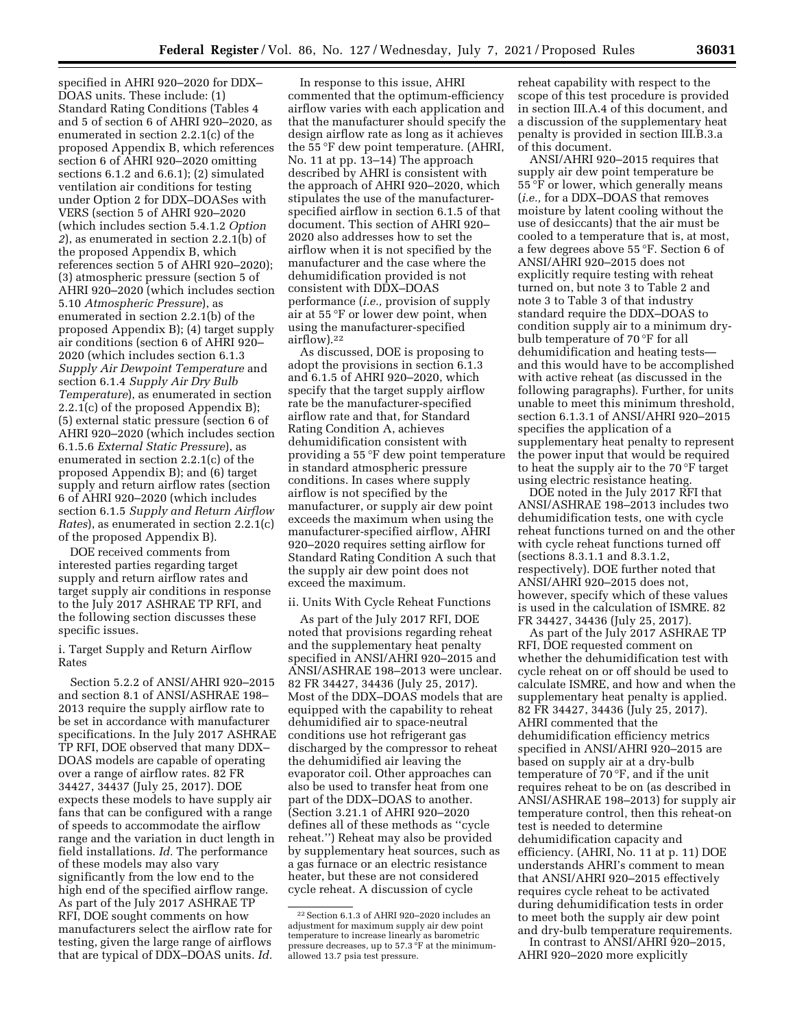specified in AHRI 920–2020 for DDX–DOAS units. These include: (1) Standard Rating Conditions (Tables 4 and 5 of section 6 of AHRI 920–2020, as enumerated in section 2.2.1(c) of the proposed Appendix B, which references section 6 of AHRI 920–2020 omitting sections 6.1.2 and 6.6.1); (2) simulated ventilation air conditions for testing under Option 2 for DDX–DOASes with VERS (section 5 of AHRI 920–2020 (which includes section 5.4.1.2 *Option 2*), as enumerated in section 2.2.1(b) of the proposed Appendix B, which references section 5 of AHRI 920–2020); (3) atmospheric pressure (section 5 of AHRI 920–2020 (which includes section 5.10 *Atmospheric Pressure*), as enumerated in section 2.2.1(b) of the proposed Appendix B); (4) target supply air conditions (section 6 of AHRI 920–2020 (which includes section 6.1.3 *Supply Air Dewpoint Temperature* and section 6.1.4 *Supply Air Dry Bulb Temperature*), as enumerated in section 2.2.1(c) of the proposed Appendix B); (5) external static pressure (section 6 of AHRI 920–2020 (which includes section 6.1.5.6 *External Static Pressure*), as enumerated in section 2.2.1(c) of the proposed Appendix B); and (6) target supply and return airflow rates (section 6 of AHRI 920–2020 (which includes section 6.1.5 *Supply and Return Airflow Rates*), as enumerated in section 2.2.1(c) of the proposed Appendix B).

DOE received comments from interested parties regarding target supply and return airflow rates and target supply air conditions in response to the July 2017 ASHRAE TP RFI, and the following section discusses these specific issues.

i. Target Supply and Return Airflow Rates

Section 5.2.2 of ANSI/AHRI 920–2015 and section 8.1 of ANSI/ASHRAE 198–2013 require the supply airflow rate to be set in accordance with manufacturer specifications. In the July 2017 ASHRAE TP RFI, DOE observed that many DDX–DOAS models are capable of operating over a range of airflow rates. 82 FR 34427, 34437 (July 25, 2017). DOE expects these models to have supply air fans that can be configured with a range of speeds to accommodate the airflow range and the variation in duct length in field installations. *Id.* The performance of these models may also vary significantly from the low end to the high end of the specified airflow range. As part of the July 2017 ASHRAE TP RFI, DOE sought comments on how manufacturers select the airflow rate for testing, given the large range of airflows that are typical of DDX–DOAS units. *Id.*

In response to this issue, AHRI commented that the optimum-efficiency airflow varies with each application and that the manufacturer should specify the design airflow rate as long as it achieves the 55 °F dew point temperature. (AHRI, No. 11 at pp. 13–14) The approach described by AHRI is consistent with the approach of AHRI 920–2020, which stipulates the use of the manufacturer-specified airflow in section 6.1.5 of that document. This section of AHRI 920–2020 also addresses how to set the airflow when it is not specified by the manufacturer and the case where the dehumidification provided is not consistent with DDX–DOAS performance (*i.e.,* provision of supply air at 55 °F or lower dew point, when using the manufacturer-specified airflow).[22]

As discussed, DOE is proposing to adopt the provisions in section 6.1.3 and 6.1.5 of AHRI 920–2020, which specify that the target supply airflow rate be the manufacturer-specified airflow rate and that, for Standard Rating Condition A, achieves dehumidification consistent with providing a 55 °F dew point temperature in standard atmospheric pressure conditions. In cases where supply airflow is not specified by the manufacturer, or supply air dew point exceeds the maximum when using the manufacturer-specified airflow, AHRI 920–2020 requires setting airflow for Standard Rating Condition A such that the supply air dew point does not exceed the maximum.

ii. Units With Cycle Reheat Functions

As part of the July 2017 RFI, DOE noted that provisions regarding reheat and the supplementary heat penalty specified in ANSI/AHRI 920–2015 and ANSI/ASHRAE 198–2013 were unclear. 82 FR 34427, 34436 (July 25, 2017). Most of the DDX–DOAS models that are equipped with the capability to reheat dehumidified air to space-neutral conditions use hot refrigerant gas discharged by the compressor to reheat the dehumidified air leaving the evaporator coil. Other approaches can also be used to transfer heat from one part of the DDX–DOAS to another. (Section 3.21.1 of AHRI 920–2020 defines all of these methods as ''cycle reheat.'') Reheat may also be provided by supplementary heat sources, such as a gas furnace or an electric resistance heater, but these are not considered cycle reheat. A discussion of cycle reheat capability with respect to the scope of this test procedure is provided in section III.A.4 of this document, and a discussion of the supplementary heat penalty is provided in section III.B.3.a of this document.

ANSI/AHRI 920–2015 requires that supply air dew point temperature be 55 °F or lower, which generally means (*i.e.,* for a DDX–DOAS that removes moisture by latent cooling without the use of desiccants) that the air must be cooled to a temperature that is, at most, a few degrees above 55 °F. Section 6 of ANSI/AHRI 920–2015 does not explicitly require testing with reheat turned on, but note 3 to Table 2 and note 3 to Table 3 of that industry standard require the DDX–DOAS to condition supply air to a minimum dry-bulb temperature of 70 °F for all dehumidification and heating tests—and this would have to be accomplished with active reheat (as discussed in the following paragraphs). Further, for units unable to meet this minimum threshold, section 6.1.3.1 of ANSI/AHRI 920–2015 specifies the application of a supplementary heat penalty to represent the power input that would be required to heat the supply air to the 70 °F target using electric resistance heating.

DOE noted in the July 2017 RFI that ANSI/ASHRAE 198–2013 includes two dehumidification tests, one with cycle reheat functions turned on and the other with cycle reheat functions turned off (sections 8.3.1.1 and 8.3.1.2, respectively). DOE further noted that ANSI/AHRI 920–2015 does not, however, specify which of these values is used in the calculation of ISMRE. 82 FR 34427, 34436 (July 25, 2017).

As part of the July 2017 ASHRAE TP RFI, DOE requested comment on whether the dehumidification test with cycle reheat on or off should be used to calculate ISMRE, and how and when the supplementary heat penalty is applied. 82 FR 34427, 34436 (July 25, 2017). AHRI commented that the dehumidification efficiency metrics specified in ANSI/AHRI 920–2015 are based on supply air at a dry-bulb temperature of 70 °F, and if the unit requires reheat to be on (as described in ANSI/ASHRAE 198–2013) for supply air temperature control, then this reheat-on test is needed to determine dehumidification capacity and efficiency. (AHRI, No. 11 at p. 11) DOE understands AHRI's comment to mean that ANSI/AHRI 920–2015 effectively requires cycle reheat to be activated during dehumidification tests in order to meet both the supply air dew point and dry-bulb temperature requirements.

In contrast to ANSI/AHRI 920–2015, AHRI 920–2020 more explicitly

[22] Section 6.1.3 of AHRI 920–2020 includes an adjustment for maximum supply air dew point temperature to increase linearly as barometric pressure decreases, up to 57.3 °F at the minimum-allowed 13.7 psia test pressure.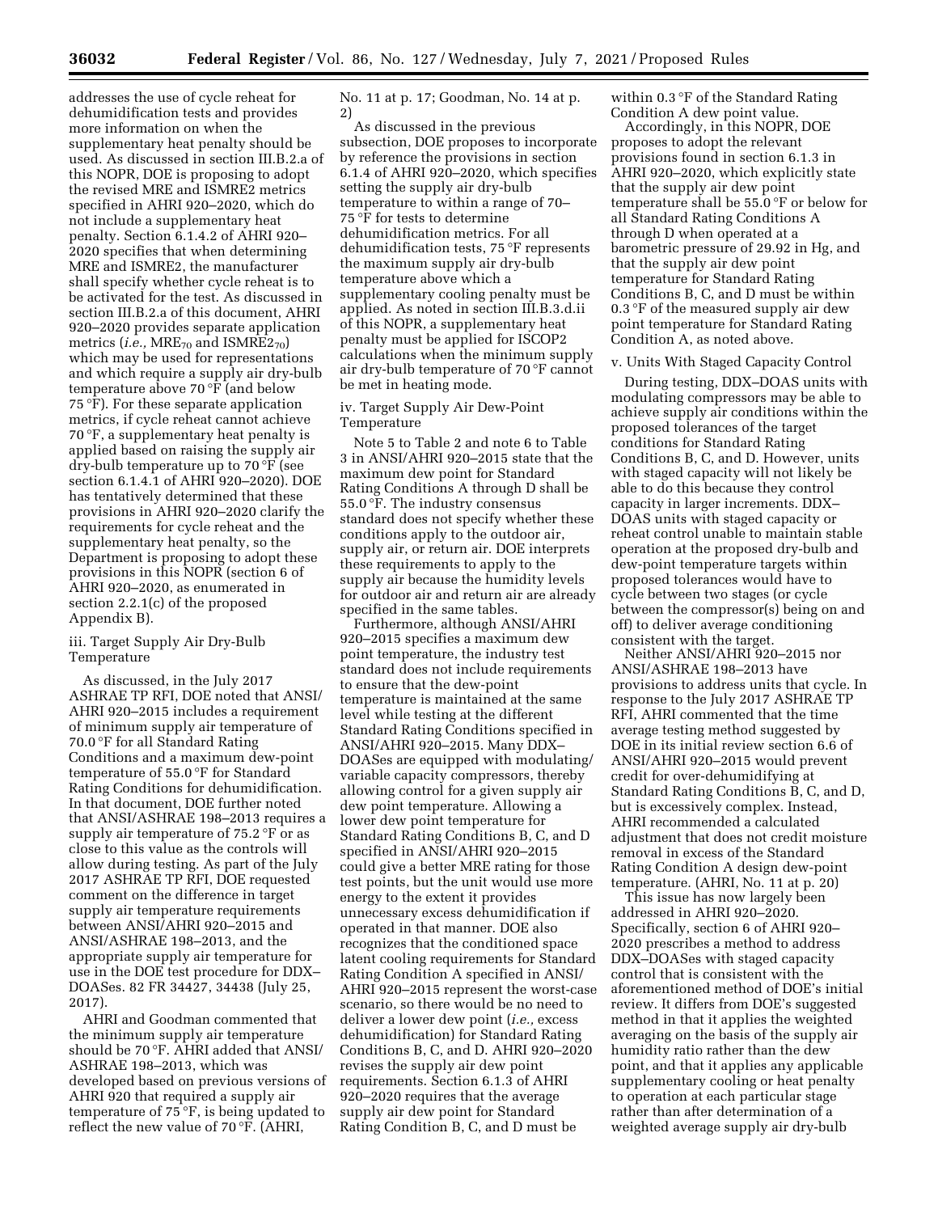addresses the use of cycle reheat for dehumidification tests and provides more information on when the supplementary heat penalty should be used. As discussed in section III.B.2.a of this NOPR, DOE is proposing to adopt the revised MRE and ISMRE2 metrics specified in AHRI 920–2020, which do not include a supplementary heat penalty. Section 6.1.4.2 of AHRI 920–2020 specifies that when determining MRE and ISMRE2, the manufacturer shall specify whether cycle reheat is to be activated for the test. As discussed in section III.B.2.a of this document, AHRI 920–2020 provides separate application metrics (*i.e.,* $MRE_{70}$ and $ISMRE2_{70}$) which may be used for representations and which require a supply air dry-bulb temperature above 70 °F (and below 75 °F). For these separate application metrics, if cycle reheat cannot achieve 70 °F, a supplementary heat penalty is applied based on raising the supply air dry-bulb temperature up to 70 °F (see section 6.1.4.1 of AHRI 920–2020). DOE has tentatively determined that these provisions in AHRI 920–2020 clarify the requirements for cycle reheat and the supplementary heat penalty, so the Department is proposing to adopt these provisions in this NOPR (section 6 of AHRI 920–2020, as enumerated in section 2.2.1(c) of the proposed Appendix B).

iii. Target Supply Air Dry-Bulb Temperature

As discussed, in the July 2017 ASHRAE TP RFI, DOE noted that ANSI/AHRI 920–2015 includes a requirement of minimum supply air temperature of 70.0 °F for all Standard Rating Conditions and a maximum dew-point temperature of 55.0 °F for Standard Rating Conditions for dehumidification. In that document, DOE further noted that ANSI/ASHRAE 198–2013 requires a supply air temperature of 75.2 °F or as close to this value as the controls will allow during testing. As part of the July 2017 ASHRAE TP RFI, DOE requested comment on the difference in target supply air temperature requirements between ANSI/AHRI 920–2015 and ANSI/ASHRAE 198–2013, and the appropriate supply air temperature for use in the DOE test procedure for DDX–DOASes. 82 FR 34427, 34438 (July 25, 2017).

AHRI and Goodman commented that the minimum supply air temperature should be 70 °F. AHRI added that ANSI/ASHRAE 198–2013, which was developed based on previous versions of AHRI 920 that required a supply air temperature of 75 °F, is being updated to reflect the new value of 70 °F. (AHRI, No. 11 at p. 17; Goodman, No. 14 at p. 2)

As discussed in the previous subsection, DOE proposes to incorporate by reference the provisions in section 6.1.4 of AHRI 920–2020, which specifies setting the supply air dry-bulb temperature to within a range of 70–75 °F for tests to determine dehumidification metrics. For all dehumidification tests, 75 °F represents the maximum supply air dry-bulb temperature above which a supplementary cooling penalty must be applied. As noted in section III.B.3.d.ii of this NOPR, a supplementary heat penalty must be applied for ISCOP2 calculations when the minimum supply air dry-bulb temperature of 70 °F cannot be met in heating mode.

iv. Target Supply Air Dew-Point Temperature

Note 5 to Table 2 and note 6 to Table 3 in ANSI/AHRI 920–2015 state that the maximum dew point for Standard Rating Conditions A through D shall be 55.0 °F. The industry consensus standard does not specify whether these conditions apply to the outdoor air, supply air, or return air. DOE interprets these requirements to apply to the supply air because the humidity levels for outdoor air and return air are already specified in the same tables.

Furthermore, although ANSI/AHRI 920–2015 specifies a maximum dew point temperature, the industry test standard does not include requirements to ensure that the dew-point temperature is maintained at the same level while testing at the different Standard Rating Conditions specified in ANSI/AHRI 920–2015. Many DDX–DOASes are equipped with modulating/variable capacity compressors, thereby allowing control for a given supply air dew point temperature. Allowing a lower dew point temperature for Standard Rating Conditions B, C, and D specified in ANSI/AHRI 920–2015 could give a better MRE rating for those test points, but the unit would use more energy to the extent it provides unnecessary excess dehumidification if operated in that manner. DOE also recognizes that the conditioned space latent cooling requirements for Standard Rating Condition A specified in ANSI/AHRI 920–2015 represent the worst-case scenario, so there would be no need to deliver a lower dew point (*i.e.,* excess dehumidification) for Standard Rating Conditions B, C, and D. AHRI 920–2020 revises the supply air dew point requirements. Section 6.1.3 of AHRI 920–2020 requires that the average supply air dew point for Standard Rating Condition B, C, and D must be within 0.3 °F of the Standard Rating Condition A dew point value.

Accordingly, in this NOPR, DOE proposes to adopt the relevant provisions found in section 6.1.3 in AHRI 920–2020, which explicitly state that the supply air dew point temperature shall be 55.0 °F or below for all Standard Rating Conditions A through D when operated at a barometric pressure of 29.92 in Hg, and that the supply air dew point temperature for Standard Rating Conditions B, C, and D must be within 0.3 °F of the measured supply air dew point temperature for Standard Rating Condition A, as noted above.

v. Units With Staged Capacity Control

During testing, DDX–DOAS units with modulating compressors may be able to achieve supply air conditions within the proposed tolerances of the target conditions for Standard Rating Conditions B, C, and D. However, units with staged capacity will not likely be able to do this because they control capacity in larger increments. DDX–DOAS units with staged capacity or reheat control unable to maintain stable operation at the proposed dry-bulb and dew-point temperature targets within proposed tolerances would have to cycle between two stages (or cycle between the compressor(s) being on and off) to deliver average conditioning consistent with the target.

Neither ANSI/AHRI 920–2015 nor ANSI/ASHRAE 198–2013 have provisions to address units that cycle. In response to the July 2017 ASHRAE TP RFI, AHRI commented that the time average testing method suggested by DOE in its initial review section 6.6 of ANSI/AHRI 920–2015 would prevent credit for over-dehumidifying at Standard Rating Conditions B, C, and D, but is excessively complex. Instead, AHRI recommended a calculated adjustment that does not credit moisture removal in excess of the Standard Rating Condition A design dew-point temperature. (AHRI, No. 11 at p. 20)

This issue has now largely been addressed in AHRI 920–2020. Specifically, section 6 of AHRI 920–2020 prescribes a method to address DDX–DOASes with staged capacity control that is consistent with the aforementioned method of DOE's initial review. It differs from DOE's suggested method in that it applies the weighted averaging on the basis of the supply air humidity ratio rather than the dew point, and that it applies any applicable supplementary cooling or heat penalty to operation at each particular stage rather than after determination of a weighted average supply air dry-bulb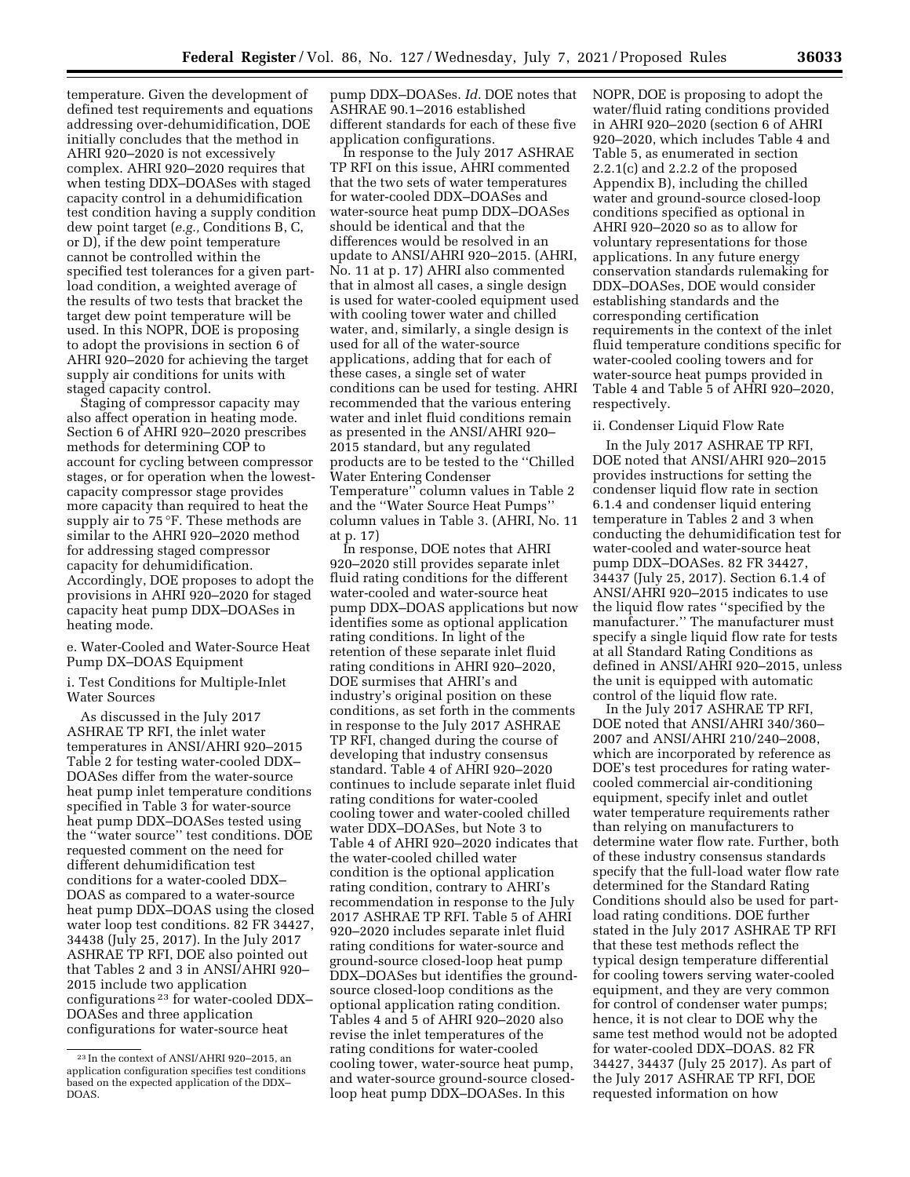temperature. Given the development of defined test requirements and equations addressing over-dehumidification, DOE initially concludes that the method in AHRI 920–2020 is not excessively complex. AHRI 920–2020 requires that when testing DDX–DOASes with staged capacity control in a dehumidification test condition having a supply condition dew point target (*e.g.,* Conditions B, C, or D), if the dew point temperature cannot be controlled within the specified test tolerances for a given part-load condition, a weighted average of the results of two tests that bracket the target dew point temperature will be used. In this NOPR, DOE is proposing to adopt the provisions in section 6 of AHRI 920–2020 for achieving the target supply air conditions for units with staged capacity control.

Staging of compressor capacity may also affect operation in heating mode. Section 6 of AHRI 920–2020 prescribes methods for determining COP to account for cycling between compressor stages, or for operation when the lowest-capacity compressor stage provides more capacity than required to heat the supply air to 75 °F. These methods are similar to the AHRI 920–2020 method for addressing staged compressor capacity for dehumidification. Accordingly, DOE proposes to adopt the provisions in AHRI 920–2020 for staged capacity heat pump DDX–DOASes in heating mode.

e. Water-Cooled and Water-Source Heat Pump DX–DOAS Equipment

i. Test Conditions for Multiple-Inlet Water Sources

As discussed in the July 2017 ASHRAE TP RFI, the inlet water temperatures in ANSI/AHRI 920–2015 Table 2 for testing water-cooled DDX–DOASes differ from the water-source heat pump inlet temperature conditions specified in Table 3 for water-source heat pump DDX–DOASes tested using the ''water source'' test conditions. DOE requested comment on the need for different dehumidification test conditions for a water-cooled DDX–DOAS as compared to a water-source heat pump DDX–DOAS using the closed water loop test conditions. 82 FR 34427, 34438 (July 25, 2017). In the July 2017 ASHRAE TP RFI, DOE also pointed out that Tables 2 and 3 in ANSI/AHRI 920–2015 include two application configurations[23] for water-cooled DDX–DOASes and three application configurations for water-source heat pump DDX–DOASes. *Id.* DOE notes that ASHRAE 90.1–2016 established different standards for each of these five application configurations.

In response to the July 2017 ASHRAE TP RFI on this issue, AHRI commented that the two sets of water temperatures for water-cooled DDX–DOASes and water-source heat pump DDX–DOASes should be identical and that the differences would be resolved in an update to ANSI/AHRI 920–2015. (AHRI, No. 11 at p. 17) AHRI also commented that in almost all cases, a single design is used for water-cooled equipment used with cooling tower water and chilled water, and, similarly, a single design is used for all of the water-source applications, adding that for each of these cases, a single set of water conditions can be used for testing. AHRI recommended that the various entering water and inlet fluid conditions remain as presented in the ANSI/AHRI 920–2015 standard, but any regulated products are to be tested to the ''Chilled Water Entering Condenser Temperature'' column values in Table 2 and the ''Water Source Heat Pumps'' column values in Table 3. (AHRI, No. 11 at p. 17)

In response, DOE notes that AHRI 920–2020 still provides separate inlet fluid rating conditions for the different water-cooled and water-source heat pump DDX–DOAS applications but now identifies some as optional application rating conditions. In light of the retention of these separate inlet fluid rating conditions in AHRI 920–2020, DOE surmises that AHRI's and industry's original position on these conditions, as set forth in the comments in response to the July 2017 ASHRAE TP RFI, changed during the course of developing that industry consensus standard. Table 4 of AHRI 920–2020 continues to include separate inlet fluid rating conditions for water-cooled cooling tower and water-cooled chilled water DDX–DOASes, but Note 3 to Table 4 of AHRI 920–2020 indicates that the water-cooled chilled water condition is the optional application rating condition, contrary to AHRI's recommendation in response to the July 2017 ASHRAE TP RFI. Table 5 of AHRI 920–2020 includes separate inlet fluid rating conditions for water-source and ground-source closed-loop heat pump DDX–DOASes but identifies the ground-source closed-loop conditions as the optional application rating condition. Tables 4 and 5 of AHRI 920–2020 also revise the inlet temperatures of the rating conditions for water-cooled cooling tower, water-source heat pump, and water-source ground-source closed-loop heat pump DDX–DOASes. In this NOPR, DOE is proposing to adopt the water/fluid rating conditions provided in AHRI 920–2020 (section 6 of AHRI 920–2020, which includes Table 4 and Table 5, as enumerated in section 2.2.1(c) and 2.2.2 of the proposed Appendix B), including the chilled water and ground-source closed-loop conditions specified as optional in AHRI 920–2020 so as to allow for voluntary representations for those applications. In any future energy conservation standards rulemaking for DDX–DOASes, DOE would consider establishing standards and the corresponding certification requirements in the context of the inlet fluid temperature conditions specific for water-cooled cooling towers and for water-source heat pumps provided in Table 4 and Table 5 of AHRI 920–2020, respectively.

ii. Condenser Liquid Flow Rate

In the July 2017 ASHRAE TP RFI, DOE noted that ANSI/AHRI 920–2015 provides instructions for setting the condenser liquid flow rate in section 6.1.4 and condenser liquid entering temperature in Tables 2 and 3 when conducting the dehumidification test for water-cooled and water-source heat pump DDX–DOASes. 82 FR 34427, 34437 (July 25, 2017). Section 6.1.4 of ANSI/AHRI 920–2015 indicates to use the liquid flow rates ''specified by the manufacturer.'' The manufacturer must specify a single liquid flow rate for tests at all Standard Rating Conditions as defined in ANSI/AHRI 920–2015, unless the unit is equipped with automatic control of the liquid flow rate.

In the July 2017 ASHRAE TP RFI, DOE noted that ANSI/AHRI 340/360–2007 and ANSI/AHRI 210/240–2008, which are incorporated by reference as DOE's test procedures for rating water-cooled commercial air-conditioning equipment, specify inlet and outlet water temperature requirements rather than relying on manufacturers to determine water flow rate. Further, both of these industry consensus standards specify that the full-load water flow rate determined for the Standard Rating Conditions should also be used for part-load rating conditions. DOE further stated in the July 2017 ASHRAE TP RFI that these test methods reflect the typical design temperature differential for cooling towers serving water-cooled equipment, and they are very common for control of condenser water pumps; hence, it is not clear to DOE why the same test method would not be adopted for water-cooled DDX–DOAS. 82 FR 34427, 34437 (July 25 2017). As part of the July 2017 ASHRAE TP RFI, DOE requested information on how

[23] In the context of ANSI/AHRI 920–2015, an application configuration specifies test conditions based on the expected application of the DDX–DOAS.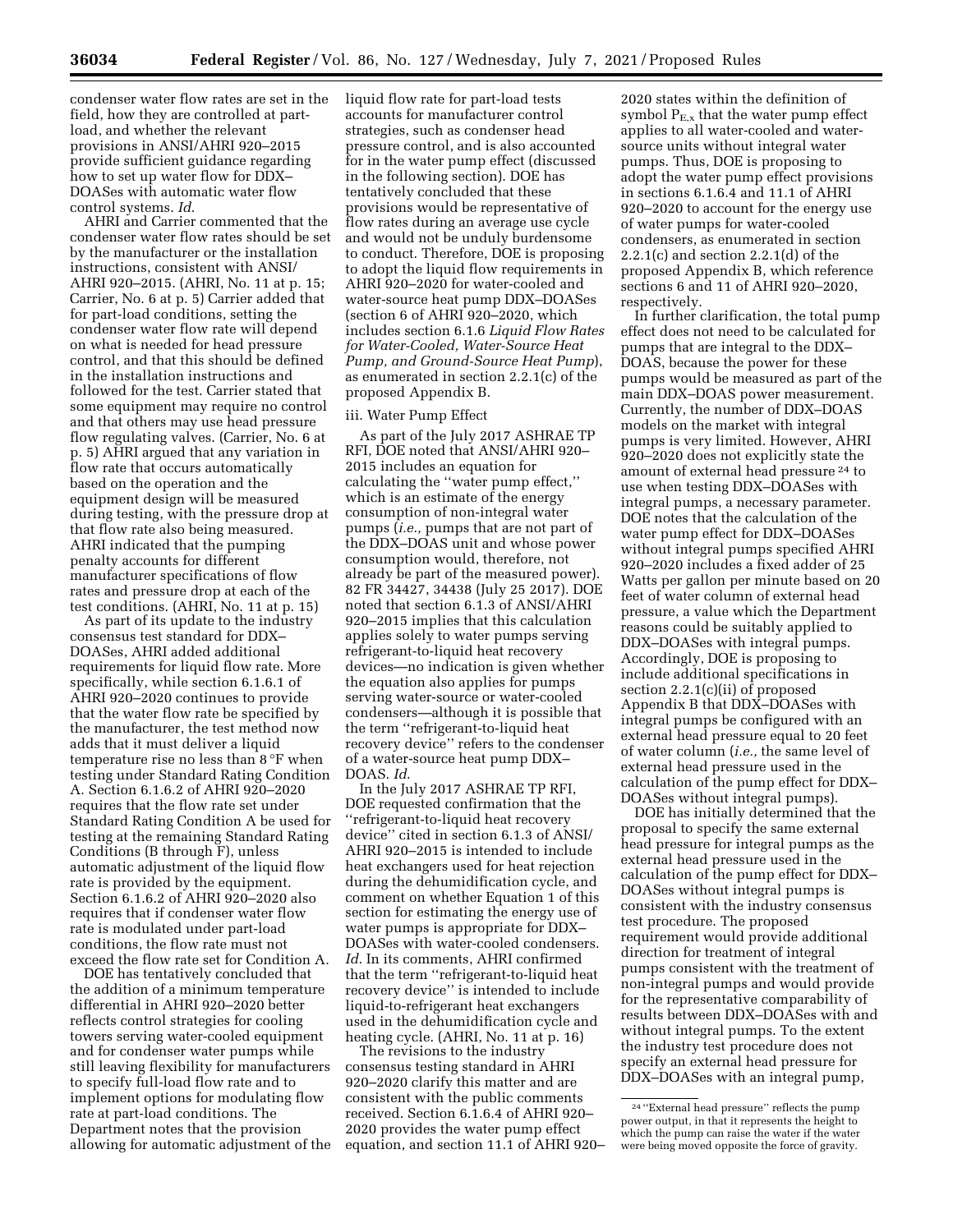condenser water flow rates are set in the field, how they are controlled at part-load, and whether the relevant provisions in ANSI/AHRI 920–2015 provide sufficient guidance regarding how to set up water flow for DDX–DOASes with automatic water flow control systems. *Id*.

AHRI and Carrier commented that the condenser water flow rates should be set by the manufacturer or the installation instructions, consistent with ANSI/AHRI 920–2015. (AHRI, No. 11 at p. 15; Carrier, No. 6 at p. 5) Carrier added that for part-load conditions, setting the condenser water flow rate will depend on what is needed for head pressure control, and that this should be defined in the installation instructions and followed for the test. Carrier stated that some equipment may require no control and that others may use head pressure flow regulating valves. (Carrier, No. 6 at p. 5) AHRI argued that any variation in flow rate that occurs automatically based on the operation and the equipment design will be measured during testing, with the pressure drop at that flow rate also being measured. AHRI indicated that the pumping penalty accounts for different manufacturer specifications of flow rates and pressure drop at each of the test conditions. (AHRI, No. 11 at p. 15)

As part of its update to the industry consensus test standard for DDX–DOASes, AHRI added additional requirements for liquid flow rate. More specifically, while section 6.1.6.1 of AHRI 920–2020 continues to provide that the water flow rate be specified by the manufacturer, the test method now adds that it must deliver a liquid temperature rise no less than 8 °F when testing under Standard Rating Condition A. Section 6.1.6.2 of AHRI 920–2020 requires that the flow rate set under Standard Rating Condition A be used for testing at the remaining Standard Rating Conditions (B through F), unless automatic adjustment of the liquid flow rate is provided by the equipment. Section 6.1.6.2 of AHRI 920–2020 also requires that if condenser water flow rate is modulated under part-load conditions, the flow rate must not exceed the flow rate set for Condition A.

DOE has tentatively concluded that the addition of a minimum temperature differential in AHRI 920–2020 better reflects control strategies for cooling towers serving water-cooled equipment and for condenser water pumps while still leaving flexibility for manufacturers to specify full-load flow rate and to implement options for modulating flow rate at part-load conditions. The Department notes that the provision allowing for automatic adjustment of the liquid flow rate for part-load tests accounts for manufacturer control strategies, such as condenser head pressure control, and is also accounted for in the water pump effect (discussed in the following section). DOE has tentatively concluded that these provisions would be representative of flow rates during an average use cycle and would not be unduly burdensome to conduct. Therefore, DOE is proposing to adopt the liquid flow requirements in AHRI 920–2020 for water-cooled and water-source heat pump DDX–DOASes (section 6 of AHRI 920–2020, which includes section 6.1.6 *Liquid Flow Rates for Water-Cooled, Water-Source Heat Pump, and Ground-Source Heat Pump*), as enumerated in section 2.2.1(c) of the proposed Appendix B.

iii. Water Pump Effect

As part of the July 2017 ASHRAE TP RFI, DOE noted that ANSI/AHRI 920–2015 includes an equation for calculating the ''water pump effect,'' which is an estimate of the energy consumption of non-integral water pumps (*i.e.,* pumps that are not part of the DDX–DOAS unit and whose power consumption would, therefore, not already be part of the measured power). 82 FR 34427, 34438 (July 25 2017). DOE noted that section 6.1.3 of ANSI/AHRI 920–2015 implies that this calculation applies solely to water pumps serving refrigerant-to-liquid heat recovery devices—no indication is given whether the equation also applies for pumps serving water-source or water-cooled condensers—although it is possible that the term ''refrigerant-to-liquid heat recovery device'' refers to the condenser of a water-source heat pump DDX–DOAS. *Id*.

In the July 2017 ASHRAE TP RFI, DOE requested confirmation that the ''refrigerant-to-liquid heat recovery device'' cited in section 6.1.3 of ANSI/AHRI 920–2015 is intended to include heat exchangers used for heat rejection during the dehumidification cycle, and comment on whether Equation 1 of this section for estimating the energy use of water pumps is appropriate for DDX–DOASes with water-cooled condensers. *Id*. In its comments, AHRI confirmed that the term ''refrigerant-to-liquid heat recovery device'' is intended to include liquid-to-refrigerant heat exchangers used in the dehumidification cycle and heating cycle. (AHRI, No. 11 at p. 16)

The revisions to the industry consensus testing standard in AHRI 920–2020 clarify this matter and are consistent with the public comments received. Section 6.1.6.4 of AHRI 920–2020 provides the water pump effect equation, and section 11.1 of AHRI 920–2020 states within the definition of symbol $P_{E,x}$ that the water pump effect applies to all water-cooled and water-source units without integral water pumps. Thus, DOE is proposing to adopt the water pump effect provisions in sections 6.1.6.4 and 11.1 of AHRI 920–2020 to account for the energy use of water pumps for water-cooled condensers, as enumerated in section 2.2.1(c) and section 2.2.1(d) of the proposed Appendix B, which reference sections 6 and 11 of AHRI 920–2020, respectively.

In further clarification, the total pump effect does not need to be calculated for pumps that are integral to the DDX–DOAS, because the power for these pumps would be measured as part of the main DDX–DOAS power measurement. Currently, the number of DDX–DOAS models on the market with integral pumps is very limited. However, AHRI 920–2020 does not explicitly state the amount of external head pressure [24] to use when testing DDX–DOASes with integral pumps, a necessary parameter. DOE notes that the calculation of the water pump effect for DDX–DOASes without integral pumps specified AHRI 920–2020 includes a fixed adder of 25 Watts per gallon per minute based on 20 feet of water column of external head pressure, a value which the Department reasons could be suitably applied to DDX–DOASes with integral pumps. Accordingly, DOE is proposing to include additional specifications in section 2.2.1(c)(ii) of proposed Appendix B that DDX–DOASes with integral pumps be configured with an external head pressure equal to 20 feet of water column (*i.e.,* the same level of external head pressure used in the calculation of the pump effect for DDX–DOASes without integral pumps).

DOE has initially determined that the proposal to specify the same external head pressure for integral pumps as the external head pressure used in the calculation of the pump effect for DDX–DOASes without integral pumps is consistent with the industry consensus test procedure. The proposed requirement would provide additional direction for treatment of integral pumps consistent with the treatment of non-integral pumps and would provide for the representative comparability of results between DDX–DOASes with and without integral pumps. To the extent the industry test procedure does not specify an external head pressure for DDX–DOASes with an integral pump,

[24] ''External head pressure'' reflects the pump power output, in that it represents the height to which the pump can raise the water if the water were being moved opposite the force of gravity.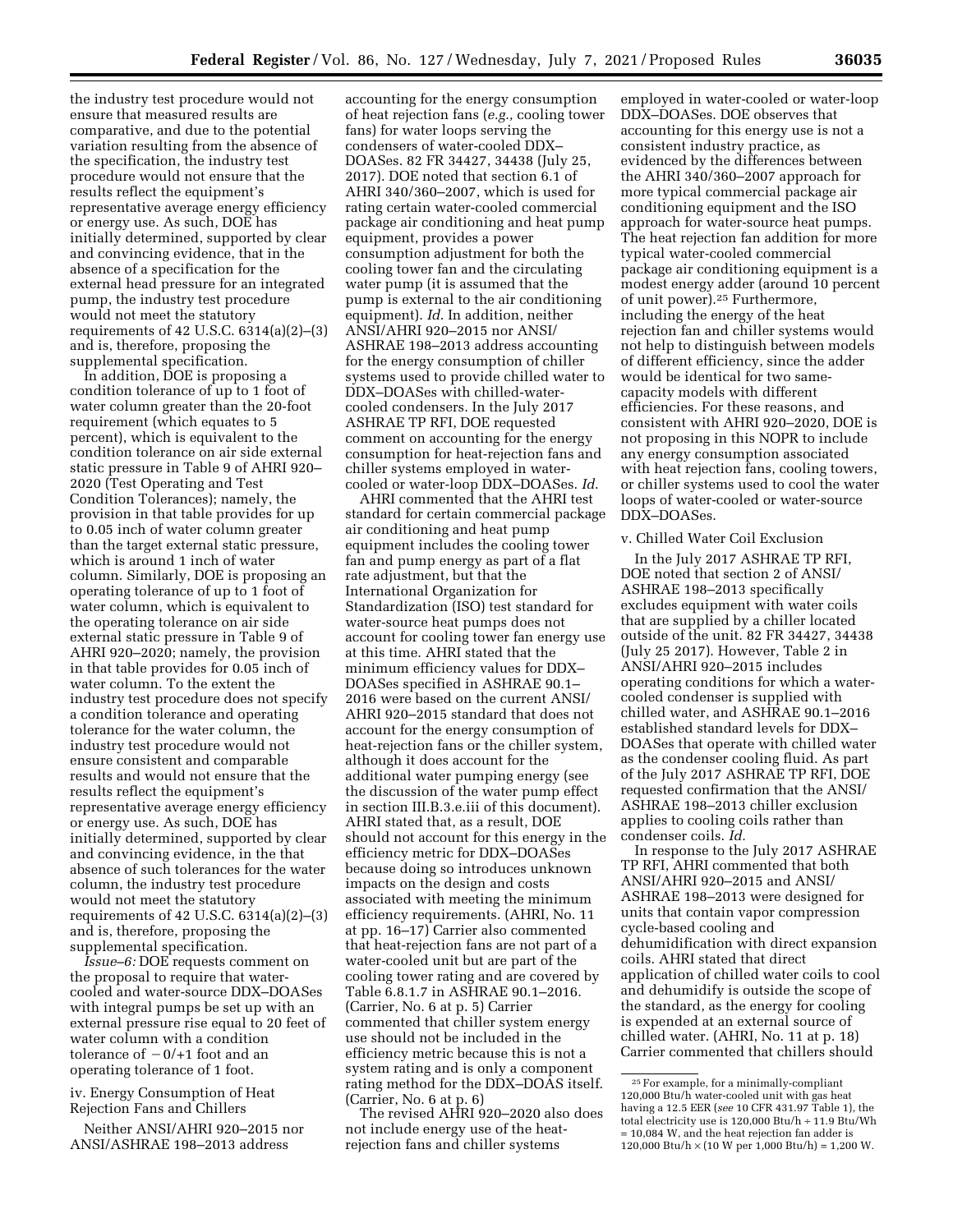the industry test procedure would not ensure that measured results are comparative, and due to the potential variation resulting from the absence of the specification, the industry test procedure would not ensure that the results reflect the equipment's representative average energy efficiency or energy use. As such, DOE has initially determined, supported by clear and convincing evidence, that in the absence of a specification for the external head pressure for an integrated pump, the industry test procedure would not meet the statutory requirements of 42 U.S.C. 6314(a)(2)–(3) and is, therefore, proposing the supplemental specification.

In addition, DOE is proposing a condition tolerance of up to 1 foot of water column greater than the 20-foot requirement (which equates to 5 percent), which is equivalent to the condition tolerance on air side external static pressure in Table 9 of AHRI 920–2020 (Test Operating and Test Condition Tolerances); namely, the provision in that table provides for up to 0.05 inch of water column greater than the target external static pressure, which is around 1 inch of water column. Similarly, DOE is proposing an operating tolerance of up to 1 foot of water column, which is equivalent to the operating tolerance on air side external static pressure in Table 9 of AHRI 920–2020; namely, the provision in that table provides for 0.05 inch of water column. To the extent the industry test procedure does not specify a condition tolerance and operating tolerance for the water column, the industry test procedure would not ensure consistent and comparable results and would not ensure that the results reflect the equipment's representative average energy efficiency or energy use. As such, DOE has initially determined, supported by clear and convincing evidence, in the that absence of such tolerances for the water column, the industry test procedure would not meet the statutory requirements of 42 U.S.C. 6314(a)(2)–(3) and is, therefore, proposing the supplemental specification.

*Issue–6:* DOE requests comment on the proposal to require that water-cooled and water-source DDX–DOASes with integral pumps be set up with an external pressure rise equal to 20 feet of water column with a condition tolerance of −0/+1 foot and an operating tolerance of 1 foot.

iv. Energy Consumption of Heat Rejection Fans and Chillers

Neither ANSI/AHRI 920–2015 nor ANSI/ASHRAE 198–2013 address accounting for the energy consumption of heat rejection fans (*e.g.,* cooling tower fans) for water loops serving the condensers of water-cooled DDX–DOASes. 82 FR 34427, 34438 (July 25, 2017). DOE noted that section 6.1 of AHRI 340/360–2007, which is used for rating certain water-cooled commercial package air conditioning and heat pump equipment, provides a power consumption adjustment for both the cooling tower fan and the circulating water pump (it is assumed that the pump is external to the air conditioning equipment). *Id.* In addition, neither ANSI/AHRI 920–2015 nor ANSI/ASHRAE 198–2013 address accounting for the energy consumption of chiller systems used to provide chilled water to DDX–DOASes with chilled-water-cooled condensers. In the July 2017 ASHRAE TP RFI, DOE requested comment on accounting for the energy consumption for heat-rejection fans and chiller systems employed in water-cooled or water-loop DDX–DOASes. *Id.*

AHRI commented that the AHRI test standard for certain commercial package air conditioning and heat pump equipment includes the cooling tower fan and pump energy as part of a flat rate adjustment, but that the International Organization for Standardization (ISO) test standard for water-source heat pumps does not account for cooling tower fan energy use at this time. AHRI stated that the minimum efficiency values for DDX–DOASes specified in ASHRAE 90.1–2016 were based on the current ANSI/AHRI 920–2015 standard that does not account for the energy consumption of heat-rejection fans or the chiller system, although it does account for the additional water pumping energy (see the discussion of the water pump effect in section III.B.3.e.iii of this document). AHRI stated that, as a result, DOE should not account for this energy in the efficiency metric for DDX–DOASes because doing so introduces unknown impacts on the design and costs associated with meeting the minimum efficiency requirements. (AHRI, No. 11 at pp. 16–17) Carrier also commented that heat-rejection fans are not part of a water-cooled unit but are part of the cooling tower rating and are covered by Table 6.8.1.7 in ASHRAE 90.1–2016. (Carrier, No. 6 at p. 5) Carrier commented that chiller system energy use should not be included in the efficiency metric because this is not a system rating and is only a component rating method for the DDX–DOAS itself. (Carrier, No. 6 at p. 6)

The revised AHRI 920–2020 also does not include energy use of the heat-rejection fans and chiller systems employed in water-cooled or water-loop DDX–DOASes. DOE observes that accounting for this energy use is not a consistent industry practice, as evidenced by the differences between the AHRI 340/360–2007 approach for more typical commercial package air conditioning equipment and the ISO approach for water-source heat pumps. The heat rejection fan addition for more typical water-cooled commercial package air conditioning equipment is a modest energy adder (around 10 percent of unit power).[25] Furthermore, including the energy of the heat rejection fan and chiller systems would not help to distinguish between models of different efficiency, since the adder would be identical for two same-capacity models with different efficiencies. For these reasons, and consistent with AHRI 920–2020, DOE is not proposing in this NOPR to include any energy consumption associated with heat rejection fans, cooling towers, or chiller systems used to cool the water loops of water-cooled or water-source DDX–DOASes.

v. Chilled Water Coil Exclusion

In the July 2017 ASHRAE TP RFI, DOE noted that section 2 of ANSI/ASHRAE 198–2013 specifically excludes equipment with water coils that are supplied by a chiller located outside of the unit. 82 FR 34427, 34438 (July 25 2017). However, Table 2 in ANSI/AHRI 920–2015 includes operating conditions for which a water-cooled condenser is supplied with chilled water, and ASHRAE 90.1–2016 established standard levels for DDX–DOASes that operate with chilled water as the condenser cooling fluid. As part of the July 2017 ASHRAE TP RFI, DOE requested confirmation that the ANSI/ASHRAE 198–2013 chiller exclusion applies to cooling coils rather than condenser coils. *Id.*

In response to the July 2017 ASHRAE TP RFI, AHRI commented that both ANSI/AHRI 920–2015 and ANSI/ASHRAE 198–2013 were designed for units that contain vapor compression cycle-based cooling and dehumidification with direct expansion coils. AHRI stated that direct application of chilled water coils to cool and dehumidify is outside the scope of the standard, as the energy for cooling is expended at an external source of chilled water. (AHRI, No. 11 at p. 18) Carrier commented that chillers should

[25] For example, for a minimally-compliant 120,000 Btu/h water-cooled unit with gas heat having a 12.5 EER (*see* 10 CFR 431.97 Table 1), the total electricity use is 120,000 Btu/h ÷ 11.9 Btu/Wh = 10,084 W, and the heat rejection fan adder is 120,000 Btu/h × (10 W per 1,000 Btu/h) = 1,200 W.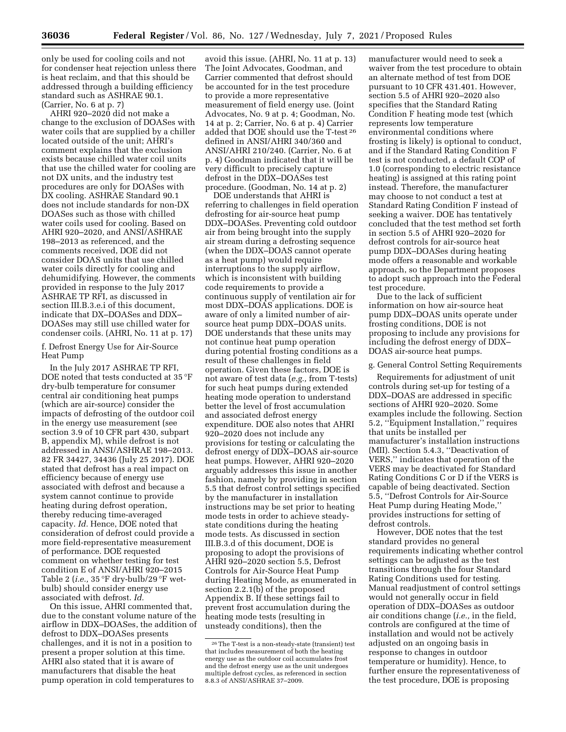only be used for cooling coils and not for condenser heat rejection unless there is heat reclaim, and that this should be addressed through a building efficiency standard such as ASHRAE 90.1. (Carrier, No. 6 at p. 7)

AHRI 920–2020 did not make a change to the exclusion of DOASes with water coils that are supplied by a chiller located outside of the unit; AHRI's comment explains that the exclusion exists because chilled water coil units that use the chilled water for cooling are not DX units, and the industry test procedures are only for DOASes with DX cooling. ASHRAE Standard 90.1 does not include standards for non-DX DOASes such as those with chilled water coils used for cooling. Based on AHRI 920–2020, and ANSI/ASHRAE 198–2013 as referenced, and the comments received, DOE did not consider DOAS units that use chilled water coils directly for cooling and dehumidifying. However, the comments provided in response to the July 2017 ASHRAE TP RFI, as discussed in section III.B.3.e.i of this document, indicate that DX–DOASes and DDX–DOASes may still use chilled water for condenser coils. (AHRI, No. 11 at p. 17)

f. Defrost Energy Use for Air-Source Heat Pump

In the July 2017 ASHRAE TP RFI, DOE noted that tests conducted at 35 °F dry-bulb temperature for consumer central air conditioning heat pumps (which are air-source) consider the impacts of defrosting of the outdoor coil in the energy use measurement (see section 3.9 of 10 CFR part 430, subpart B, appendix M), while defrost is not addressed in ANSI/ASHRAE 198–2013. 82 FR 34427, 34436 (July 25 2017). DOE stated that defrost has a real impact on efficiency because of energy use associated with defrost and because a system cannot continue to provide heating during defrost operation, thereby reducing time-averaged capacity. *Id.* Hence, DOE noted that consideration of defrost could provide a more field-representative measurement of performance. DOE requested comment on whether testing for test condition E of ANSI/AHRI 920–2015 Table 2 (*i.e.,* 35 °F dry-bulb/29 °F wet-bulb) should consider energy use associated with defrost. *Id.*

On this issue, AHRI commented that, due to the constant volume nature of the airflow in DDX–DOASes, the addition of defrost to DDX–DOASes presents challenges, and it is not in a position to present a proper solution at this time. AHRI also stated that it is aware of manufacturers that disable the heat pump operation in cold temperatures to avoid this issue. (AHRI, No. 11 at p. 13) The Joint Advocates, Goodman, and Carrier commented that defrost should be accounted for in the test procedure to provide a more representative measurement of field energy use. (Joint Advocates, No. 9 at p. 4; Goodman, No. 14 at p. 2; Carrier, No. 6 at p. 4) Carrier added that DOE should use the T-test[26] defined in ANSI/AHRI 340/360 and ANSI/AHRI 210/240. (Carrier, No. 6 at p. 4) Goodman indicated that it will be very difficult to precisely capture defrost in the DDX–DOASes test procedure. (Goodman, No. 14 at p. 2)

DOE understands that AHRI is referring to challenges in field operation defrosting for air-source heat pump DDX–DOASes. Preventing cold outdoor air from being brought into the supply air stream during a defrosting sequence (when the DDX–DOAS cannot operate as a heat pump) would require interruptions to the supply airflow, which is inconsistent with building code requirements to provide a continuous supply of ventilation air for most DDX–DOAS applications. DOE is aware of only a limited number of air-source heat pump DDX–DOAS units. DOE understands that these units may not continue heat pump operation during potential frosting conditions as a result of these challenges in field operation. Given these factors, DOE is not aware of test data (*e.g.,* from T-tests) for such heat pumps during extended heating mode operation to understand better the level of frost accumulation and associated defrost energy expenditure. DOE also notes that AHRI 920–2020 does not include any provisions for testing or calculating the defrost energy of DDX–DOAS air-source heat pumps. However, AHRI 920–2020 arguably addresses this issue in another fashion, namely by providing in section 5.5 that defrost control settings specified by the manufacturer in installation instructions may be set prior to heating mode tests in order to achieve steady-state conditions during the heating mode tests. As discussed in section III.B.3.d of this document, DOE is proposing to adopt the provisions of AHRI 920–2020 section 5.5, Defrost Controls for Air-Source Heat Pump during Heating Mode, as enumerated in section 2.2.1(b) of the proposed Appendix B. If these settings fail to prevent frost accumulation during the heating mode tests (resulting in unsteady conditions), then the manufacturer would need to seek a waiver from the test procedure to obtain an alternate method of test from DOE pursuant to 10 CFR 431.401. However, section 5.5 of AHRI 920–2020 also specifies that the Standard Rating Condition F heating mode test (which represents low temperature environmental conditions where frosting is likely) is optional to conduct, and if the Standard Rating Condition F test is not conducted, a default COP of 1.0 (corresponding to electric resistance heating) is assigned at this rating point instead. Therefore, the manufacturer may choose to not conduct a test at Standard Rating Condition F instead of seeking a waiver. DOE has tentatively concluded that the test method set forth in section 5.5 of AHRI 920–2020 for defrost controls for air-source heat pump DDX–DOASes during heating mode offers a reasonable and workable approach, so the Department proposes to adopt such approach into the Federal test procedure.

Due to the lack of sufficient information on how air-source heat pump DDX–DOAS units operate under frosting conditions, DOE is not proposing to include any provisions for including the defrost energy of DDX–DOAS air-source heat pumps.

g. General Control Setting Requirements

Requirements for adjustment of unit controls during set-up for testing of a DDX–DOAS are addressed in specific sections of AHRI 920–2020. Some examples include the following. Section 5.2, ''Equipment Installation,'' requires that units be installed per manufacturer's installation instructions (MII). Section 5.4.3, ''Deactivation of VERS,'' indicates that operation of the VERS may be deactivated for Standard Rating Conditions C or D if the VERS is capable of being deactivated. Section 5.5, ''Defrost Controls for Air-Source Heat Pump during Heating Mode,'' provides instructions for setting of defrost controls.

However, DOE notes that the test standard provides no general requirements indicating whether control settings can be adjusted as the test transitions through the four Standard Rating Conditions used for testing. Manual readjustment of control settings would not generally occur in field operation of DDX–DOASes as outdoor air conditions change (*i.e.,* in the field, controls are configured at the time of installation and would not be actively adjusted on an ongoing basis in response to changes in outdoor temperature or humidity). Hence, to further ensure the representativeness of the test procedure, DOE is proposing

[26] The T-test is a non-steady-state (transient) test that includes measurement of both the heating energy use as the outdoor coil accumulates frost and the defrost energy use as the unit undergoes multiple defrost cycles, as referenced in section 8.8.3 of ANSI/ASHRAE 37–2009.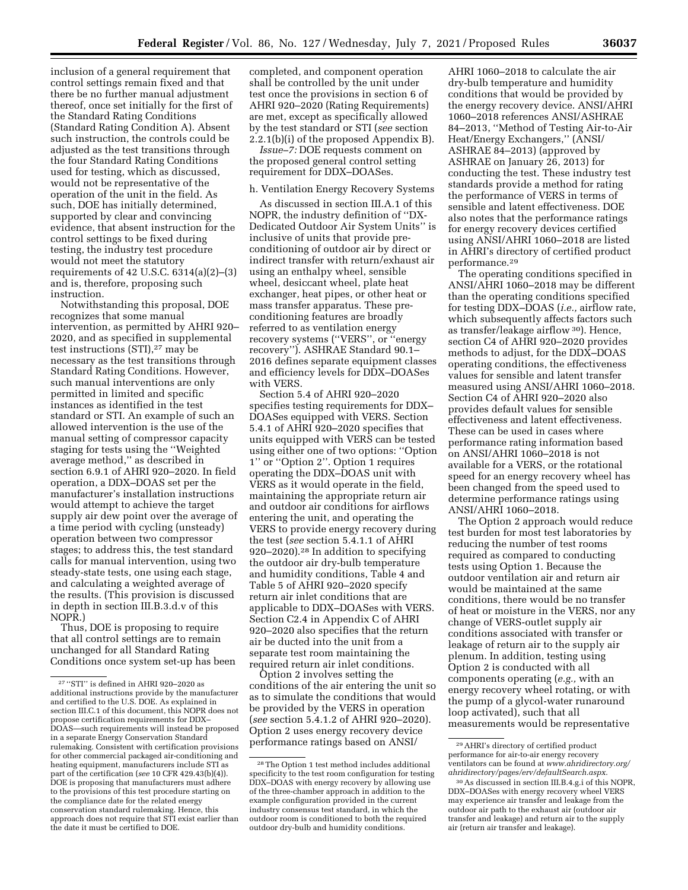inclusion of a general requirement that control settings remain fixed and that there be no further manual adjustment thereof, once set initially for the first of the Standard Rating Conditions (Standard Rating Condition A). Absent such instruction, the controls could be adjusted as the test transitions through the four Standard Rating Conditions used for testing, which as discussed, would not be representative of the operation of the unit in the field. As such, DOE has initially determined, supported by clear and convincing evidence, that absent instruction for the control settings to be fixed during testing, the industry test procedure would not meet the statutory requirements of 42 U.S.C. 6314(a)(2)–(3) and is, therefore, proposing such instruction.

Notwithstanding this proposal, DOE recognizes that some manual intervention, as permitted by AHRI 920–2020, and as specified in supplemental test instructions (STI),[27] may be necessary as the test transitions through Standard Rating Conditions. However, such manual interventions are only permitted in limited and specific instances as identified in the test standard or STI. An example of such an allowed intervention is the use of the manual setting of compressor capacity staging for tests using the "Weighted average method," as described in section 6.9.1 of AHRI 920–2020. In field operation, a DDX–DOAS set per the manufacturer's installation instructions would attempt to achieve the target supply air dew point over the average of a time period with cycling (unsteady) operation between two compressor stages; to address this, the test standard calls for manual intervention, using two steady-state tests, one using each stage, and calculating a weighted average of the results. (This provision is discussed in depth in section III.B.3.d.v of this NOPR.)

Thus, DOE is proposing to require that all control settings are to remain unchanged for all Standard Rating Conditions once system set-up has been completed, and component operation shall be controlled by the unit under test once the provisions in section 6 of AHRI 920–2020 (Rating Requirements) are met, except as specifically allowed by the test standard or STI (*see* section 2.2.1(b)(i) of the proposed Appendix B).

*Issue–7:* DOE requests comment on the proposed general control setting requirement for DDX–DOASes.

h. Ventilation Energy Recovery Systems

As discussed in section III.A.1 of this NOPR, the industry definition of "DX-Dedicated Outdoor Air System Units" is inclusive of units that provide pre-conditioning of outdoor air by direct or indirect transfer with return/exhaust air using an enthalpy wheel, sensible wheel, desiccant wheel, plate heat exchanger, heat pipes, or other heat or mass transfer apparatus. These pre-conditioning features are broadly referred to as ventilation energy recovery systems ("VERS", or "energy recovery"). ASHRAE Standard 90.1–2016 defines separate equipment classes and efficiency levels for DDX–DOASes with VERS.

Section 5.4 of AHRI 920–2020 specifies testing requirements for DDX–DOASes equipped with VERS. Section 5.4.1 of AHRI 920–2020 specifies that units equipped with VERS can be tested using either one of two options: "Option 1" or "Option 2". Option 1 requires operating the DDX–DOAS unit with VERS as it would operate in the field, maintaining the appropriate return air and outdoor air conditions for airflows entering the unit, and operating the VERS to provide energy recovery during the test (*see* section 5.4.1.1 of AHRI 920–2020).[28] In addition to specifying the outdoor air dry-bulb temperature and humidity conditions, Table 4 and Table 5 of AHRI 920–2020 specify return air inlet conditions that are applicable to DDX–DOASes with VERS. Section C2.4 in Appendix C of AHRI 920–2020 also specifies that the return air be ducted into the unit from a separate test room maintaining the required return air inlet conditions.

Option 2 involves setting the conditions of the air entering the unit so as to simulate the conditions that would be provided by the VERS in operation (*see* section 5.4.1.2 of AHRI 920–2020). Option 2 uses energy recovery device performance ratings based on ANSI/AHRI 1060–2018 to calculate the air dry-bulb temperature and humidity conditions that would be provided by the energy recovery device. ANSI/AHRI 1060–2018 references ANSI/ASHRAE 84–2013, "Method of Testing Air-to-Air Heat/Energy Exchangers," (ANSI/ASHRAE 84–2013) (approved by ASHRAE on January 26, 2013) for conducting the test. These industry test standards provide a method for rating the performance of VERS in terms of sensible and latent effectiveness. DOE also notes that the performance ratings for energy recovery devices certified using ANSI/AHRI 1060–2018 are listed in AHRI's directory of certified product performance.[29]

The operating conditions specified in ANSI/AHRI 1060–2018 may be different than the operating conditions specified for testing DDX–DOAS (*i.e.,* airflow rate, which subsequently affects factors such as transfer/leakage airflow[30]). Hence, section C4 of AHRI 920–2020 provides methods to adjust, for the DDX–DOAS operating conditions, the effectiveness values for sensible and latent transfer measured using ANSI/AHRI 1060–2018. Section C4 of AHRI 920–2020 also provides default values for sensible effectiveness and latent effectiveness. These can be used in cases where performance rating information based on ANSI/AHRI 1060–2018 is not available for a VERS, or the rotational speed for an energy recovery wheel has been changed from the speed used to determine performance ratings using ANSI/AHRI 1060–2018.

The Option 2 approach would reduce test burden for most test laboratories by reducing the number of test rooms required as compared to conducting tests using Option 1. Because the outdoor ventilation air and return air would be maintained at the same conditions, there would be no transfer of heat or moisture in the VERS, nor any change of VERS-outlet supply air conditions associated with transfer or leakage of return air to the supply air plenum. In addition, testing using Option 2 is conducted with all components operating (*e.g.,* with an energy recovery wheel rotating, or with the pump of a glycol-water runaround loop activated), such that all measurements would be representative

---

[27] "STI" is defined in AHRI 920–2020 as additional instructions provide by the manufacturer and certified to the U.S. DOE. As explained in section III.C.1 of this document, this NOPR does not propose certification requirements for DDX–DOAS—such requirements will instead be proposed in a separate Energy Conservation Standard rulemaking. Consistent with certification provisions for other commercial packaged air-conditioning and heating equipment, manufacturers include STI as part of the certification (*see* 10 CFR 429.43(b)(4)). DOE is proposing that manufacturers must adhere to the provisions of this test procedure starting on the compliance date for the related energy conservation standard rulemaking. Hence, this approach does not require that STI exist earlier than the date it must be certified to DOE.

[28] The Option 1 test method includes additional specificity to the test room configuration for testing DDX–DOAS with energy recovery by allowing use of the three-chamber approach in addition to the example configuration provided in the current industry consensus test standard, in which the outdoor room is conditioned to both the required outdoor dry-bulb and humidity conditions.

[29] AHRI's directory of certified product performance for air-to-air energy recovery ventilators can be found at *www.ahridirectory.org/ahridirectory/pages/erv/defaultSearch.aspx*.

[30] As discussed in section III.B.4.g.i of this NOPR, DDX–DOASes with energy recovery wheel VERS may experience air transfer and leakage from the outdoor air path to the exhaust air (outdoor air transfer and leakage) and return air to the supply air (return air transfer and leakage).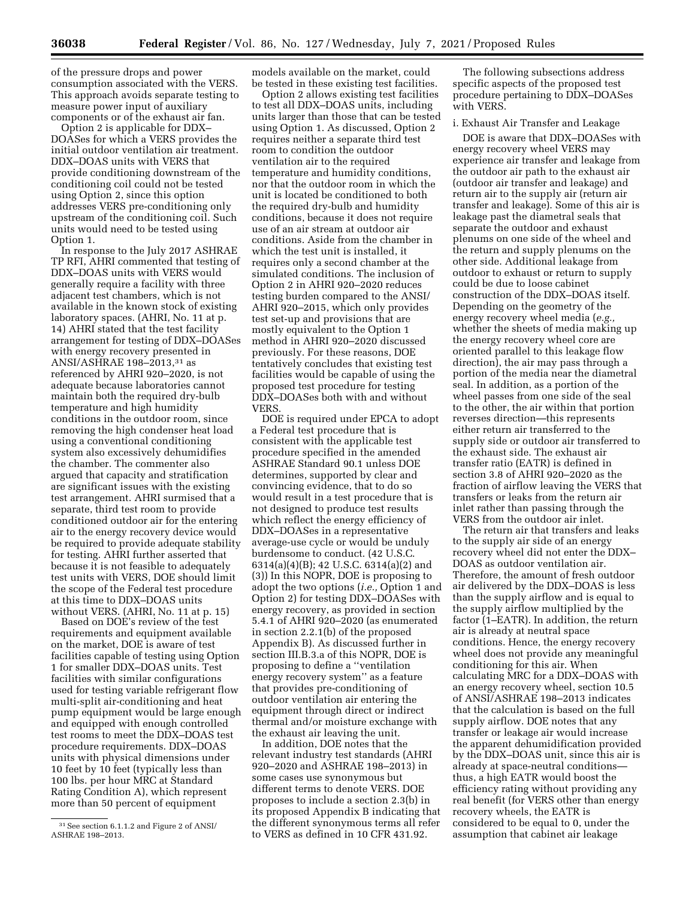of the pressure drops and power consumption associated with the VERS. This approach avoids separate testing to measure power input of auxiliary components or of the exhaust air fan.

Option 2 is applicable for DDX–DOASes for which a VERS provides the initial outdoor ventilation air treatment. DDX–DOAS units with VERS that provide conditioning downstream of the conditioning coil could not be tested using Option 2, since this option addresses VERS pre-conditioning only upstream of the conditioning coil. Such units would need to be tested using Option 1.

In response to the July 2017 ASHRAE TP RFI, AHRI commented that testing of DDX–DOAS units with VERS would generally require a facility with three adjacent test chambers, which is not available in the known stock of existing laboratory spaces. (AHRI, No. 11 at p. 14) AHRI stated that the test facility arrangement for testing of DDX–DOASes with energy recovery presented in ANSI/ASHRAE 198–2013,[31] as referenced by AHRI 920–2020, is not adequate because laboratories cannot maintain both the required dry-bulb temperature and high humidity conditions in the outdoor room, since removing the high condenser heat load using a conventional conditioning system also excessively dehumidifies the chamber. The commenter also argued that capacity and stratification are significant issues with the existing test arrangement. AHRI surmised that a separate, third test room to provide conditioned outdoor air for the entering air to the energy recovery device would be required to provide adequate stability for testing. AHRI further asserted that because it is not feasible to adequately test units with VERS, DOE should limit the scope of the Federal test procedure at this time to DDX–DOAS units without VERS. (AHRI, No. 11 at p. 15)

Based on DOE's review of the test requirements and equipment available on the market, DOE is aware of test facilities capable of testing using Option 1 for smaller DDX–DOAS units. Test facilities with similar configurations used for testing variable refrigerant flow multi-split air-conditioning and heat pump equipment would be large enough and equipped with enough controlled test rooms to meet the DDX–DOAS test procedure requirements. DDX–DOAS units with physical dimensions under 10 feet by 10 feet (typically less than 100 lbs. per hour MRC at Standard Rating Condition A), which represent more than 50 percent of equipment models available on the market, could be tested in these existing test facilities.

Option 2 allows existing test facilities to test all DDX–DOAS units, including units larger than those that can be tested using Option 1. As discussed, Option 2 requires neither a separate third test room to condition the outdoor ventilation air to the required temperature and humidity conditions, nor that the outdoor room in which the unit is located be conditioned to both the required dry-bulb and humidity conditions, because it does not require use of an air stream at outdoor air conditions. Aside from the chamber in which the test unit is installed, it requires only a second chamber at the simulated conditions. The inclusion of Option 2 in AHRI 920–2020 reduces testing burden compared to the ANSI/AHRI 920–2015, which only provides test set-up and provisions that are mostly equivalent to the Option 1 method in AHRI 920–2020 discussed previously. For these reasons, DOE tentatively concludes that existing test facilities would be capable of using the proposed test procedure for testing DDX–DOASes both with and without VERS.

DOE is required under EPCA to adopt a Federal test procedure that is consistent with the applicable test procedure specified in the amended ASHRAE Standard 90.1 unless DOE determines, supported by clear and convincing evidence, that to do so would result in a test procedure that is not designed to produce test results which reflect the energy efficiency of DDX–DOASes in a representative average-use cycle or would be unduly burdensome to conduct. (42 U.S.C. 6314(a)(4)(B); 42 U.S.C. 6314(a)(2) and (3)) In this NOPR, DOE is proposing to adopt the two options (*i.e.,* Option 1 and Option 2) for testing DDX–DOASes with energy recovery, as provided in section 5.4.1 of AHRI 920–2020 (as enumerated in section 2.2.1(b) of the proposed Appendix B). As discussed further in section III.B.3.a of this NOPR, DOE is proposing to define a ''ventilation energy recovery system'' as a feature that provides pre-conditioning of outdoor ventilation air entering the equipment through direct or indirect thermal and/or moisture exchange with the exhaust air leaving the unit.

In addition, DOE notes that the relevant industry test standards (AHRI 920–2020 and ASHRAE 198–2013) in some cases use synonymous but different terms to denote VERS. DOE proposes to include a section 2.3(b) in its proposed Appendix B indicating that the different synonymous terms all refer to VERS as defined in 10 CFR 431.92.

The following subsections address specific aspects of the proposed test procedure pertaining to DDX–DOASes with VERS.

i. Exhaust Air Transfer and Leakage

DOE is aware that DDX–DOASes with energy recovery wheel VERS may experience air transfer and leakage from the outdoor air path to the exhaust air (outdoor air transfer and leakage) and return air to the supply air (return air transfer and leakage). Some of this air is leakage past the diametral seals that separate the outdoor and exhaust plenums on one side of the wheel and the return and supply plenums on the other side. Additional leakage from outdoor to exhaust or return to supply could be due to loose cabinet construction of the DDX–DOAS itself. Depending on the geometry of the energy recovery wheel media (*e.g.,* whether the sheets of media making up the energy recovery wheel core are oriented parallel to this leakage flow direction), the air may pass through a portion of the media near the diametral seal. In addition, as a portion of the wheel passes from one side of the seal to the other, the air within that portion reverses direction—this represents either return air transferred to the supply side or outdoor air transferred to the exhaust side. The exhaust air transfer ratio (EATR) is defined in section 3.8 of AHRI 920–2020 as the fraction of airflow leaving the VERS that transfers or leaks from the return air inlet rather than passing through the VERS from the outdoor air inlet.

The return air that transfers and leaks to the supply air side of an energy recovery wheel did not enter the DDX–DOAS as outdoor ventilation air. Therefore, the amount of fresh outdoor air delivered by the DDX–DOAS is less than the supply airflow and is equal to the supply airflow multiplied by the factor (1–EATR). In addition, the return air is already at neutral space conditions. Hence, the energy recovery wheel does not provide any meaningful conditioning for this air. When calculating MRC for a DDX–DOAS with an energy recovery wheel, section 10.5 of ANSI/ASHRAE 198–2013 indicates that the calculation is based on the full supply airflow. DOE notes that any transfer or leakage air would increase the apparent dehumidification provided by the DDX–DOAS unit, since this air is already at space-neutral conditions—thus, a high EATR would boost the efficiency rating without providing any real benefit (for VERS other than energy recovery wheels, the EATR is considered to be equal to 0, under the assumption that cabinet air leakage

[31] See section 6.1.1.2 and Figure 2 of ANSI/ASHRAE 198–2013.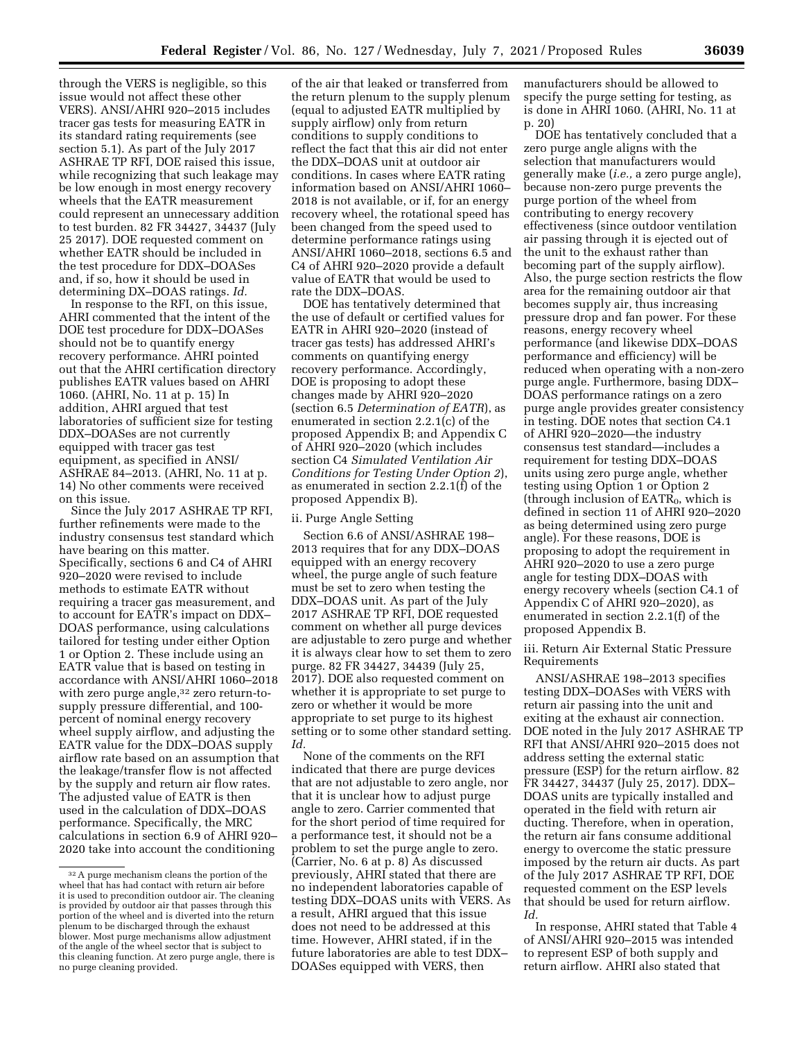through the VERS is negligible, so this issue would not affect these other VERS). ANSI/AHRI 920–2015 includes tracer gas tests for measuring EATR in its standard rating requirements (see section 5.1). As part of the July 2017 ASHRAE TP RFI, DOE raised this issue, while recognizing that such leakage may be low enough in most energy recovery wheels that the EATR measurement could represent an unnecessary addition to test burden. 82 FR 34427, 34437 (July 25 2017). DOE requested comment on whether EATR should be included in the test procedure for DDX–DOASes and, if so, how it should be used in determining DX–DOAS ratings. *Id.*

In response to the RFI, on this issue, AHRI commented that the intent of the DOE test procedure for DDX–DOASes should not be to quantify energy recovery performance. AHRI pointed out that the AHRI certification directory publishes EATR values based on AHRI 1060. (AHRI, No. 11 at p. 15) In addition, AHRI argued that test laboratories of sufficient size for testing DDX–DOASes are not currently equipped with tracer gas test equipment, as specified in ANSI/ASHRAE 84–2013. (AHRI, No. 11 at p. 14) No other comments were received on this issue.

Since the July 2017 ASHRAE TP RFI, further refinements were made to the industry consensus test standard which have bearing on this matter. Specifically, sections 6 and C4 of AHRI 920–2020 were revised to include methods to estimate EATR without requiring a tracer gas measurement, and to account for EATR's impact on DDX–DOAS performance, using calculations tailored for testing under either Option 1 or Option 2. These include using an EATR value that is based on testing in accordance with ANSI/AHRI 1060–2018 with zero purge angle,[32] zero return-to-supply pressure differential, and 100-percent of nominal energy recovery wheel supply airflow, and adjusting the EATR value for the DDX–DOAS supply airflow rate based on an assumption that the leakage/transfer flow is not affected by the supply and return air flow rates. The adjusted value of EATR is then used in the calculation of DDX–DOAS performance. Specifically, the MRC calculations in section 6.9 of AHRI 920–2020 take into account the conditioning of the air that leaked or transferred from the return plenum to the supply plenum (equal to adjusted EATR multiplied by supply airflow) only from return conditions to supply conditions to reflect the fact that this air did not enter the DDX–DOAS unit at outdoor air conditions. In cases where EATR rating information based on ANSI/AHRI 1060–2018 is not available, or if, for an energy recovery wheel, the rotational speed has been changed from the speed used to determine performance ratings using ANSI/AHRI 1060–2018, sections 6.5 and C4 of AHRI 920–2020 provide a default value of EATR that would be used to rate the DDX–DOAS.

DOE has tentatively determined that the use of default or certified values for EATR in AHRI 920–2020 (instead of tracer gas tests) has addressed AHRI's comments on quantifying energy recovery performance. Accordingly, DOE is proposing to adopt these changes made by AHRI 920–2020 (section 6.5 *Determination of EATR*), as enumerated in section 2.2.1(c) of the proposed Appendix B; and Appendix C of AHRI 920–2020 (which includes section C4 *Simulated Ventilation Air Conditions for Testing Under Option 2*), as enumerated in section 2.2.1(f) of the proposed Appendix B).

ii. Purge Angle Setting

Section 6.6 of ANSI/ASHRAE 198–2013 requires that for any DDX–DOAS equipped with an energy recovery wheel, the purge angle of such feature must be set to zero when testing the DDX–DOAS unit. As part of the July 2017 ASHRAE TP RFI, DOE requested comment on whether all purge devices are adjustable to zero purge and whether it is always clear how to set them to zero purge. 82 FR 34427, 34439 (July 25, 2017). DOE also requested comment on whether it is appropriate to set purge to zero or whether it would be more appropriate to set purge to its highest setting or to some other standard setting. *Id.*

None of the comments on the RFI indicated that there are purge devices that are not adjustable to zero angle, nor that it is unclear how to adjust purge angle to zero. Carrier commented that for the short period of time required for a performance test, it should not be a problem to set the purge angle to zero. (Carrier, No. 6 at p. 8) As discussed previously, AHRI stated that there are no independent laboratories capable of testing DDX–DOAS units with VERS. As a result, AHRI argued that this issue does not need to be addressed at this time. However, AHRI stated, if in the future laboratories are able to test DDX–DOASes equipped with VERS, then manufacturers should be allowed to specify the purge setting for testing, as is done in AHRI 1060. (AHRI, No. 11 at p. 20)

DOE has tentatively concluded that a zero purge angle aligns with the selection that manufacturers would generally make (*i.e.,* a zero purge angle), because non-zero purge prevents the purge portion of the wheel from contributing to energy recovery effectiveness (since outdoor ventilation air passing through it is ejected out of the unit to the exhaust rather than becoming part of the supply airflow). Also, the purge section restricts the flow area for the remaining outdoor air that becomes supply air, thus increasing pressure drop and fan power. For these reasons, energy recovery wheel performance (and likewise DDX–DOAS performance and efficiency) will be reduced when operating with a non-zero purge angle. Furthermore, basing DDX–DOAS performance ratings on a zero purge angle provides greater consistency in testing. DOE notes that section C4.1 of AHRI 920–2020—the industry consensus test standard—includes a requirement for testing DDX–DOAS units using zero purge angle, whether testing using Option 1 or Option 2 (through inclusion of $EATR_0$, which is defined in section 11 of AHRI 920–2020 as being determined using zero purge angle). For these reasons, DOE is proposing to adopt the requirement in AHRI 920–2020 to use a zero purge angle for testing DDX–DOAS with energy recovery wheels (section C4.1 of Appendix C of AHRI 920–2020), as enumerated in section 2.2.1(f) of the proposed Appendix B.

iii. Return Air External Static Pressure Requirements

ANSI/ASHRAE 198–2013 specifies testing DDX–DOASes with VERS with return air passing into the unit and exiting at the exhaust air connection. DOE noted in the July 2017 ASHRAE TP RFI that ANSI/AHRI 920–2015 does not address setting the external static pressure (ESP) for the return airflow. 82 FR 34427, 34437 (July 25, 2017). DDX–DOAS units are typically installed and operated in the field with return air ducting. Therefore, when in operation, the return air fans consume additional energy to overcome the static pressure imposed by the return air ducts. As part of the July 2017 ASHRAE TP RFI, DOE requested comment on the ESP levels that should be used for return airflow. *Id.*

In response, AHRI stated that Table 4 of ANSI/AHRI 920–2015 was intended to represent ESP of both supply and return airflow. AHRI also stated that

[32] A purge mechanism cleans the portion of the wheel that has had contact with return air before it is used to precondition outdoor air. The cleaning is provided by outdoor air that passes through this portion of the wheel and is diverted into the return plenum to be discharged through the exhaust blower. Most purge mechanisms allow adjustment of the angle of the wheel sector that is subject to this cleaning function. At zero purge angle, there is no purge cleaning provided.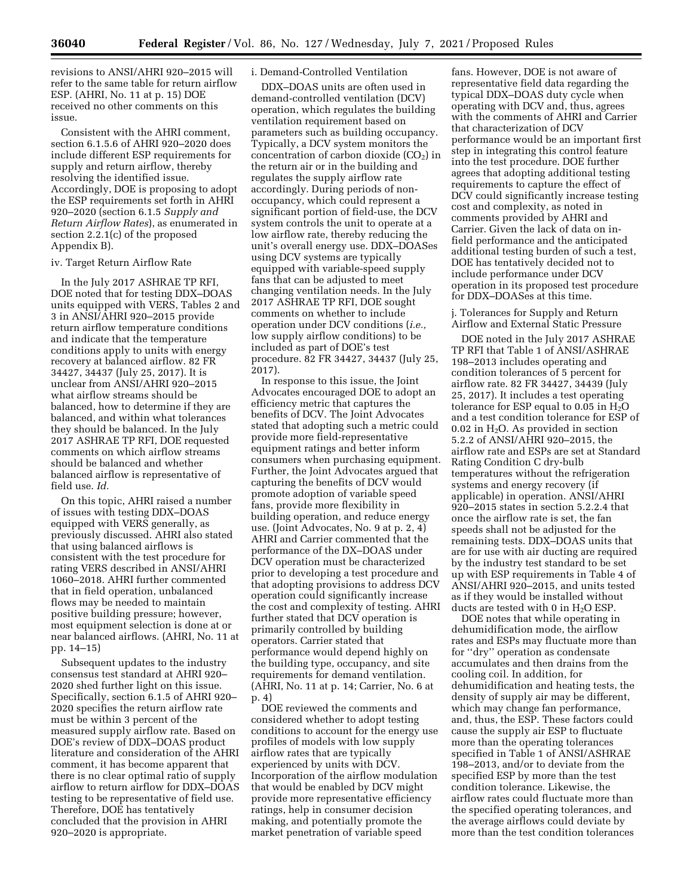revisions to ANSI/AHRI 920–2015 will refer to the same table for return airflow ESP. (AHRI, No. 11 at p. 15) DOE received no other comments on this issue.

Consistent with the AHRI comment, section 6.1.5.6 of AHRI 920–2020 does include different ESP requirements for supply and return airflow, thereby resolving the identified issue. Accordingly, DOE is proposing to adopt the ESP requirements set forth in AHRI 920–2020 (section 6.1.5 *Supply and Return Airflow Rates*), as enumerated in section 2.2.1(c) of the proposed Appendix B).

iv. Target Return Airflow Rate

In the July 2017 ASHRAE TP RFI, DOE noted that for testing DDX–DOAS units equipped with VERS, Tables 2 and 3 in ANSI/AHRI 920–2015 provide return airflow temperature conditions and indicate that the temperature conditions apply to units with energy recovery at balanced airflow. 82 FR 34427, 34437 (July 25, 2017). It is unclear from ANSI/AHRI 920–2015 what airflow streams should be balanced, how to determine if they are balanced, and within what tolerances they should be balanced. In the July 2017 ASHRAE TP RFI, DOE requested comments on which airflow streams should be balanced and whether balanced airflow is representative of field use. *Id.*

On this topic, AHRI raised a number of issues with testing DDX–DOAS equipped with VERS generally, as previously discussed. AHRI also stated that using balanced airflows is consistent with the test procedure for rating VERS described in ANSI/AHRI 1060–2018. AHRI further commented that in field operation, unbalanced flows may be needed to maintain positive building pressure; however, most equipment selection is done at or near balanced airflows. (AHRI, No. 11 at pp. 14–15)

Subsequent updates to the industry consensus test standard at AHRI 920–2020 shed further light on this issue. Specifically, section 6.1.5 of AHRI 920–2020 specifies the return airflow rate must be within 3 percent of the measured supply airflow rate. Based on DOE's review of DDX–DOAS product literature and consideration of the AHRI comment, it has become apparent that there is no clear optimal ratio of supply airflow to return airflow for DDX–DOAS testing to be representative of field use. Therefore, DOE has tentatively concluded that the provision in AHRI 920–2020 is appropriate.

i. Demand-Controlled Ventilation

DDX–DOAS units are often used in demand-controlled ventilation (DCV) operation, which regulates the building ventilation requirement based on parameters such as building occupancy. Typically, a DCV system monitors the concentration of carbon dioxide ($CO_2$) in the return air or in the building and regulates the supply airflow rate accordingly. During periods of non-occupancy, which could represent a significant portion of field-use, the DCV system controls the unit to operate at a low airflow rate, thereby reducing the unit's overall energy use. DDX–DOASes using DCV systems are typically equipped with variable-speed supply fans that can be adjusted to meet changing ventilation needs. In the July 2017 ASHRAE TP RFI, DOE sought comments on whether to include operation under DCV conditions (*i.e.,* low supply airflow conditions) to be included as part of DOE's test procedure. 82 FR 34427, 34437 (July 25, 2017).

In response to this issue, the Joint Advocates encouraged DOE to adopt an efficiency metric that captures the benefits of DCV. The Joint Advocates stated that adopting such a metric could provide more field-representative equipment ratings and better inform consumers when purchasing equipment. Further, the Joint Advocates argued that capturing the benefits of DCV would promote adoption of variable speed fans, provide more flexibility in building operation, and reduce energy use. (Joint Advocates, No. 9 at p. 2, 4) AHRI and Carrier commented that the performance of the DX–DOAS under DCV operation must be characterized prior to developing a test procedure and that adopting provisions to address DCV operation could significantly increase the cost and complexity of testing. AHRI further stated that DCV operation is primarily controlled by building operators. Carrier stated that performance would depend highly on the building type, occupancy, and site requirements for demand ventilation. (AHRI, No. 11 at p. 14; Carrier, No. 6 at p. 4)

DOE reviewed the comments and considered whether to adopt testing conditions to account for the energy use profiles of models with low supply airflow rates that are typically experienced by units with DCV. Incorporation of the airflow modulation that would be enabled by DCV might provide more representative efficiency ratings, help in consumer decision making, and potentially promote the market penetration of variable speed fans. However, DOE is not aware of representative field data regarding the typical DDX–DOAS duty cycle when operating with DCV and, thus, agrees with the comments of AHRI and Carrier that characterization of DCV performance would be an important first step in integrating this control feature into the test procedure. DOE further agrees that adopting additional testing requirements to capture the effect of DCV could significantly increase testing cost and complexity, as noted in comments provided by AHRI and Carrier. Given the lack of data on in-field performance and the anticipated additional testing burden of such a test, DOE has tentatively decided not to include performance under DCV operation in its proposed test procedure for DDX–DOASes at this time.

j. Tolerances for Supply and Return Airflow and External Static Pressure

DOE noted in the July 2017 ASHRAE TP RFI that Table 1 of ANSI/ASHRAE 198–2013 includes operating and condition tolerances of 5 percent for airflow rate. 82 FR 34427, 34439 (July 25, 2017). It includes a test operating tolerance for ESP equal to 0.05 in $H_2O$ and a test condition tolerance for ESP of 0.02 in $H_2O$. As provided in section 5.2.2 of ANSI/AHRI 920–2015, the airflow rate and ESPs are set at Standard Rating Condition C dry-bulb temperatures without the refrigeration systems and energy recovery (if applicable) in operation. ANSI/AHRI 920–2015 states in section 5.2.2.4 that once the airflow rate is set, the fan speeds shall not be adjusted for the remaining tests. DDX–DOAS units that are for use with air ducting are required by the industry test standard to be set up with ESP requirements in Table 4 of ANSI/AHRI 920–2015, and units tested as if they would be installed without ducts are tested with 0 in $H_2O$ ESP.

DOE notes that while operating in dehumidification mode, the airflow rates and ESPs may fluctuate more than for "dry" operation as condensate accumulates and then drains from the cooling coil. In addition, for dehumidification and heating tests, the density of supply air may be different, which may change fan performance, and, thus, the ESP. These factors could cause the supply air ESP to fluctuate more than the operating tolerances specified in Table 1 of ANSI/ASHRAE 198–2013, and/or to deviate from the specified ESP by more than the test condition tolerance. Likewise, the airflow rates could fluctuate more than the specified operating tolerances, and the average airflows could deviate by more than the test condition tolerances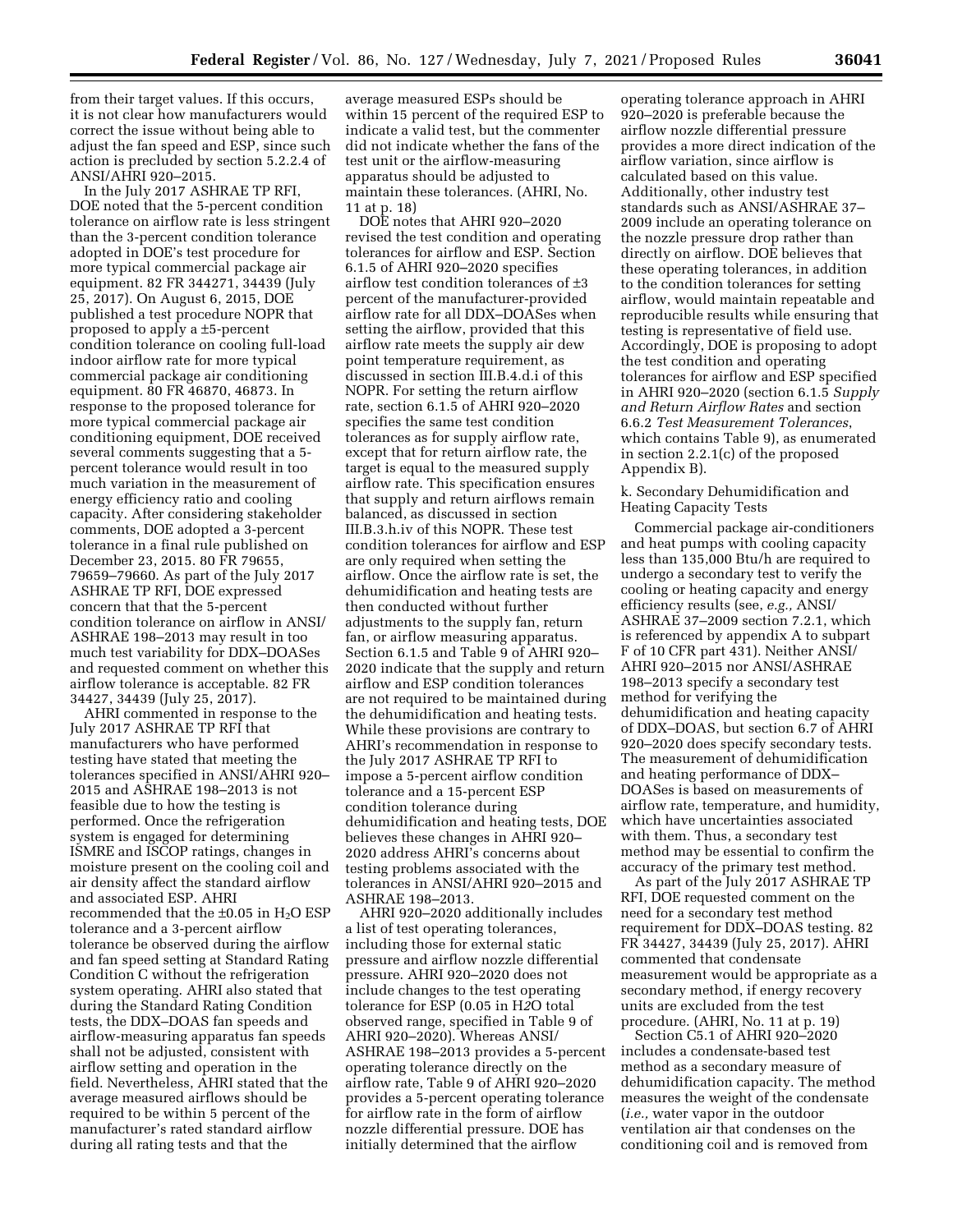from their target values. If this occurs, it is not clear how manufacturers would correct the issue without being able to adjust the fan speed and ESP, since such action is precluded by section 5.2.2.4 of ANSI/AHRI 920–2015.

In the July 2017 ASHRAE TP RFI, DOE noted that the 5-percent condition tolerance on airflow rate is less stringent than the 3-percent condition tolerance adopted in DOE's test procedure for more typical commercial package air equipment. 82 FR 344271, 34439 (July 25, 2017). On August 6, 2015, DOE published a test procedure NOPR that proposed to apply a ±5-percent condition tolerance on cooling full-load indoor airflow rate for more typical commercial package air conditioning equipment. 80 FR 46870, 46873. In response to the proposed tolerance for more typical commercial package air conditioning equipment, DOE received several comments suggesting that a 5-percent tolerance would result in too much variation in the measurement of energy efficiency ratio and cooling capacity. After considering stakeholder comments, DOE adopted a 3-percent tolerance in a final rule published on December 23, 2015. 80 FR 79655, 79659–79660. As part of the July 2017 ASHRAE TP RFI, DOE expressed concern that that the 5-percent condition tolerance on airflow in ANSI/ASHRAE 198–2013 may result in too much test variability for DDX–DOASes and requested comment on whether this airflow tolerance is acceptable. 82 FR 34427, 34439 (July 25, 2017).

AHRI commented in response to the July 2017 ASHRAE TP RFI that manufacturers who have performed testing have stated that meeting the tolerances specified in ANSI/AHRI 920–2015 and ASHRAE 198–2013 is not feasible due to how the testing is performed. Once the refrigeration system is engaged for determining ISMRE and ISCOP ratings, changes in moisture present on the cooling coil and air density affect the standard airflow and associated ESP. AHRI recommended that the ±0.05 in $H_2O$ ESP tolerance and a 3-percent airflow tolerance be observed during the airflow and fan speed setting at Standard Rating Condition C without the refrigeration system operating. AHRI also stated that during the Standard Rating Condition tests, the DDX–DOAS fan speeds and airflow-measuring apparatus fan speeds shall not be adjusted, consistent with airflow setting and operation in the field. Nevertheless, AHRI stated that the average measured airflows should be required to be within 5 percent of the manufacturer's rated standard airflow during all rating tests and that the average measured ESPs should be within 15 percent of the required ESP to indicate a valid test, but the commenter did not indicate whether the fans of the test unit or the airflow-measuring apparatus should be adjusted to maintain these tolerances. (AHRI, No. 11 at p. 18)

DOE notes that AHRI 920–2020 revised the test condition and operating tolerances for airflow and ESP. Section 6.1.5 of AHRI 920–2020 specifies airflow test condition tolerances of ±3 percent of the manufacturer-provided airflow rate for all DDX–DOASes when setting the airflow, provided that this airflow rate meets the supply air dew point temperature requirement, as discussed in section III.B.4.d.i of this NOPR. For setting the return airflow rate, section 6.1.5 of AHRI 920–2020 specifies the same test condition tolerances as for supply airflow rate, except that for return airflow rate, the target is equal to the measured supply airflow rate. This specification ensures that supply and return airflows remain balanced, as discussed in section III.B.3.h.iv of this NOPR. These test condition tolerances for airflow and ESP are only required when setting the airflow. Once the airflow rate is set, the dehumidification and heating tests are then conducted without further adjustments to the supply fan, return fan, or airflow measuring apparatus. Section 6.1.5 and Table 9 of AHRI 920–2020 indicate that the supply and return airflow and ESP condition tolerances are not required to be maintained during the dehumidification and heating tests. While these provisions are contrary to AHRI's recommendation in response to the July 2017 ASHRAE TP RFI to impose a 5-percent airflow condition tolerance and a 15-percent ESP condition tolerance during dehumidification and heating tests, DOE believes these changes in AHRI 920–2020 address AHRI's concerns about testing problems associated with the tolerances in ANSI/AHRI 920–2015 and ASHRAE 198–2013.

AHRI 920–2020 additionally includes a list of test operating tolerances, including those for external static pressure and airflow nozzle differential pressure. AHRI 920–2020 does not include changes to the test operating tolerance for ESP (0.05 in $H_2O$ total observed range, specified in Table 9 of AHRI 920–2020). Whereas ANSI/ASHRAE 198–2013 provides a 5-percent operating tolerance directly on the airflow rate, Table 9 of AHRI 920–2020 provides a 5-percent operating tolerance for airflow rate in the form of airflow nozzle differential pressure. DOE has initially determined that the airflow operating tolerance approach in AHRI 920–2020 is preferable because the airflow nozzle differential pressure provides a more direct indication of the airflow variation, since airflow is calculated based on this value. Additionally, other industry test standards such as ANSI/ASHRAE 37–2009 include an operating tolerance on the nozzle pressure drop rather than directly on airflow. DOE believes that these operating tolerances, in addition to the condition tolerances for setting airflow, would maintain repeatable and reproducible results while ensuring that testing is representative of field use. Accordingly, DOE is proposing to adopt the test condition and operating tolerances for airflow and ESP specified in AHRI 920–2020 (section 6.1.5 *Supply and Return Airflow Rates* and section 6.6.2 *Test Measurement Tolerances*, which contains Table 9), as enumerated in section 2.2.1(c) of the proposed Appendix B).

k. Secondary Dehumidification and Heating Capacity Tests

Commercial package air-conditioners and heat pumps with cooling capacity less than 135,000 Btu/h are required to undergo a secondary test to verify the cooling or heating capacity and energy efficiency results (see, *e.g.,* ANSI/ASHRAE 37–2009 section 7.2.1, which is referenced by appendix A to subpart F of 10 CFR part 431). Neither ANSI/AHRI 920–2015 nor ANSI/ASHRAE 198–2013 specify a secondary test method for verifying the dehumidification and heating capacity of DDX–DOAS, but section 6.7 of AHRI 920–2020 does specify secondary tests. The measurement of dehumidification and heating performance of DDX–DOASes is based on measurements of airflow rate, temperature, and humidity, which have uncertainties associated with them. Thus, a secondary test method may be essential to confirm the accuracy of the primary test method.

As part of the July 2017 ASHRAE TP RFI, DOE requested comment on the need for a secondary test method requirement for DDX–DOAS testing. 82 FR 34427, 34439 (July 25, 2017). AHRI commented that condensate measurement would be appropriate as a secondary method, if energy recovery units are excluded from the test procedure. (AHRI, No. 11 at p. 19)

Section C5.1 of AHRI 920–2020 includes a condensate-based test method as a secondary measure of dehumidification capacity. The method measures the weight of the condensate (*i.e.,* water vapor in the outdoor ventilation air that condenses on the conditioning coil and is removed from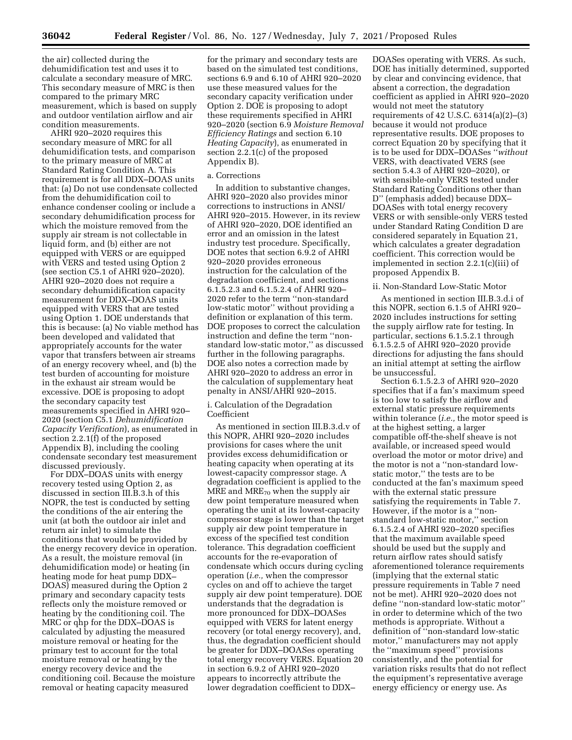the air) collected during the dehumidification test and uses it to calculate a secondary measure of MRC. This secondary measure of MRC is then compared to the primary MRC measurement, which is based on supply and outdoor ventilation airflow and air condition measurements.

AHRI 920–2020 requires this secondary measure of MRC for all dehumidification tests, and comparison to the primary measure of MRC at Standard Rating Condition A. This requirement is for all DDX–DOAS units that: (a) Do not use condensate collected from the dehumidification coil to enhance condenser cooling or include a secondary dehumidification process for which the moisture removed from the supply air stream is not collectable in liquid form, and (b) either are not equipped with VERS or are equipped with VERS and tested using Option 2 (see section C5.1 of AHRI 920–2020). AHRI 920–2020 does not require a secondary dehumidification capacity measurement for DDX–DOAS units equipped with VERS that are tested using Option 1. DOE understands that this is because: (a) No viable method has been developed and validated that appropriately accounts for the water vapor that transfers between air streams of an energy recovery wheel, and (b) the test burden of accounting for moisture in the exhaust air stream would be excessive. DOE is proposing to adopt the secondary capacity test measurements specified in AHRI 920–2020 (section C5.1 *Dehumidification Capacity Verification*), as enumerated in section 2.2.1(f) of the proposed Appendix B), including the cooling condensate secondary test measurement discussed previously.

For DDX–DOAS units with energy recovery tested using Option 2, as discussed in section III.B.3.h of this NOPR, the test is conducted by setting the conditions of the air entering the unit (at both the outdoor air inlet and return air inlet) to simulate the conditions that would be provided by the energy recovery device in operation. As a result, the moisture removal (in dehumidification mode) or heating (in heating mode for heat pump DDX–DOAS) measured during the Option 2 primary and secondary capacity tests reflects only the moisture removed or heating by the conditioning coil. The MRC or qhp for the DDX–DOAS is calculated by adjusting the measured moisture removal or heating for the primary test to account for the total moisture removal or heating by the energy recovery device and the conditioning coil. Because the moisture removal or heating capacity measured for the primary and secondary tests are based on the simulated test conditions, sections 6.9 and 6.10 of AHRI 920–2020 use these measured values for the secondary capacity verification under Option 2. DOE is proposing to adopt these requirements specified in AHRI 920–2020 (section 6.9 *Moisture Removal Efficiency Ratings* and section 6.10 *Heating Capacity*), as enumerated in section 2.2.1(c) of the proposed Appendix B).

a. Corrections

In addition to substantive changes, AHRI 920–2020 also provides minor corrections to instructions in ANSI/AHRI 920–2015. However, in its review of AHRI 920–2020, DOE identified an error and an omission in the latest industry test procedure. Specifically, DOE notes that section 6.9.2 of AHRI 920–2020 provides erroneous instruction for the calculation of the degradation coefficient, and sections 6.1.5.2.3 and 6.1.5.2.4 of AHRI 920–2020 refer to the term ''non-standard low-static motor'' without providing a definition or explanation of this term. DOE proposes to correct the calculation instruction and define the term ''non-standard low-static motor,'' as discussed further in the following paragraphs. DOE also notes a correction made by AHRI 920–2020 to address an error in the calculation of supplementary heat penalty in ANSI/AHRI 920–2015.

i. Calculation of the Degradation Coefficient

As mentioned in section III.B.3.d.v of this NOPR, AHRI 920–2020 includes provisions for cases where the unit provides excess dehumidification or heating capacity when operating at its lowest-capacity compressor stage. A degradation coefficient is applied to the MRE and $MRE_{70}$ when the supply air dew point temperature measured when operating the unit at its lowest-capacity compressor stage is lower than the target supply air dew point temperature in excess of the specified test condition tolerance. This degradation coefficient accounts for the re-evaporation of condensate which occurs during cycling operation (*i.e.,* when the compressor cycles on and off to achieve the target supply air dew point temperature). DOE understands that the degradation is more pronounced for DDX–DOASes equipped with VERS for latent energy recovery (or total energy recovery), and, thus, the degradation coefficient should be greater for DDX–DOASes operating total energy recovery VERS. Equation 20 in section 6.9.2 of AHRI 920–2020 appears to incorrectly attribute the lower degradation coefficient to DDX–DOASes operating with VERS. As such, DOE has initially determined, supported by clear and convincing evidence, that absent a correction, the degradation coefficient as applied in AHRI 920–2020 would not meet the statutory requirements of 42 U.S.C. 6314(a)(2)–(3) because it would not produce representative results. DOE proposes to correct Equation 20 by specifying that it is to be used for DDX–DOASes ''*without* VERS, with deactivated VERS (see section 5.4.3 of AHRI 920–2020), or with sensible-only VERS tested under Standard Rating Conditions other than D'' (emphasis added) because DDX–DOASes with total energy recovery VERS or with sensible-only VERS tested under Standard Rating Condition D are considered separately in Equation 21, which calculates a greater degradation coefficient. This correction would be implemented in section 2.2.1(c)(iii) of proposed Appendix B.

ii. Non-Standard Low-Static Motor

As mentioned in section III.B.3.d.i of this NOPR, section 6.1.5 of AHRI 920–2020 includes instructions for setting the supply airflow rate for testing. In particular, sections 6.1.5.2.1 through 6.1.5.2.5 of AHRI 920–2020 provide directions for adjusting the fans should an initial attempt at setting the airflow be unsuccessful.

Section 6.1.5.2.3 of AHRI 920–2020 specifies that if a fan's maximum speed is too low to satisfy the airflow and external static pressure requirements within tolerance (*i.e.,* the motor speed is at the highest setting, a larger compatible off-the-shelf sheave is not available, or increased speed would overload the motor or motor drive) and the motor is not a ''non-standard low-static motor,'' the tests are to be conducted at the fan's maximum speed with the external static pressure satisfying the requirements in Table 7. However, if the motor is a ''non-standard low-static motor,'' section 6.1.5.2.4 of AHRI 920–2020 specifies that the maximum available speed should be used but the supply and return airflow rates should satisfy aforementioned tolerance requirements (implying that the external static pressure requirements in Table 7 need not be met). AHRI 920–2020 does not define ''non-standard low-static motor'' in order to determine which of the two methods is appropriate. Without a definition of ''non-standard low-static motor,'' manufacturers may not apply the ''maximum speed'' provisions consistently, and the potential for variation risks results that do not reflect the equipment's representative average energy efficiency or energy use. As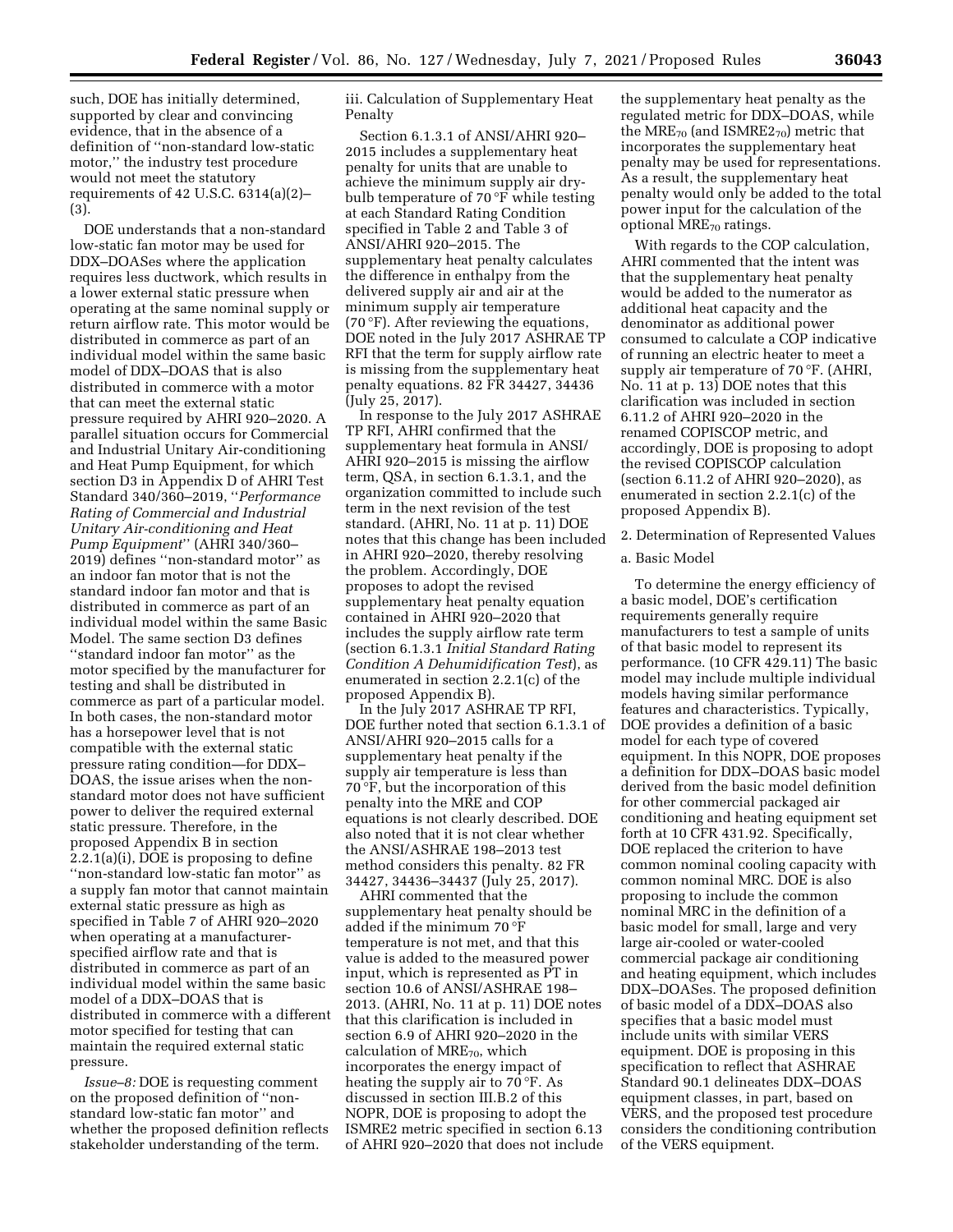such, DOE has initially determined, supported by clear and convincing evidence, that in the absence of a definition of ''non-standard low-static motor,'' the industry test procedure would not meet the statutory requirements of 42 U.S.C. 6314(a)(2)–(3).

DOE understands that a non-standard low-static fan motor may be used for DDX–DOASes where the application requires less ductwork, which results in a lower external static pressure when operating at the same nominal supply or return airflow rate. This motor would be distributed in commerce as part of an individual model within the same basic model of DDX–DOAS that is also distributed in commerce with a motor that can meet the external static pressure required by AHRI 920–2020. A parallel situation occurs for Commercial and Industrial Unitary Air-conditioning and Heat Pump Equipment, for which section D3 in Appendix D of AHRI Test Standard 340/360–2019, ''*Performance Rating of Commercial and Industrial Unitary Air-conditioning and Heat Pump Equipment*'' (AHRI 340/360–2019) defines ''non-standard motor'' as an indoor fan motor that is not the standard indoor fan motor and that is distributed in commerce as part of an individual model within the same Basic Model. The same section D3 defines ''standard indoor fan motor'' as the motor specified by the manufacturer for testing and shall be distributed in commerce as part of a particular model. In both cases, the non-standard motor has a horsepower level that is not compatible with the external static pressure rating condition—for DDX–DOAS, the issue arises when the non-standard motor does not have sufficient power to deliver the required external static pressure. Therefore, in the proposed Appendix B in section 2.2.1(a)(i), DOE is proposing to define ''non-standard low-static fan motor'' as a supply fan motor that cannot maintain external static pressure as high as specified in Table 7 of AHRI 920–2020 when operating at a manufacturer-specified airflow rate and that is distributed in commerce as part of an individual model within the same basic model of a DDX–DOAS that is distributed in commerce with a different motor specified for testing that can maintain the required external static pressure.

*Issue–8:* DOE is requesting comment on the proposed definition of ''non-standard low-static fan motor'' and whether the proposed definition reflects stakeholder understanding of the term.

iii. Calculation of Supplementary Heat Penalty

Section 6.1.3.1 of ANSI/AHRI 920–2015 includes a supplementary heat penalty for units that are unable to achieve the minimum supply air dry-bulb temperature of 70 °F while testing at each Standard Rating Condition specified in Table 2 and Table 3 of ANSI/AHRI 920–2015. The supplementary heat penalty calculates the difference in enthalpy from the delivered supply air and air at the minimum supply air temperature (70 °F). After reviewing the equations, DOE noted in the July 2017 ASHRAE TP RFI that the term for supply airflow rate is missing from the supplementary heat penalty equations. 82 FR 34427, 34436 (July 25, 2017).

In response to the July 2017 ASHRAE TP RFI, AHRI confirmed that the supplementary heat formula in ANSI/AHRI 920–2015 is missing the airflow term, QSA, in section 6.1.3.1, and the organization committed to include such term in the next revision of the test standard. (AHRI, No. 11 at p. 11) DOE notes that this change has been included in AHRI 920–2020, thereby resolving the problem. Accordingly, DOE proposes to adopt the revised supplementary heat penalty equation contained in AHRI 920–2020 that includes the supply airflow rate term (section 6.1.3.1 *Initial Standard Rating Condition A Dehumidification Test*), as enumerated in section 2.2.1(c) of the proposed Appendix B).

In the July 2017 ASHRAE TP RFI, DOE further noted that section 6.1.3.1 of ANSI/AHRI 920–2015 calls for a supplementary heat penalty if the supply air temperature is less than 70 °F, but the incorporation of this penalty into the MRE and COP equations is not clearly described. DOE also noted that it is not clear whether the ANSI/ASHRAE 198–2013 test method considers this penalty. 82 FR 34427, 34436–34437 (July 25, 2017).

AHRI commented that the supplementary heat penalty should be added if the minimum 70 °F temperature is not met, and that this value is added to the measured power input, which is represented as PT in section 10.6 of ANSI/ASHRAE 198–2013. (AHRI, No. 11 at p. 11) DOE notes that this clarification is included in section 6.9 of AHRI 920–2020 in the calculation of $MRE_{70}$, which incorporates the energy impact of heating the supply air to 70 °F. As discussed in section III.B.2 of this NOPR, DOE is proposing to adopt the ISMRE2 metric specified in section 6.13 of AHRI 920–2020 that does not include the supplementary heat penalty as the regulated metric for DDX–DOAS, while the $MRE_{70}$ (and $ISMRE2_{70}$) metric that incorporates the supplementary heat penalty may be used for representations. As a result, the supplementary heat penalty would only be added to the total power input for the calculation of the optional $MRE_{70}$ ratings.

With regards to the COP calculation, AHRI commented that the intent was that the supplementary heat penalty would be added to the numerator as additional heat capacity and the denominator as additional power consumed to calculate a COP indicative of running an electric heater to meet a supply air temperature of 70 °F. (AHRI, No. 11 at p. 13) DOE notes that this clarification was included in section 6.11.2 of AHRI 920–2020 in the renamed COPISCOP metric, and accordingly, DOE is proposing to adopt the revised COPISCOP calculation (section 6.11.2 of AHRI 920–2020), as enumerated in section 2.2.1(c) of the proposed Appendix B).

2. Determination of Represented Values

a. Basic Model

To determine the energy efficiency of a basic model, DOE's certification requirements generally require manufacturers to test a sample of units of that basic model to represent its performance. (10 CFR 429.11) The basic model may include multiple individual models having similar performance features and characteristics. Typically, DOE provides a definition of a basic model for each type of covered equipment. In this NOPR, DOE proposes a definition for DDX–DOAS basic model derived from the basic model definition for other commercial packaged air conditioning and heating equipment set forth at 10 CFR 431.92. Specifically, DOE replaced the criterion to have common nominal cooling capacity with common nominal MRC. DOE is also proposing to include the common nominal MRC in the definition of a basic model for small, large and very large air-cooled or water-cooled commercial package air conditioning and heating equipment, which includes DDX–DOASes. The proposed definition of basic model of a DDX–DOAS also specifies that a basic model must include units with similar VERS equipment. DOE is proposing in this specification to reflect that ASHRAE Standard 90.1 delineates DDX–DOAS equipment classes, in part, based on VERS, and the proposed test procedure considers the conditioning contribution of the VERS equipment.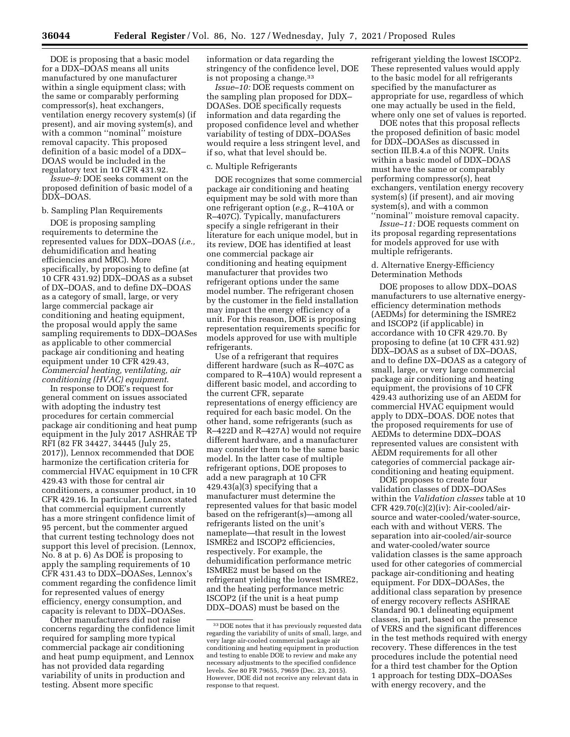DOE is proposing that a basic model for a DDX–DOAS means all units manufactured by one manufacturer within a single equipment class; with the same or comparably performing compressor(s), heat exchangers, ventilation energy recovery system(s) (if present), and air moving system(s), and with a common ''nominal'' moisture removal capacity. This proposed definition of a basic model of a DDX–DOAS would be included in the regulatory text in 10 CFR 431.92.

*Issue–9:* DOE seeks comment on the proposed definition of basic model of a DDX–DOAS.

b. Sampling Plan Requirements

DOE is proposing sampling requirements to determine the represented values for DDX–DOAS (*i.e.,* dehumidification and heating efficiencies and MRC). More specifically, by proposing to define (at 10 CFR 431.92) DDX–DOAS as a subset of DX–DOAS, and to define DX–DOAS as a category of small, large, or very large commercial package air conditioning and heating equipment, the proposal would apply the same sampling requirements to DDX–DOASes as applicable to other commercial package air conditioning and heating equipment under 10 CFR 429.43, *Commercial heating, ventilating, air conditioning (HVAC) equipment*.

In response to DOE's request for general comment on issues associated with adopting the industry test procedures for certain commercial package air conditioning and heat pump equipment in the July 2017 ASHRAE TP RFI (82 FR 34427, 34445 (July 25, 2017)), Lennox recommended that DOE harmonize the certification criteria for commercial HVAC equipment in 10 CFR 429.43 with those for central air conditioners, a consumer product, in 10 CFR 429.16. In particular, Lennox stated that commercial equipment currently has a more stringent confidence limit of 95 percent, but the commenter argued that current testing technology does not support this level of precision. (Lennox, No. 8 at p. 6) As DOE is proposing to apply the sampling requirements of 10 CFR 431.43 to DDX–DOASes, Lennox's comment regarding the confidence limit for represented values of energy efficiency, energy consumption, and capacity is relevant to DDX–DOASes.

Other manufacturers did not raise concerns regarding the confidence limit required for sampling more typical commercial package air conditioning and heat pump equipment, and Lennox has not provided data regarding variability of units in production and testing. Absent more specific information or data regarding the stringency of the confidence level, DOE is not proposing a change.[33]

*Issue–10:* DOE requests comment on the sampling plan proposed for DDX–DOASes. DOE specifically requests information and data regarding the proposed confidence level and whether variability of testing of DDX–DOASes would require a less stringent level, and if so, what that level should be.

c. Multiple Refrigerants

DOE recognizes that some commercial package air conditioning and heating equipment may be sold with more than one refrigerant option (*e.g.,* R–410A or R–407C). Typically, manufacturers specify a single refrigerant in their literature for each unique model, but in its review, DOE has identified at least one commercial package air conditioning and heating equipment manufacturer that provides two refrigerant options under the same model number. The refrigerant chosen by the customer in the field installation may impact the energy efficiency of a unit. For this reason, DOE is proposing representation requirements specific for models approved for use with multiple refrigerants.

Use of a refrigerant that requires different hardware (such as R–407C as compared to R–410A) would represent a different basic model, and according to the current CFR, separate representations of energy efficiency are required for each basic model. On the other hand, some refrigerants (such as R–422D and R–427A) would not require different hardware, and a manufacturer may consider them to be the same basic model. In the latter case of multiple refrigerant options, DOE proposes to add a new paragraph at 10 CFR 429.43(a)(3) specifying that a manufacturer must determine the represented values for that basic model based on the refrigerant(s)—among all refrigerants listed on the unit's nameplate—that result in the lowest ISMRE2 and ISCOP2 efficiencies, respectively. For example, the dehumidification performance metric ISMRE2 must be based on the refrigerant yielding the lowest ISMRE2, and the heating performance metric ISCOP2 (if the unit is a heat pump DDX–DOAS) must be based on the refrigerant yielding the lowest ISCOP2. These represented values would apply to the basic model for all refrigerants specified by the manufacturer as appropriate for use, regardless of which one may actually be used in the field, where only one set of values is reported.

DOE notes that this proposal reflects the proposed definition of basic model for DDX–DOASes as discussed in section III.B.4.a of this NOPR. Units within a basic model of DDX–DOAS must have the same or comparably performing compressor(s), heat exchangers, ventilation energy recovery system(s) (if present), and air moving system(s), and with a common ''nominal'' moisture removal capacity.

*Issue–11:* DOE requests comment on its proposal regarding representations for models approved for use with multiple refrigerants.

d. Alternative Energy-Efficiency Determination Methods

DOE proposes to allow DDX–DOAS manufacturers to use alternative energy-efficiency determination methods (AEDMs) for determining the ISMRE2 and ISCOP2 (if applicable) in accordance with 10 CFR 429.70. By proposing to define (at 10 CFR 431.92) DDX–DOAS as a subset of DX–DOAS, and to define DX–DOAS as a category of small, large, or very large commercial package air conditioning and heating equipment, the provisions of 10 CFR 429.43 authorizing use of an AEDM for commercial HVAC equipment would apply to DDX–DOAS. DOE notes that the proposed requirements for use of AEDMs to determine DDX–DOAS represented values are consistent with AEDM requirements for all other categories of commercial package air-conditioning and heating equipment.

DOE proposes to create four validation classes of DDX–DOASes within the *Validation classes* table at 10 CFR 429.70(c)(2)(iv): Air-cooled/air-source and water-cooled/water-source, each with and without VERS. The separation into air-cooled/air-source and water-cooled/water source validation classes is the same approach used for other categories of commercial package air-conditioning and heating equipment. For DDX–DOASes, the additional class separation by presence of energy recovery reflects ASHRAE Standard 90.1 delineating equipment classes, in part, based on the presence of VERS and the significant differences in the test methods required with energy recovery. These differences in the test procedures include the potential need for a third test chamber for the Option 1 approach for testing DDX–DOASes with energy recovery, and the

[33] DOE notes that it has previously requested data regarding the variability of units of small, large, and very large air-cooled commercial package air conditioning and heating equipment in production and testing to enable DOE to review and make any necessary adjustments to the specified confidence levels. *See* 80 FR 79655, 79659 (Dec. 23, 2015). However, DOE did not receive any relevant data in response to that request.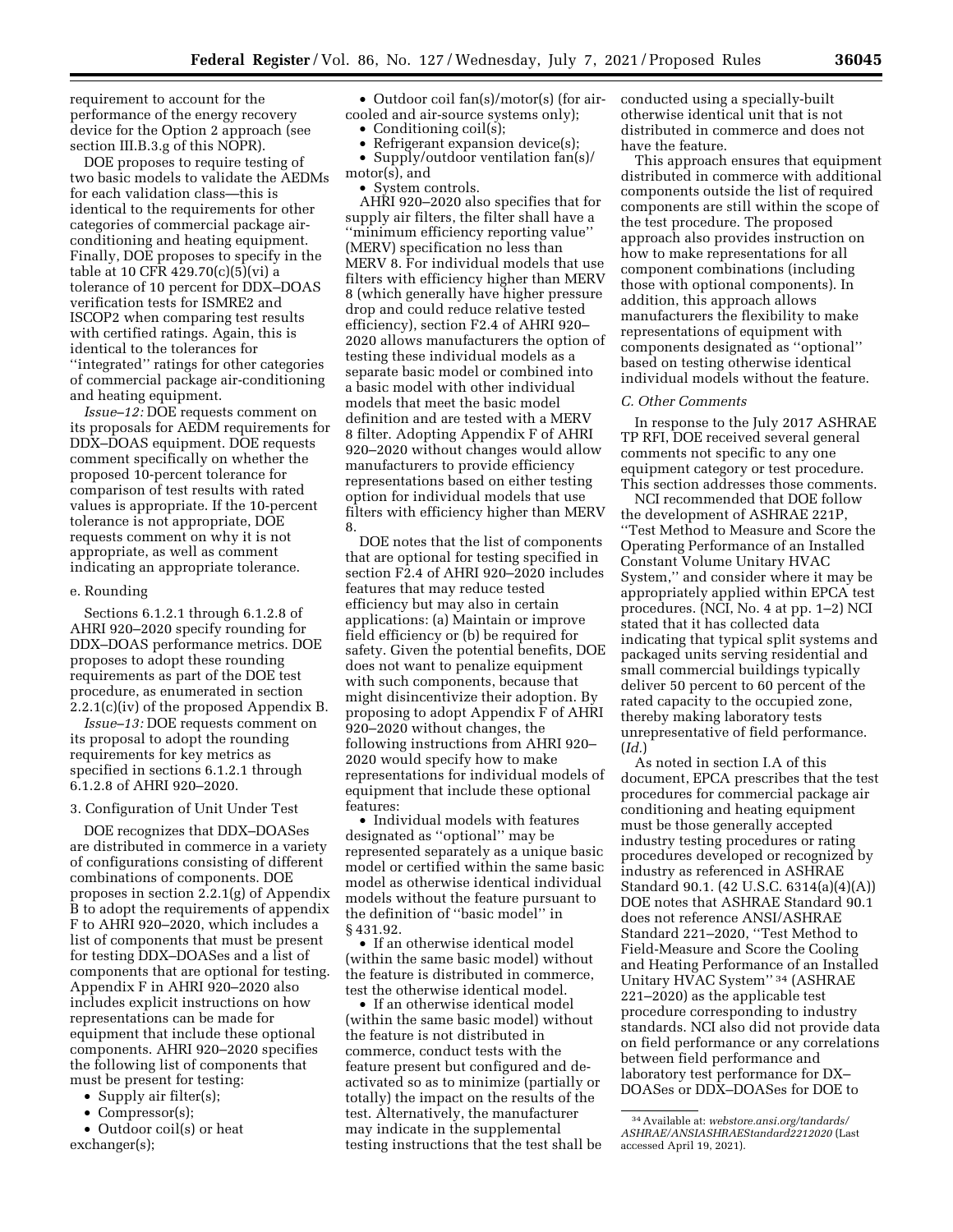requirement to account for the performance of the energy recovery device for the Option 2 approach (see section III.B.3.g of this NOPR).

DOE proposes to require testing of two basic models to validate the AEDMs for each validation class—this is identical to the requirements for other categories of commercial package air-conditioning and heating equipment. Finally, DOE proposes to specify in the table at 10 CFR 429.70(c)(5)(vi) a tolerance of 10 percent for DDX–DOAS verification tests for ISMRE2 and ISCOP2 when comparing test results with certified ratings. Again, this is identical to the tolerances for ''integrated'' ratings for other categories of commercial package air-conditioning and heating equipment.

*Issue–12:* DOE requests comment on its proposals for AEDM requirements for DDX–DOAS equipment. DOE requests comment specifically on whether the proposed 10-percent tolerance for comparison of test results with rated values is appropriate. If the 10-percent tolerance is not appropriate, DOE requests comment on why it is not appropriate, as well as comment indicating an appropriate tolerance.

e. Rounding

Sections 6.1.2.1 through 6.1.2.8 of AHRI 920–2020 specify rounding for DDX–DOAS performance metrics. DOE proposes to adopt these rounding requirements as part of the DOE test procedure, as enumerated in section 2.2.1(c)(iv) of the proposed Appendix B.

*Issue–13:* DOE requests comment on its proposal to adopt the rounding requirements for key metrics as specified in sections 6.1.2.1 through 6.1.2.8 of AHRI 920–2020.

3. Configuration of Unit Under Test

DOE recognizes that DDX–DOASes are distributed in commerce in a variety of configurations consisting of different combinations of components. DOE proposes in section 2.2.1(g) of Appendix B to adopt the requirements of appendix F to AHRI 920–2020, which includes a list of components that must be present for testing DDX–DOASes and a list of components that are optional for testing. Appendix F in AHRI 920–2020 also includes explicit instructions on how representations can be made for equipment that include these optional components. AHRI 920–2020 specifies the following list of components that must be present for testing:

- Supply air filter(s);
- Compressor(s);
- Outdoor coil(s) or heat exchanger(s);
- Outdoor coil fan(s)/motor(s) (for air-cooled and air-source systems only);
- Conditioning coil(s);
- Refrigerant expansion device(s);
- Supply/outdoor ventilation fan(s)/motor(s), and
- System controls.

AHRI 920–2020 also specifies that for supply air filters, the filter shall have a ''minimum efficiency reporting value'' (MERV) specification no less than MERV 8. For individual models that use filters with efficiency higher than MERV 8 (which generally have higher pressure drop and could reduce relative tested efficiency), section F2.4 of AHRI 920–2020 allows manufacturers the option of testing these individual models as a separate basic model or combined into a basic model with other individual models that meet the basic model definition and are tested with a MERV 8 filter. Adopting Appendix F of AHRI 920–2020 without changes would allow manufacturers to provide efficiency representations based on either testing option for individual models that use filters with efficiency higher than MERV 8.

DOE notes that the list of components that are optional for testing specified in section F2.4 of AHRI 920–2020 includes features that may reduce tested efficiency but may also in certain applications: (a) Maintain or improve field efficiency or (b) be required for safety. Given the potential benefits, DOE does not want to penalize equipment with such components, because that might disincentivize their adoption. By proposing to adopt Appendix F of AHRI 920–2020 without changes, the following instructions from AHRI 920–2020 would specify how to make representations for individual models of equipment that include these optional features:

- Individual models with features designated as ''optional'' may be represented separately as a unique basic model or certified within the same basic model as otherwise identical individual models without the feature pursuant to the definition of ''basic model'' in § 431.92.
- If an otherwise identical model (within the same basic model) without the feature is distributed in commerce, test the otherwise identical model.
- If an otherwise identical model (within the same basic model) without the feature is not distributed in commerce, conduct tests with the feature present but configured and de-activated so as to minimize (partially or totally) the impact on the results of the test. Alternatively, the manufacturer may indicate in the supplemental testing instructions that the test shall be conducted using a specially-built otherwise identical unit that is not distributed in commerce and does not have the feature.

This approach ensures that equipment distributed in commerce with additional components outside the list of required components are still within the scope of the test procedure. The proposed approach also provides instruction on how to make representations for all component combinations (including those with optional components). In addition, this approach allows manufacturers the flexibility to make representations of equipment with components designated as ''optional'' based on testing otherwise identical individual models without the feature.

## C. Other Comments

In response to the July 2017 ASHRAE TP RFI, DOE received several general comments not specific to any one equipment category or test procedure. This section addresses those comments.

NCI recommended that DOE follow the development of ASHRAE 221P, ''Test Method to Measure and Score the Operating Performance of an Installed Constant Volume Unitary HVAC System,'' and consider where it may be appropriately applied within EPCA test procedures. (NCI, No. 4 at pp. 1–2) NCI stated that it has collected data indicating that typical split systems and packaged units serving residential and small commercial buildings typically deliver 50 percent to 60 percent of the rated capacity to the occupied zone, thereby making laboratory tests unrepresentative of field performance. (*Id.*)

As noted in section I.A of this document, EPCA prescribes that the test procedures for commercial package air conditioning and heating equipment must be those generally accepted industry testing procedures or rating procedures developed or recognized by industry as referenced in ASHRAE Standard 90.1. (42 U.S.C. 6314(a)(4)(A)) DOE notes that ASHRAE Standard 90.1 does not reference ANSI/ASHRAE Standard 221–2020, ''Test Method to Field-Measure and Score the Cooling and Heating Performance of an Installed Unitary HVAC System'' [34] (ASHRAE 221–2020) as the applicable test procedure corresponding to industry standards. NCI also did not provide data on field performance or any correlations between field performance and laboratory test performance for DX–DOASes or DDX–DOASes for DOE to

[34] Available at: *webstore.ansi.org/tandards/ASHRAE/ANSIASHRAEStandard2212020* (Last accessed April 19, 2021).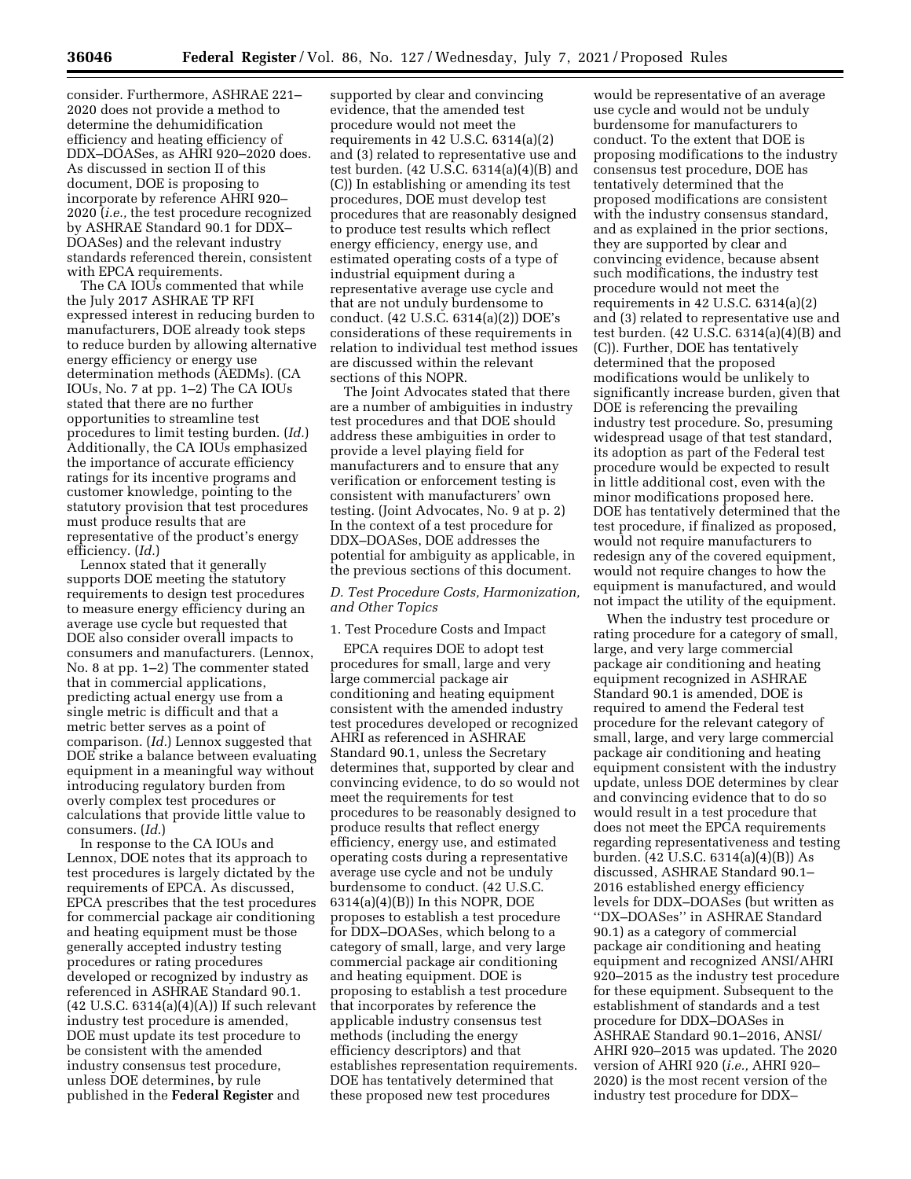consider. Furthermore, ASHRAE 221–2020 does not provide a method to determine the dehumidification efficiency and heating efficiency of DDX–DOASes, as AHRI 920–2020 does. As discussed in section II of this document, DOE is proposing to incorporate by reference AHRI 920–2020 (*i.e.,* the test procedure recognized by ASHRAE Standard 90.1 for DDX–DOASes) and the relevant industry standards referenced therein, consistent with EPCA requirements.

The CA IOUs commented that while the July 2017 ASHRAE TP RFI expressed interest in reducing burden to manufacturers, DOE already took steps to reduce burden by allowing alternative energy efficiency or energy use determination methods (AEDMs). (CA IOUs, No. 7 at pp. 1–2) The CA IOUs stated that there are no further opportunities to streamline test procedures to limit testing burden. (*Id.*) Additionally, the CA IOUs emphasized the importance of accurate efficiency ratings for its incentive programs and customer knowledge, pointing to the statutory provision that test procedures must produce results that are representative of the product's energy efficiency. (*Id.*)

Lennox stated that it generally supports DOE meeting the statutory requirements to design test procedures to measure energy efficiency during an average use cycle but requested that DOE also consider overall impacts to consumers and manufacturers. (Lennox, No. 8 at pp. 1–2) The commenter stated that in commercial applications, predicting actual energy use from a single metric is difficult and that a metric better serves as a point of comparison. (*Id.*) Lennox suggested that DOE strike a balance between evaluating equipment in a meaningful way without introducing regulatory burden from overly complex test procedures or calculations that provide little value to consumers. (*Id.*)

In response to the CA IOUs and Lennox, DOE notes that its approach to test procedures is largely dictated by the requirements of EPCA. As discussed, EPCA prescribes that the test procedures for commercial package air conditioning and heating equipment must be those generally accepted industry testing procedures or rating procedures developed or recognized by industry as referenced in ASHRAE Standard 90.1. (42 U.S.C. 6314(a)(4)(A)) If such relevant industry test procedure is amended, DOE must update its test procedure to be consistent with the amended industry consensus test procedure, unless DOE determines, by rule published in the **Federal Register** and supported by clear and convincing evidence, that the amended test procedure would not meet the requirements in 42 U.S.C. 6314(a)(2) and (3) related to representative use and test burden. (42 U.S.C. 6314(a)(4)(B) and (C)) In establishing or amending its test procedures, DOE must develop test procedures that are reasonably designed to produce test results which reflect energy efficiency, energy use, and estimated operating costs of a type of industrial equipment during a representative average use cycle and that are not unduly burdensome to conduct. (42 U.S.C. 6314(a)(2)) DOE's considerations of these requirements in relation to individual test method issues are discussed within the relevant sections of this NOPR.

The Joint Advocates stated that there are a number of ambiguities in industry test procedures and that DOE should address these ambiguities in order to provide a level playing field for manufacturers and to ensure that any verification or enforcement testing is consistent with manufacturers' own testing. (Joint Advocates, No. 9 at p. 2) In the context of a test procedure for DDX–DOASes, DOE addresses the potential for ambiguity as applicable, in the previous sections of this document.

### *D. Test Procedure Costs, Harmonization, and Other Topics*

#### 1. Test Procedure Costs and Impact

EPCA requires DOE to adopt test procedures for small, large and very large commercial package air conditioning and heating equipment consistent with the amended industry test procedures developed or recognized AHRI as referenced in ASHRAE Standard 90.1, unless the Secretary determines that, supported by clear and convincing evidence, to do so would not meet the requirements for test procedures to be reasonably designed to produce results that reflect energy efficiency, energy use, and estimated operating costs during a representative average use cycle and not be unduly burdensome to conduct. (42 U.S.C. 6314(a)(4)(B)) In this NOPR, DOE proposes to establish a test procedure for DDX–DOASes, which belong to a category of small, large, and very large commercial package air conditioning and heating equipment. DOE is proposing to establish a test procedure that incorporates by reference the applicable industry consensus test methods (including the energy efficiency descriptors) and that establishes representation requirements. DOE has tentatively determined that these proposed new test procedures would be representative of an average use cycle and would not be unduly burdensome for manufacturers to conduct. To the extent that DOE is proposing modifications to the industry consensus test procedure, DOE has tentatively determined that the proposed modifications are consistent with the industry consensus standard, and as explained in the prior sections, they are supported by clear and convincing evidence, because absent such modifications, the industry test procedure would not meet the requirements in 42 U.S.C. 6314(a)(2) and (3) related to representative use and test burden. (42 U.S.C. 6314(a)(4)(B) and (C)). Further, DOE has tentatively determined that the proposed modifications would be unlikely to significantly increase burden, given that DOE is referencing the prevailing industry test procedure. So, presuming widespread usage of that test standard, its adoption as part of the Federal test procedure would be expected to result in little additional cost, even with the minor modifications proposed here. DOE has tentatively determined that the test procedure, if finalized as proposed, would not require manufacturers to redesign any of the covered equipment, would not require changes to how the equipment is manufactured, and would not impact the utility of the equipment.

When the industry test procedure or rating procedure for a category of small, large, and very large commercial package air conditioning and heating equipment recognized in ASHRAE Standard 90.1 is amended, DOE is required to amend the Federal test procedure for the relevant category of small, large, and very large commercial package air conditioning and heating equipment consistent with the industry update, unless DOE determines by clear and convincing evidence that to do so would result in a test procedure that does not meet the EPCA requirements regarding representativeness and testing burden. (42 U.S.C. 6314(a)(4)(B)) As discussed, ASHRAE Standard 90.1–2016 established energy efficiency levels for DDX–DOASes (but written as ''DX–DOASes'' in ASHRAE Standard 90.1) as a category of commercial package air conditioning and heating equipment and recognized ANSI/AHRI 920–2015 as the industry test procedure for these equipment. Subsequent to the establishment of standards and a test procedure for DDX–DOASes in ASHRAE Standard 90.1–2016, ANSI/AHRI 920–2015 was updated. The 2020 version of AHRI 920 (*i.e.,* AHRI 920–2020) is the most recent version of the industry test procedure for DDX–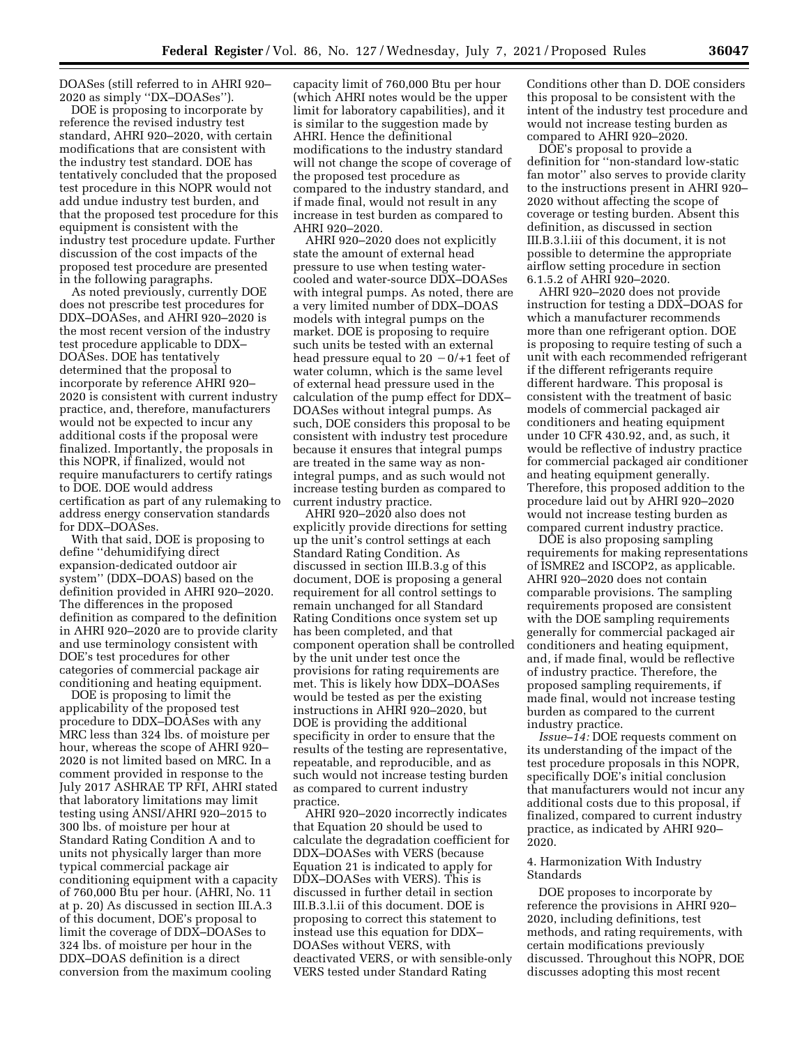DOASes (still referred to in AHRI 920–2020 as simply ''DX–DOASes'').

DOE is proposing to incorporate by reference the revised industry test standard, AHRI 920–2020, with certain modifications that are consistent with the industry test standard. DOE has tentatively concluded that the proposed test procedure in this NOPR would not add undue industry test burden, and that the proposed test procedure for this equipment is consistent with the industry test procedure update. Further discussion of the cost impacts of the proposed test procedure are presented in the following paragraphs.

As noted previously, currently DOE does not prescribe test procedures for DDX–DOASes, and AHRI 920–2020 is the most recent version of the industry test procedure applicable to DDX–DOASes. DOE has tentatively determined that the proposal to incorporate by reference AHRI 920–2020 is consistent with current industry practice, and, therefore, manufacturers would not be expected to incur any additional costs if the proposal were finalized. Importantly, the proposals in this NOPR, if finalized, would not require manufacturers to certify ratings to DOE. DOE would address certification as part of any rulemaking to address energy conservation standards for DDX–DOASes.

With that said, DOE is proposing to define ''dehumidifying direct expansion-dedicated outdoor air system'' (DDX–DOAS) based on the definition provided in AHRI 920–2020. The differences in the proposed definition as compared to the definition in AHRI 920–2020 are to provide clarity and use terminology consistent with DOE's test procedures for other categories of commercial package air conditioning and heating equipment.

DOE is proposing to limit the applicability of the proposed test procedure to DDX–DOASes with any MRC less than 324 lbs. of moisture per hour, whereas the scope of AHRI 920–2020 is not limited based on MRC. In a comment provided in response to the July 2017 ASHRAE TP RFI, AHRI stated that laboratory limitations may limit testing using ANSI/AHRI 920–2015 to 300 lbs. of moisture per hour at Standard Rating Condition A and to units not physically larger than more typical commercial package air conditioning equipment with a capacity of 760,000 Btu per hour. (AHRI, No. 11 at p. 20) As discussed in section III.A.3 of this document, DOE's proposal to limit the coverage of DDX–DOASes to 324 lbs. of moisture per hour in the DDX–DOAS definition is a direct conversion from the maximum cooling capacity limit of 760,000 Btu per hour (which AHRI notes would be the upper limit for laboratory capabilities), and it is similar to the suggestion made by AHRI. Hence the definitional modifications to the industry standard will not change the scope of coverage of the proposed test procedure as compared to the industry standard, and if made final, would not result in any increase in test burden as compared to AHRI 920–2020.

AHRI 920–2020 does not explicitly state the amount of external head pressure to use when testing water-cooled and water-source DDX–DOASes with integral pumps. As noted, there are a very limited number of DDX–DOAS models with integral pumps on the market. DOE is proposing to require such units be tested with an external head pressure equal to 20 −0/+1 feet of water column, which is the same level of external head pressure used in the calculation of the pump effect for DDX–DOASes without integral pumps. As such, DOE considers this proposal to be consistent with industry test procedure because it ensures that integral pumps are treated in the same way as non-integral pumps, and as such would not increase testing burden as compared to current industry practice.

AHRI 920–2020 also does not explicitly provide directions for setting up the unit's control settings at each Standard Rating Condition. As discussed in section III.B.3.g of this document, DOE is proposing a general requirement for all control settings to remain unchanged for all Standard Rating Conditions once system set up has been completed, and that component operation shall be controlled by the unit under test once the provisions for rating requirements are met. This is likely how DDX–DOASes would be tested as per the existing instructions in AHRI 920–2020, but DOE is providing the additional specificity in order to ensure that the results of the testing are representative, repeatable, and reproducible, and as such would not increase testing burden as compared to current industry practice.

AHRI 920–2020 incorrectly indicates that Equation 20 should be used to calculate the degradation coefficient for DDX–DOASes with VERS (because Equation 21 is indicated to apply for DDX–DOASes with VERS). This is discussed in further detail in section III.B.3.l.ii of this document. DOE is proposing to correct this statement to instead use this equation for DDX–DOASes without VERS, with deactivated VERS, or with sensible-only VERS tested under Standard Rating Conditions other than D. DOE considers this proposal to be consistent with the intent of the industry test procedure and would not increase testing burden as compared to AHRI 920–2020.

DOE's proposal to provide a definition for ''non-standard low-static fan motor'' also serves to provide clarity to the instructions present in AHRI 920–2020 without affecting the scope of coverage or testing burden. Absent this definition, as discussed in section III.B.3.l.iii of this document, it is not possible to determine the appropriate airflow setting procedure in section 6.1.5.2 of AHRI 920–2020.

AHRI 920–2020 does not provide instruction for testing a DDX–DOAS for which a manufacturer recommends more than one refrigerant option. DOE is proposing to require testing of such a unit with each recommended refrigerant if the different refrigerants require different hardware. This proposal is consistent with the treatment of basic models of commercial packaged air conditioners and heating equipment under 10 CFR 430.92, and, as such, it would be reflective of industry practice for commercial packaged air conditioner and heating equipment generally. Therefore, this proposed addition to the procedure laid out by AHRI 920–2020 would not increase testing burden as compared current industry practice.

DOE is also proposing sampling requirements for making representations of ISMRE2 and ISCOP2, as applicable. AHRI 920–2020 does not contain comparable provisions. The sampling requirements proposed are consistent with the DOE sampling requirements generally for commercial packaged air conditioners and heating equipment, and, if made final, would be reflective of industry practice. Therefore, the proposed sampling requirements, if made final, would not increase testing burden as compared to the current industry practice.

*Issue–14:* DOE requests comment on its understanding of the impact of the test procedure proposals in this NOPR, specifically DOE's initial conclusion that manufacturers would not incur any additional costs due to this proposal, if finalized, compared to current industry practice, as indicated by AHRI 920–2020.

4. Harmonization With Industry Standards

DOE proposes to incorporate by reference the provisions in AHRI 920–2020, including definitions, test methods, and rating requirements, with certain modifications previously discussed. Throughout this NOPR, DOE discusses adopting this most recent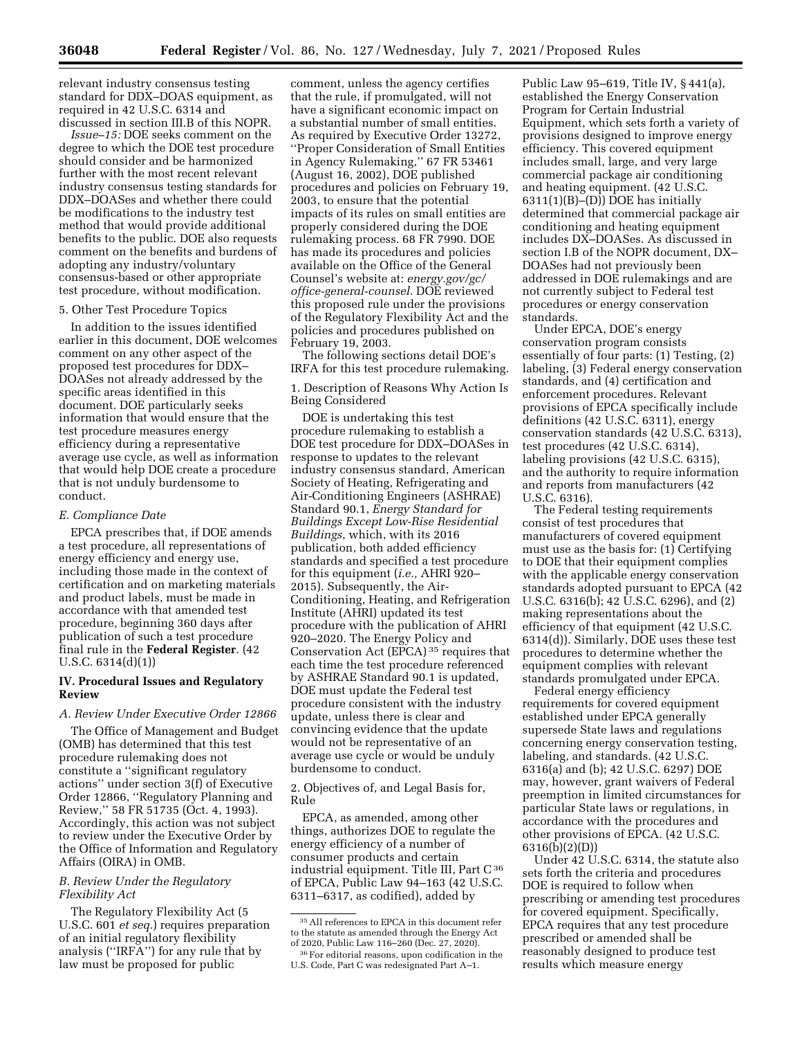relevant industry consensus testing standard for DDX–DOAS equipment, as required in 42 U.S.C. 6314 and discussed in section III.B of this NOPR.

*Issue–15:* DOE seeks comment on the degree to which the DOE test procedure should consider and be harmonized further with the most recent relevant industry consensus testing standards for DDX–DOASes and whether there could be modifications to the industry test method that would provide additional benefits to the public. DOE also requests comment on the benefits and burdens of adopting any industry/voluntary consensus-based or other appropriate test procedure, without modification.

5. Other Test Procedure Topics

In addition to the issues identified earlier in this document, DOE welcomes comment on any other aspect of the proposed test procedures for DDX–DOASes not already addressed by the specific areas identified in this document. DOE particularly seeks information that would ensure that the test procedure measures energy efficiency during a representative average use cycle, as well as information that would help DOE create a procedure that is not unduly burdensome to conduct.

### *E. Compliance Date*

EPCA prescribes that, if DOE amends a test procedure, all representations of energy efficiency and energy use, including those made in the context of certification and on marketing materials and product labels, must be made in accordance with that amended test procedure, beginning 360 days after publication of such a test procedure final rule in the **Federal Register**. (42 U.S.C. 6314(d)(1))

## IV. Procedural Issues and Regulatory Review

### *A. Review Under Executive Order 12866*

The Office of Management and Budget (OMB) has determined that this test procedure rulemaking does not constitute a ''significant regulatory actions'' under section 3(f) of Executive Order 12866, ''Regulatory Planning and Review,'' 58 FR 51735 (Oct. 4, 1993). Accordingly, this action was not subject to review under the Executive Order by the Office of Information and Regulatory Affairs (OIRA) in OMB.

### *B. Review Under the Regulatory Flexibility Act*

The Regulatory Flexibility Act (5 U.S.C. 601 *et seq.*) requires preparation of an initial regulatory flexibility analysis (''IRFA'') for any rule that by law must be proposed for public comment, unless the agency certifies that the rule, if promulgated, will not have a significant economic impact on a substantial number of small entities. As required by Executive Order 13272, ''Proper Consideration of Small Entities in Agency Rulemaking,'' 67 FR 53461 (August 16, 2002), DOE published procedures and policies on February 19, 2003, to ensure that the potential impacts of its rules on small entities are properly considered during the DOE rulemaking process. 68 FR 7990. DOE has made its procedures and policies available on the Office of the General Counsel's website at: *energy.gov/gc/office-general-counsel*. DOE reviewed this proposed rule under the provisions of the Regulatory Flexibility Act and the policies and procedures published on February 19, 2003.

The following sections detail DOE's IRFA for this test procedure rulemaking.

1. Description of Reasons Why Action Is Being Considered

DOE is undertaking this test procedure rulemaking to establish a DOE test procedure for DDX–DOASes in response to updates to the relevant industry consensus standard, American Society of Heating, Refrigerating and Air-Conditioning Engineers (ASHRAE) Standard 90.1, *Energy Standard for Buildings Except Low-Rise Residential Buildings*, which, with its 2016 publication, both added efficiency standards and specified a test procedure for this equipment (*i.e.,* AHRI 920–2015). Subsequently, the Air-Conditioning, Heating, and Refrigeration Institute (AHRI) updated its test procedure with the publication of AHRI 920–2020. The Energy Policy and Conservation Act (EPCA)[35] requires that each time the test procedure referenced by ASHRAE Standard 90.1 is updated, DOE must update the Federal test procedure consistent with the industry update, unless there is clear and convincing evidence that the update would not be representative of an average use cycle or would be unduly burdensome to conduct.

2. Objectives of, and Legal Basis for, Rule

EPCA, as amended, among other things, authorizes DOE to regulate the energy efficiency of a number of consumer products and certain industrial equipment. Title III, Part C[36] of EPCA, Public Law 94–163 (42 U.S.C. 6311–6317, as codified), added by Public Law 95–619, Title IV, § 441(a), established the Energy Conservation Program for Certain Industrial Equipment, which sets forth a variety of provisions designed to improve energy efficiency. This covered equipment includes small, large, and very large commercial package air conditioning and heating equipment. (42 U.S.C. 6311(1)(B)–(D)) DOE has initially determined that commercial package air conditioning and heating equipment includes DX–DOASes. As discussed in section I.B of the NOPR document, DX–DOASes had not previously been addressed in DOE rulemakings and are not currently subject to Federal test procedures or energy conservation standards.

Under EPCA, DOE's energy conservation program consists essentially of four parts: (1) Testing, (2) labeling, (3) Federal energy conservation standards, and (4) certification and enforcement procedures. Relevant provisions of EPCA specifically include definitions (42 U.S.C. 6311), energy conservation standards (42 U.S.C. 6313), test procedures (42 U.S.C. 6314), labeling provisions (42 U.S.C. 6315), and the authority to require information and reports from manufacturers (42 U.S.C. 6316).

The Federal testing requirements consist of test procedures that manufacturers of covered equipment must use as the basis for: (1) Certifying to DOE that their equipment complies with the applicable energy conservation standards adopted pursuant to EPCA (42 U.S.C. 6316(b); 42 U.S.C. 6296), and (2) making representations about the efficiency of that equipment (42 U.S.C. 6314(d)). Similarly, DOE uses these test procedures to determine whether the equipment complies with relevant standards promulgated under EPCA.

Federal energy efficiency requirements for covered equipment established under EPCA generally supersede State laws and regulations concerning energy conservation testing, labeling, and standards. (42 U.S.C. 6316(a) and (b); 42 U.S.C. 6297) DOE may, however, grant waivers of Federal preemption in limited circumstances for particular State laws or regulations, in accordance with the procedures and other provisions of EPCA. (42 U.S.C. 6316(b)(2)(D))

Under 42 U.S.C. 6314, the statute also sets forth the criteria and procedures DOE is required to follow when prescribing or amending test procedures for covered equipment. Specifically, EPCA requires that any test procedure prescribed or amended shall be reasonably designed to produce test results which measure energy

[35] All references to EPCA in this document refer to the statute as amended through the Energy Act of 2020, Public Law 116–260 (Dec. 27, 2020).

[36] For editorial reasons, upon codification in the U.S. Code, Part C was redesignated Part A–1.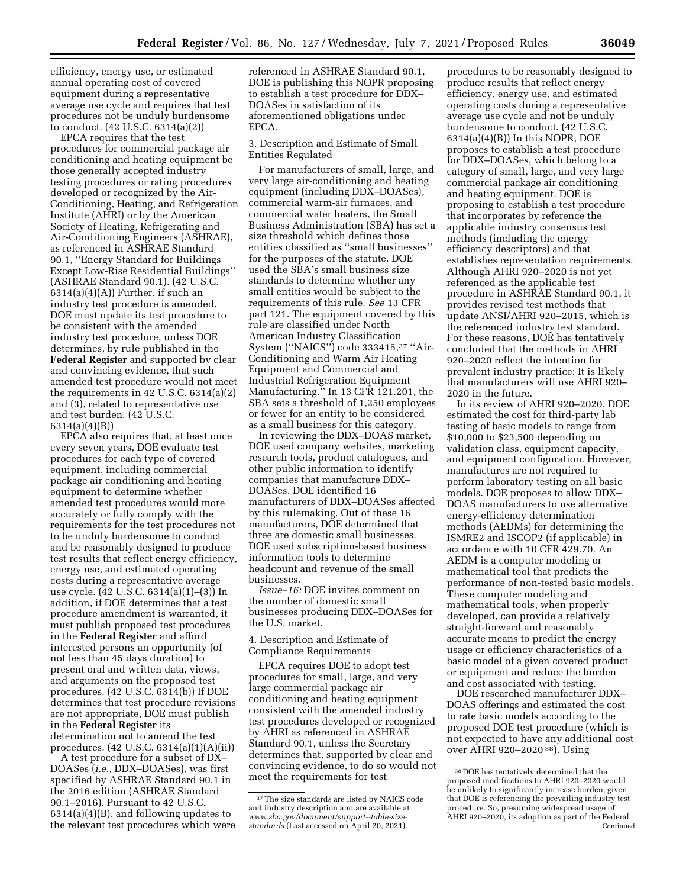efficiency, energy use, or estimated annual operating cost of covered equipment during a representative average use cycle and requires that test procedures not be unduly burdensome to conduct. (42 U.S.C. 6314(a)(2))

EPCA requires that the test procedures for commercial package air conditioning and heating equipment be those generally accepted industry testing procedures or rating procedures developed or recognized by the Air-Conditioning, Heating, and Refrigeration Institute (AHRI) or by the American Society of Heating, Refrigerating and Air-Conditioning Engineers (ASHRAE), as referenced in ASHRAE Standard 90.1, "Energy Standard for Buildings Except Low-Rise Residential Buildings" (ASHRAE Standard 90.1). (42 U.S.C. 6314(a)(4)(A)) Further, if such an industry test procedure is amended, DOE must update its test procedure to be consistent with the amended industry test procedure, unless DOE determines, by rule published in the **Federal Register** and supported by clear and convincing evidence, that such amended test procedure would not meet the requirements in 42 U.S.C. 6314(a)(2) and (3), related to representative use and test burden. (42 U.S.C. 6314(a)(4)(B))

EPCA also requires that, at least once every seven years, DOE evaluate test procedures for each type of covered equipment, including commercial package air conditioning and heating equipment to determine whether amended test procedures would more accurately or fully comply with the requirements for the test procedures not to be unduly burdensome to conduct and be reasonably designed to produce test results that reflect energy efficiency, energy use, and estimated operating costs during a representative average use cycle. (42 U.S.C. 6314(a)(1)–(3)) In addition, if DOE determines that a test procedure amendment is warranted, it must publish proposed test procedures in the **Federal Register** and afford interested persons an opportunity (of not less than 45 days duration) to present oral and written data, views, and arguments on the proposed test procedures. (42 U.S.C. 6314(b)) If DOE determines that test procedure revisions are not appropriate, DOE must publish in the **Federal Register** its determination not to amend the test procedures. (42 U.S.C. 6314(a)(1)(A)(ii))

A test procedure for a subset of DX–DOASes (*i.e.,* DDX–DOASes), was first specified by ASHRAE Standard 90.1 in the 2016 edition (ASHRAE Standard 90.1–2016). Pursuant to 42 U.S.C. 6314(a)(4)(B), and following updates to the relevant test procedures which were referenced in ASHRAE Standard 90.1, DOE is publishing this NOPR proposing to establish a test procedure for DDX–DOASes in satisfaction of its aforementioned obligations under EPCA.

3. Description and Estimate of Small Entities Regulated

For manufacturers of small, large, and very large air-conditioning and heating equipment (including DDX–DOASes), commercial warm-air furnaces, and commercial water heaters, the Small Business Administration (SBA) has set a size threshold which defines those entities classified as "small businesses" for the purposes of the statute. DOE used the SBA's small business size standards to determine whether any small entities would be subject to the requirements of this rule. *See* 13 CFR part 121. The equipment covered by this rule are classified under North American Industry Classification System ("NAICS") code 333415,[37] "Air-Conditioning and Warm Air Heating Equipment and Commercial and Industrial Refrigeration Equipment Manufacturing." In 13 CFR 121.201, the SBA sets a threshold of 1,250 employees or fewer for an entity to be considered as a small business for this category.

In reviewing the DDX–DOAS market, DOE used company websites, marketing research tools, product catalogues, and other public information to identify companies that manufacture DDX–DOASes. DOE identified 16 manufacturers of DDX–DOASes affected by this rulemaking. Out of these 16 manufacturers, DOE determined that three are domestic small businesses. DOE used subscription-based business information tools to determine headcount and revenue of the small businesses.

*Issue–16:* DOE invites comment on the number of domestic small businesses producing DDX–DOASes for the U.S. market.

4. Description and Estimate of Compliance Requirements

EPCA requires DOE to adopt test procedures for small, large, and very large commercial package air conditioning and heating equipment consistent with the amended industry test procedures developed or recognized by AHRI as referenced in ASHRAE Standard 90.1, unless the Secretary determines that, supported by clear and convincing evidence, to do so would not meet the requirements for test procedures to be reasonably designed to produce results that reflect energy efficiency, energy use, and estimated operating costs during a representative average use cycle and not be unduly burdensome to conduct. (42 U.S.C. 6314(a)(4)(B)) In this NOPR, DOE proposes to establish a test procedure for DDX–DOASes, which belong to a category of small, large, and very large commercial package air conditioning and heating equipment. DOE is proposing to establish a test procedure that incorporates by reference the applicable industry consensus test methods (including the energy efficiency descriptors) and that establishes representation requirements. Although AHRI 920–2020 is not yet referenced as the applicable test procedure in ASHRAE Standard 90.1, it provides revised test methods that update ANSI/AHRI 920–2015, which is the referenced industry test standard. For these reasons, DOE has tentatively concluded that the methods in AHRI 920–2020 reflect the intention for prevalent industry practice: It is likely that manufacturers will use AHRI 920–2020 in the future.

In its review of AHRI 920–2020, DOE estimated the cost for third-party lab testing of basic models to range from $10,000 to $23,500 depending on validation class, equipment capacity, and equipment configuration. However, manufactures are not required to perform laboratory testing on all basic models. DOE proposes to allow DDX–DOAS manufacturers to use alternative energy-efficiency determination methods (AEDMs) for determining the ISMRE2 and ISCOP2 (if applicable) in accordance with 10 CFR 429.70. An AEDM is a computer modeling or mathematical tool that predicts the performance of non-tested basic models. These computer modeling and mathematical tools, when properly developed, can provide a relatively straight-forward and reasonably accurate means to predict the energy usage or efficiency characteristics of a basic model of a given covered product or equipment and reduce the burden and cost associated with testing.

DOE researched manufacturer DDX–DOAS offerings and estimated the cost to rate basic models according to the proposed DOE test procedure (which is not expected to have any additional cost over AHRI 920–2020 [38]). Using

[37] The size standards are listed by NAICS code and industry description and are available at *www.sba.gov/document/support--table-size-standards* (Last accessed on April 20, 2021).

[38] DOE has tentatively determined that the proposed modifications to AHRI 920–2020 would be unlikely to significantly increase burden, given that DOE is referencing the prevailing industry test procedure. So, presuming widespread usage of AHRI 920–2020, its adoption as part of the Federal Continued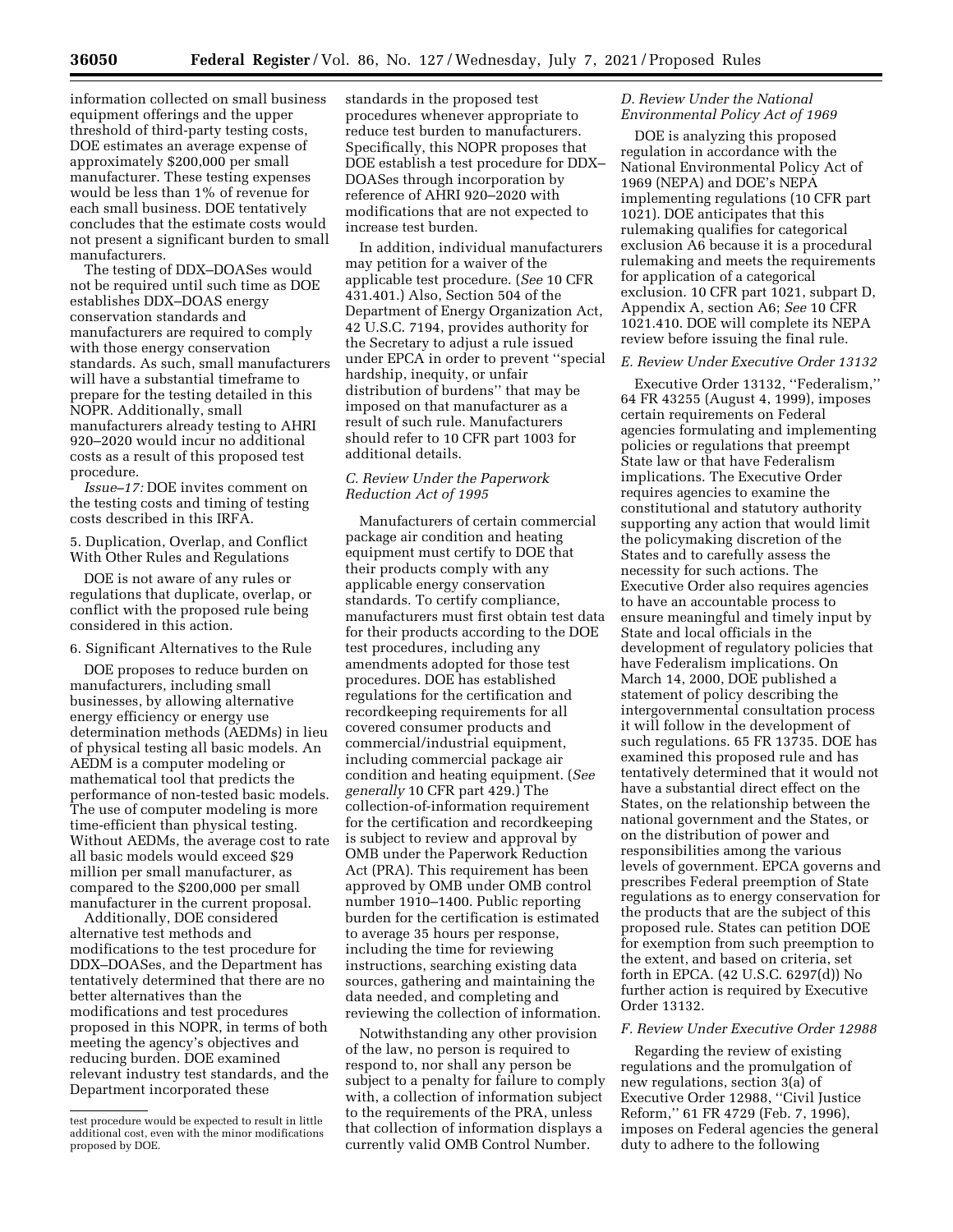information collected on small business equipment offerings and the upper threshold of third-party testing costs, DOE estimates an average expense of approximately $200,000 per small manufacturer. These testing expenses would be less than 1% of revenue for each small business. DOE tentatively concludes that the estimate costs would not present a significant burden to small manufacturers.

The testing of DDX–DOASes would not be required until such time as DOE establishes DDX–DOAS energy conservation standards and manufacturers are required to comply with those energy conservation standards. As such, small manufacturers will have a substantial timeframe to prepare for the testing detailed in this NOPR. Additionally, small manufacturers already testing to AHRI 920–2020 would incur no additional costs as a result of this proposed test procedure.

*Issue–17:* DOE invites comment on the testing costs and timing of testing costs described in this IRFA.

5. Duplication, Overlap, and Conflict With Other Rules and Regulations

DOE is not aware of any rules or regulations that duplicate, overlap, or conflict with the proposed rule being considered in this action.

6. Significant Alternatives to the Rule

DOE proposes to reduce burden on manufacturers, including small businesses, by allowing alternative energy efficiency or energy use determination methods (AEDMs) in lieu of physical testing all basic models. An AEDM is a computer modeling or mathematical tool that predicts the performance of non-tested basic models. The use of computer modeling is more time-efficient than physical testing. Without AEDMs, the average cost to rate all basic models would exceed $29 million per small manufacturer, as compared to the $200,000 per small manufacturer in the current proposal.

Additionally, DOE considered alternative test methods and modifications to the test procedure for DDX–DOASes, and the Department has tentatively determined that there are no better alternatives than the modifications and test procedures proposed in this NOPR, in terms of both meeting the agency's objectives and reducing burden. DOE examined relevant industry test standards, and the Department incorporated these standards in the proposed test procedures whenever appropriate to reduce test burden to manufacturers. Specifically, this NOPR proposes that DOE establish a test procedure for DDX–DOASes through incorporation by reference of AHRI 920–2020 with modifications that are not expected to increase test burden.

In addition, individual manufacturers may petition for a waiver of the applicable test procedure. (*See* 10 CFR 431.401.) Also, Section 504 of the Department of Energy Organization Act, 42 U.S.C. 7194, provides authority for the Secretary to adjust a rule issued under EPCA in order to prevent ''special hardship, inequity, or unfair distribution of burdens'' that may be imposed on that manufacturer as a result of such rule. Manufacturers should refer to 10 CFR part 1003 for additional details.

### C. Review Under the Paperwork Reduction Act of 1995

Manufacturers of certain commercial package air condition and heating equipment must certify to DOE that their products comply with any applicable energy conservation standards. To certify compliance, manufacturers must first obtain test data for their products according to the DOE test procedures, including any amendments adopted for those test procedures. DOE has established regulations for the certification and recordkeeping requirements for all covered consumer products and commercial/industrial equipment, including commercial package air condition and heating equipment. (*See generally* 10 CFR part 429.) The collection-of-information requirement for the certification and recordkeeping is subject to review and approval by OMB under the Paperwork Reduction Act (PRA). This requirement has been approved by OMB under OMB control number 1910–1400. Public reporting burden for the certification is estimated to average 35 hours per response, including the time for reviewing instructions, searching existing data sources, gathering and maintaining the data needed, and completing and reviewing the collection of information.

Notwithstanding any other provision of the law, no person is required to respond to, nor shall any person be subject to a penalty for failure to comply with, a collection of information subject to the requirements of the PRA, unless that collection of information displays a currently valid OMB Control Number.

### D. Review Under the National Environmental Policy Act of 1969

DOE is analyzing this proposed regulation in accordance with the National Environmental Policy Act of 1969 (NEPA) and DOE's NEPA implementing regulations (10 CFR part 1021). DOE anticipates that this rulemaking qualifies for categorical exclusion A6 because it is a procedural rulemaking and meets the requirements for application of a categorical exclusion. 10 CFR part 1021, subpart D, Appendix A, section A6; *See* 10 CFR 1021.410. DOE will complete its NEPA review before issuing the final rule.

### E. Review Under Executive Order 13132

Executive Order 13132, ''Federalism,'' 64 FR 43255 (August 4, 1999), imposes certain requirements on Federal agencies formulating and implementing policies or regulations that preempt State law or that have Federalism implications. The Executive Order requires agencies to examine the constitutional and statutory authority supporting any action that would limit the policymaking discretion of the States and to carefully assess the necessity for such actions. The Executive Order also requires agencies to have an accountable process to ensure meaningful and timely input by State and local officials in the development of regulatory policies that have Federalism implications. On March 14, 2000, DOE published a statement of policy describing the intergovernmental consultation process it will follow in the development of such regulations. 65 FR 13735. DOE has examined this proposed rule and has tentatively determined that it would not have a substantial direct effect on the States, on the relationship between the national government and the States, or on the distribution of power and responsibilities among the various levels of government. EPCA governs and prescribes Federal preemption of State regulations as to energy conservation for the products that are the subject of this proposed rule. States can petition DOE for exemption from such preemption to the extent, and based on criteria, set forth in EPCA. (42 U.S.C. 6297(d)) No further action is required by Executive Order 13132.

### F. Review Under Executive Order 12988

Regarding the review of existing regulations and the promulgation of new regulations, section 3(a) of Executive Order 12988, ''Civil Justice Reform,'' 61 FR 4729 (Feb. 7, 1996), imposes on Federal agencies the general duty to adhere to the following

---

test procedure would be expected to result in little additional cost, even with the minor modifications proposed by DOE.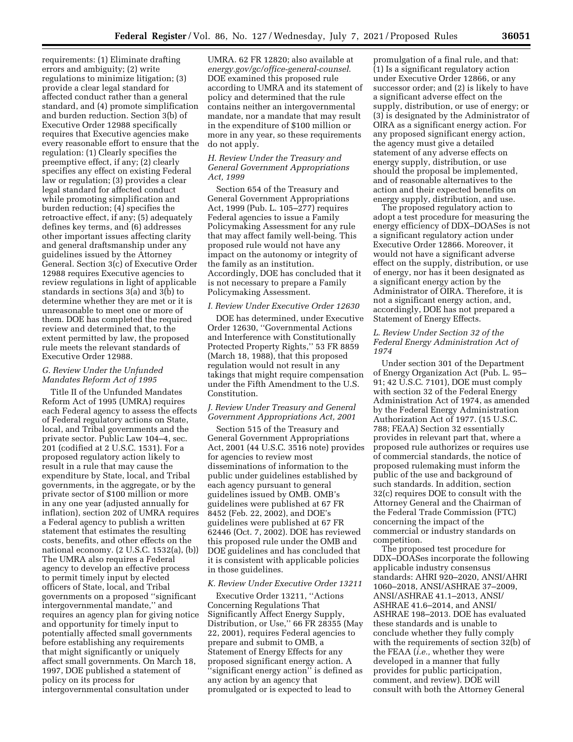requirements: (1) Eliminate drafting errors and ambiguity; (2) write regulations to minimize litigation; (3) provide a clear legal standard for affected conduct rather than a general standard, and (4) promote simplification and burden reduction. Section 3(b) of Executive Order 12988 specifically requires that Executive agencies make every reasonable effort to ensure that the regulation: (1) Clearly specifies the preemptive effect, if any; (2) clearly specifies any effect on existing Federal law or regulation; (3) provides a clear legal standard for affected conduct while promoting simplification and burden reduction; (4) specifies the retroactive effect, if any; (5) adequately defines key terms, and (6) addresses other important issues affecting clarity and general draftsmanship under any guidelines issued by the Attorney General. Section 3(c) of Executive Order 12988 requires Executive agencies to review regulations in light of applicable standards in sections 3(a) and 3(b) to determine whether they are met or it is unreasonable to meet one or more of them. DOE has completed the required review and determined that, to the extent permitted by law, the proposed rule meets the relevant standards of Executive Order 12988.

### G. Review Under the Unfunded Mandates Reform Act of 1995

Title II of the Unfunded Mandates Reform Act of 1995 (UMRA) requires each Federal agency to assess the effects of Federal regulatory actions on State, local, and Tribal governments and the private sector. Public Law 104–4, sec. 201 (codified at 2 U.S.C. 1531). For a proposed regulatory action likely to result in a rule that may cause the expenditure by State, local, and Tribal governments, in the aggregate, or by the private sector of $100 million or more in any one year (adjusted annually for inflation), section 202 of UMRA requires a Federal agency to publish a written statement that estimates the resulting costs, benefits, and other effects on the national economy. (2 U.S.C. 1532(a), (b)) The UMRA also requires a Federal agency to develop an effective process to permit timely input by elected officers of State, local, and Tribal governments on a proposed ''significant intergovernmental mandate,'' and requires an agency plan for giving notice and opportunity for timely input to potentially affected small governments before establishing any requirements that might significantly or uniquely affect small governments. On March 18, 1997, DOE published a statement of policy on its process for intergovernmental consultation under UMRA. 62 FR 12820; also available at *energy.gov/gc/office-general-counsel*. DOE examined this proposed rule according to UMRA and its statement of policy and determined that the rule contains neither an intergovernmental mandate, nor a mandate that may result in the expenditure of $100 million or more in any year, so these requirements do not apply.

### H. Review Under the Treasury and General Government Appropriations Act, 1999

Section 654 of the Treasury and General Government Appropriations Act, 1999 (Pub. L. 105–277) requires Federal agencies to issue a Family Policymaking Assessment for any rule that may affect family well-being. This proposed rule would not have any impact on the autonomy or integrity of the family as an institution. Accordingly, DOE has concluded that it is not necessary to prepare a Family Policymaking Assessment.

### I. Review Under Executive Order 12630

DOE has determined, under Executive Order 12630, ''Governmental Actions and Interference with Constitutionally Protected Property Rights,'' 53 FR 8859 (March 18, 1988), that this proposed regulation would not result in any takings that might require compensation under the Fifth Amendment to the U.S. Constitution.

### J. Review Under Treasury and General Government Appropriations Act, 2001

Section 515 of the Treasury and General Government Appropriations Act, 2001 (44 U.S.C. 3516 note) provides for agencies to review most disseminations of information to the public under guidelines established by each agency pursuant to general guidelines issued by OMB. OMB's guidelines were published at 67 FR 8452 (Feb. 22, 2002), and DOE's guidelines were published at 67 FR 62446 (Oct. 7, 2002). DOE has reviewed this proposed rule under the OMB and DOE guidelines and has concluded that it is consistent with applicable policies in those guidelines.

### K. Review Under Executive Order 13211

Executive Order 13211, ''Actions Concerning Regulations That Significantly Affect Energy Supply, Distribution, or Use,'' 66 FR 28355 (May 22, 2001), requires Federal agencies to prepare and submit to OMB, a Statement of Energy Effects for any proposed significant energy action. A ''significant energy action'' is defined as any action by an agency that promulgated or is expected to lead to promulgation of a final rule, and that: (1) Is a significant regulatory action under Executive Order 12866, or any successor order; and (2) is likely to have a significant adverse effect on the supply, distribution, or use of energy; or (3) is designated by the Administrator of OIRA as a significant energy action. For any proposed significant energy action, the agency must give a detailed statement of any adverse effects on energy supply, distribution, or use should the proposal be implemented, and of reasonable alternatives to the action and their expected benefits on energy supply, distribution, and use.

The proposed regulatory action to adopt a test procedure for measuring the energy efficiency of DDX–DOASes is not a significant regulatory action under Executive Order 12866. Moreover, it would not have a significant adverse effect on the supply, distribution, or use of energy, nor has it been designated as a significant energy action by the Administrator of OIRA. Therefore, it is not a significant energy action, and, accordingly, DOE has not prepared a Statement of Energy Effects.

### L. Review Under Section 32 of the Federal Energy Administration Act of 1974

Under section 301 of the Department of Energy Organization Act (Pub. L. 95–91; 42 U.S.C. 7101), DOE must comply with section 32 of the Federal Energy Administration Act of 1974, as amended by the Federal Energy Administration Authorization Act of 1977. (15 U.S.C. 788; FEAA) Section 32 essentially provides in relevant part that, where a proposed rule authorizes or requires use of commercial standards, the notice of proposed rulemaking must inform the public of the use and background of such standards. In addition, section 32(c) requires DOE to consult with the Attorney General and the Chairman of the Federal Trade Commission (FTC) concerning the impact of the commercial or industry standards on competition.

The proposed test procedure for DDX–DOASes incorporate the following applicable industry consensus standards: AHRI 920–2020, ANSI/AHRI 1060–2018, ANSI/ASHRAE 37–2009, ANSI/ASHRAE 41.1–2013, ANSI/ASHRAE 41.6–2014, and ANSI/ASHRAE 198–2013. DOE has evaluated these standards and is unable to conclude whether they fully comply with the requirements of section 32(b) of the FEAA (*i.e.,* whether they were developed in a manner that fully provides for public participation, comment, and review). DOE will consult with both the Attorney General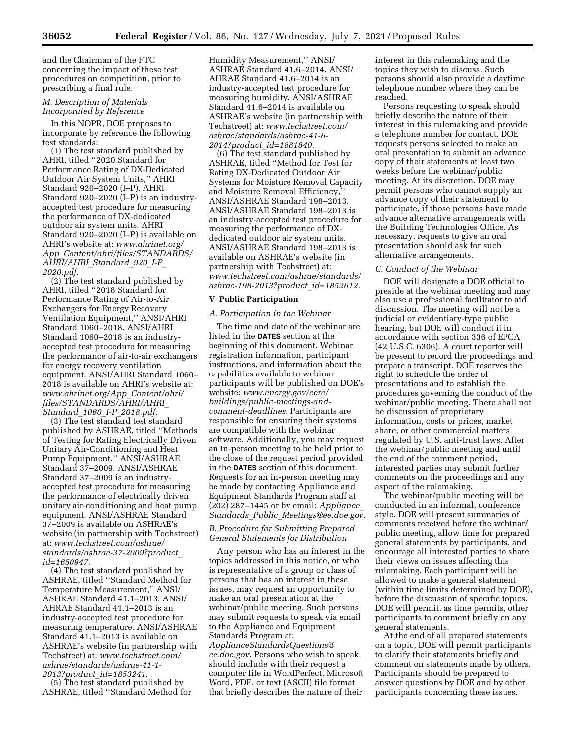and the Chairman of the FTC concerning the impact of these test procedures on competition, prior to prescribing a final rule.

### *M. Description of Materials Incorporated by Reference*

In this NOPR, DOE proposes to incorporate by reference the following test standards:

(1) The test standard published by AHRI, titled ''2020 Standard for Performance Rating of DX-Dedicated Outdoor Air System Units,'' AHRI Standard 920–2020 (I–P). AHRI Standard 920–2020 (I–P) is an industry-accepted test procedure for measuring the performance of DX-dedicated outdoor air system units. AHRI Standard 920–2020 (I–P) is available on AHRI's website at: *www.ahrinet.org/App_Content/ahri/files/STANDARDS/AHRI/AHRI_Standard_920_I-P_2020.pdf.*

(2) The test standard published by AHRI, titled ''2018 Standard for Performance Rating of Air-to-Air Exchangers for Energy Recovery Ventilation Equipment,'' ANSI/AHRI Standard 1060–2018. ANSI/AHRI Standard 1060–2018 is an industry-accepted test procedure for measuring the performance of air-to-air exchangers for energy recovery ventilation equipment. ANSI/AHRI Standard 1060–2018 is available on AHRI's website at: *www.ahrinet.org/App_Content/ahri/files/STANDARDS/AHRI/AHRI_Standard_1060_I-P_2018.pdf.*

(3) The test standard test standard published by ASHRAE, titled ''Methods of Testing for Rating Electrically Driven Unitary Air-Conditioning and Heat Pump Equipment,'' ANSI/ASHRAE Standard 37–2009. ANSI/ASHRAE Standard 37–2009 is an industry-accepted test procedure for measuring the performance of electrically driven unitary air-conditioning and heat pump equipment. ANSI/ASHRAE Standard 37–2009 is available on ASHRAE's website (in partnership with Techstreet) at: *www.techstreet.com/ashrae/standards/ashrae-37-2009?product_id=1650947.*

(4) The test standard published by ASHRAE, titled ''Standard Method for Temperature Measurement,'' ANSI/ASHRAE Standard 41.1–2013. ANSI/AHRAE Standard 41.1–2013 is an industry-accepted test procedure for measuring temperature. ANSI/ASHRAE Standard 41.1–2013 is available on ASHRAE's website (in partnership with Techstreet) at: *www.techstreet.com/ashrae/standards/ashrae-41-1-2013?product_id=1853241.*

(5) The test standard published by ASHRAE, titled ''Standard Method for Humidity Measurement,'' ANSI/ASHRAE Standard 41.6–2014. ANSI/AHRAE Standard 41.6–2014 is an industry-accepted test procedure for measuring humidity. ANSI/ASHRAE Standard 41.6–2014 is available on ASHRAE's website (in partnership with Techstreet) at: *www.techstreet.com/ashrae/standards/ashrae-41-6-2014?product_id=1881840.*

(6) The test standard published by ASHRAE, titled ''Method for Test for Rating DX-Dedicated Outdoor Air Systems for Moisture Removal Capacity and Moisture Removal Efficiency,'' ANSI/ASHRAE Standard 198–2013. ANSI/ASHRAE Standard 198–2013 is an industry-accepted test procedure for measuring the performance of DX-dedicated outdoor air system units. ANSI/ASHRAE Standard 198–2013 is available on ASHRAE's website (in partnership with Techstreet) at: *www.techstreet.com/ashrae/standards/ashrae-198-2013?product_id=1852612.*

## V. Public Participation

### *A. Participation in the Webinar*

The time and date of the webinar are listed in the **DATES** section at the beginning of this document. Webinar registration information, participant instructions, and information about the capabilities available to webinar participants will be published on DOE's website: *www.energy.gov/eere/buildings/public-meetings-and-comment-deadlines*. Participants are responsible for ensuring their systems are compatible with the webinar software. Additionally, you may request an in-person meeting to be held prior to the close of the request period provided in the **DATES** section of this document. Requests for an in-person meeting may be made by contacting Appliance and Equipment Standards Program staff at (202) 287–1445 or by email: *Appliance_Standards_Public_Meetings@ee.doe.gov.*

### *B. Procedure for Submitting Prepared General Statements for Distribution*

Any person who has an interest in the topics addressed in this notice, or who is representative of a group or class of persons that has an interest in these issues, may request an opportunity to make an oral presentation at the webinar/public meeting. Such persons may submit requests to speak via email to the Appliance and Equipment Standards Program at: *ApplianceStandardsQuestions@ee.doe.gov.* Persons who wish to speak should include with their request a computer file in WordPerfect, Microsoft Word, PDF, or text (ASCII) file format that briefly describes the nature of their interest in this rulemaking and the topics they wish to discuss. Such persons should also provide a daytime telephone number where they can be reached.

Persons requesting to speak should briefly describe the nature of their interest in this rulemaking and provide a telephone number for contact. DOE requests persons selected to make an oral presentation to submit an advance copy of their statements at least two weeks before the webinar/public meeting. At its discretion, DOE may permit persons who cannot supply an advance copy of their statement to participate, if those persons have made advance alternative arrangements with the Building Technologies Office. As necessary, requests to give an oral presentation should ask for such alternative arrangements.

### *C. Conduct of the Webinar*

DOE will designate a DOE official to preside at the webinar meeting and may also use a professional facilitator to aid discussion. The meeting will not be a judicial or evidentiary-type public hearing, but DOE will conduct it in accordance with section 336 of EPCA (42 U.S.C. 6306). A court reporter will be present to record the proceedings and prepare a transcript. DOE reserves the right to schedule the order of presentations and to establish the procedures governing the conduct of the webinar/public meeting. There shall not be discussion of proprietary information, costs or prices, market share, or other commercial matters regulated by U.S. anti-trust laws. After the webinar/public meeting and until the end of the comment period, interested parties may submit further comments on the proceedings and any aspect of the rulemaking.

The webinar/public meeting will be conducted in an informal, conference style. DOE will present summaries of comments received before the webinar/public meeting, allow time for prepared general statements by participants, and encourage all interested parties to share their views on issues affecting this rulemaking. Each participant will be allowed to make a general statement (within time limits determined by DOE), before the discussion of specific topics. DOE will permit, as time permits, other participants to comment briefly on any general statements.

At the end of all prepared statements on a topic, DOE will permit participants to clarify their statements briefly and comment on statements made by others. Participants should be prepared to answer questions by DOE and by other participants concerning these issues.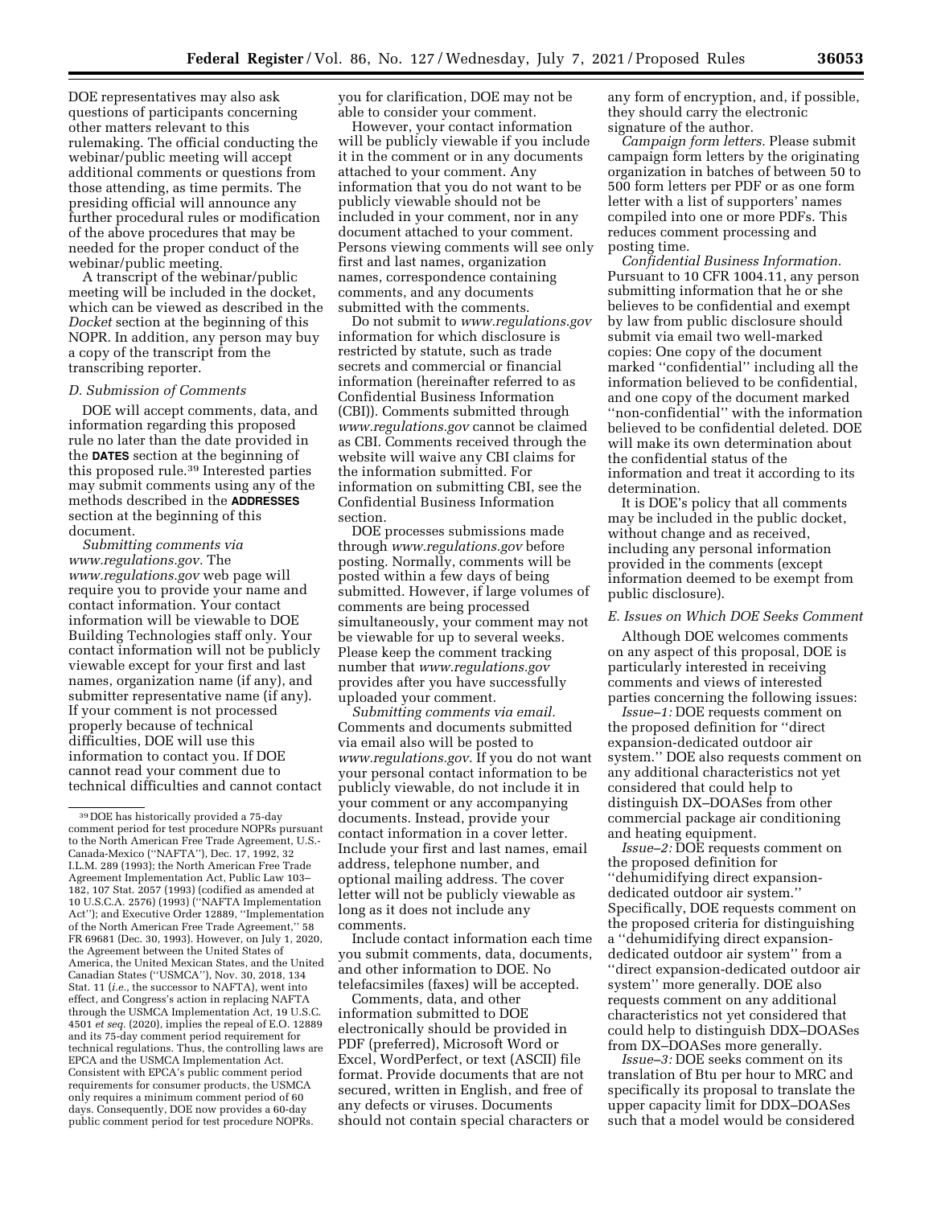DOE representatives may also ask questions of participants concerning other matters relevant to this rulemaking. The official conducting the webinar/public meeting will accept additional comments or questions from those attending, as time permits. The presiding official will announce any further procedural rules or modification of the above procedures that may be needed for the proper conduct of the webinar/public meeting.

A transcript of the webinar/public meeting will be included in the docket, which can be viewed as described in the *Docket* section at the beginning of this NOPR. In addition, any person may buy a copy of the transcript from the transcribing reporter.

### D. Submission of Comments

DOE will accept comments, data, and information regarding this proposed rule no later than the date provided in the **DATES** section at the beginning of this proposed rule.[39] Interested parties may submit comments using any of the methods described in the **ADDRESSES** section at the beginning of this document.

*Submitting comments via www.regulations.gov.* The *www.regulations.gov* web page will require you to provide your name and contact information. Your contact information will be viewable to DOE Building Technologies staff only. Your contact information will not be publicly viewable except for your first and last names, organization name (if any), and submitter representative name (if any). If your comment is not processed properly because of technical difficulties, DOE will use this information to contact you. If DOE cannot read your comment due to technical difficulties and cannot contact you for clarification, DOE may not be able to consider your comment.

However, your contact information will be publicly viewable if you include it in the comment or in any documents attached to your comment. Any information that you do not want to be publicly viewable should not be included in your comment, nor in any document attached to your comment. Persons viewing comments will see only first and last names, organization names, correspondence containing comments, and any documents submitted with the comments.

Do not submit to *www.regulations.gov* information for which disclosure is restricted by statute, such as trade secrets and commercial or financial information (hereinafter referred to as Confidential Business Information (CBI)). Comments submitted through *www.regulations.gov* cannot be claimed as CBI. Comments received through the website will waive any CBI claims for the information submitted. For information on submitting CBI, see the Confidential Business Information section.

DOE processes submissions made through *www.regulations.gov* before posting. Normally, comments will be posted within a few days of being submitted. However, if large volumes of comments are being processed simultaneously, your comment may not be viewable for up to several weeks. Please keep the comment tracking number that *www.regulations.gov* provides after you have successfully uploaded your comment.

*Submitting comments via email.* Comments and documents submitted via email also will be posted to *www.regulations.gov*. If you do not want your personal contact information to be publicly viewable, do not include it in your comment or any accompanying documents. Instead, provide your contact information in a cover letter. Include your first and last names, email address, telephone number, and optional mailing address. The cover letter will not be publicly viewable as long as it does not include any comments.

Include contact information each time you submit comments, data, documents, and other information to DOE. No telefacsimiles (faxes) will be accepted.

Comments, data, and other information submitted to DOE electronically should be provided in PDF (preferred), Microsoft Word or Excel, WordPerfect, or text (ASCII) file format. Provide documents that are not secured, written in English, and free of any defects or viruses. Documents should not contain special characters or any form of encryption, and, if possible, they should carry the electronic signature of the author.

*Campaign form letters.* Please submit campaign form letters by the originating organization in batches of between 50 to 500 form letters per PDF or as one form letter with a list of supporters' names compiled into one or more PDFs. This reduces comment processing and posting time.

*Confidential Business Information.* Pursuant to 10 CFR 1004.11, any person submitting information that he or she believes to be confidential and exempt by law from public disclosure should submit via email two well-marked copies: One copy of the document marked "confidential" including all the information believed to be confidential, and one copy of the document marked "non-confidential" with the information believed to be confidential deleted. DOE will make its own determination about the confidential status of the information and treat it according to its determination.

It is DOE's policy that all comments may be included in the public docket, without change and as received, including any personal information provided in the comments (except information deemed to be exempt from public disclosure).

### E. Issues on Which DOE Seeks Comment

Although DOE welcomes comments on any aspect of this proposal, DOE is particularly interested in receiving comments and views of interested parties concerning the following issues:

*Issue–1:* DOE requests comment on the proposed definition for "direct expansion-dedicated outdoor air system." DOE also requests comment on any additional characteristics not yet considered that could help to distinguish DX–DOASes from other commercial package air conditioning and heating equipment.

*Issue–2:* DOE requests comment on the proposed definition for "dehumidifying direct expansion-dedicated outdoor air system." Specifically, DOE requests comment on the proposed criteria for distinguishing a "dehumidifying direct expansion-dedicated outdoor air system" from a "direct expansion-dedicated outdoor air system" more generally. DOE also requests comment on any additional characteristics not yet considered that could help to distinguish DDX–DOASes from DX–DOASes more generally.

*Issue–3:* DOE seeks comment on its translation of Btu per hour to MRC and specifically its proposal to translate the upper capacity limit for DDX–DOASes such that a model would be considered

---

[39] DOE has historically provided a 75-day comment period for test procedure NOPRs pursuant to the North American Free Trade Agreement, U.S.-Canada-Mexico ("NAFTA"), Dec. 17, 1992, 32 I.L.M. 289 (1993); the North American Free Trade Agreement Implementation Act, Public Law 103–182, 107 Stat. 2057 (1993) (codified as amended at 10 U.S.C.A. 2576) (1993) ("NAFTA Implementation Act"); and Executive Order 12889, "Implementation of the North American Free Trade Agreement," 58 FR 69681 (Dec. 30, 1993). However, on July 1, 2020, the Agreement between the United States of America, the United Mexican States, and the United Canadian States ("USMCA"), Nov. 30, 2018, 134 Stat. 11 (*i.e.*, the successor to NAFTA), went into effect, and Congress's action in replacing NAFTA through the USMCA Implementation Act, 19 U.S.C. 4501 *et seq.* (2020), implies the repeal of E.O. 12889 and its 75-day comment period requirement for technical regulations. Thus, the controlling laws are EPCA and the USMCA Implementation Act. Consistent with EPCA's public comment period requirements for consumer products, the USMCA only requires a minimum comment period of 60 days. Consequently, DOE now provides a 60-day public comment period for test procedure NOPRs.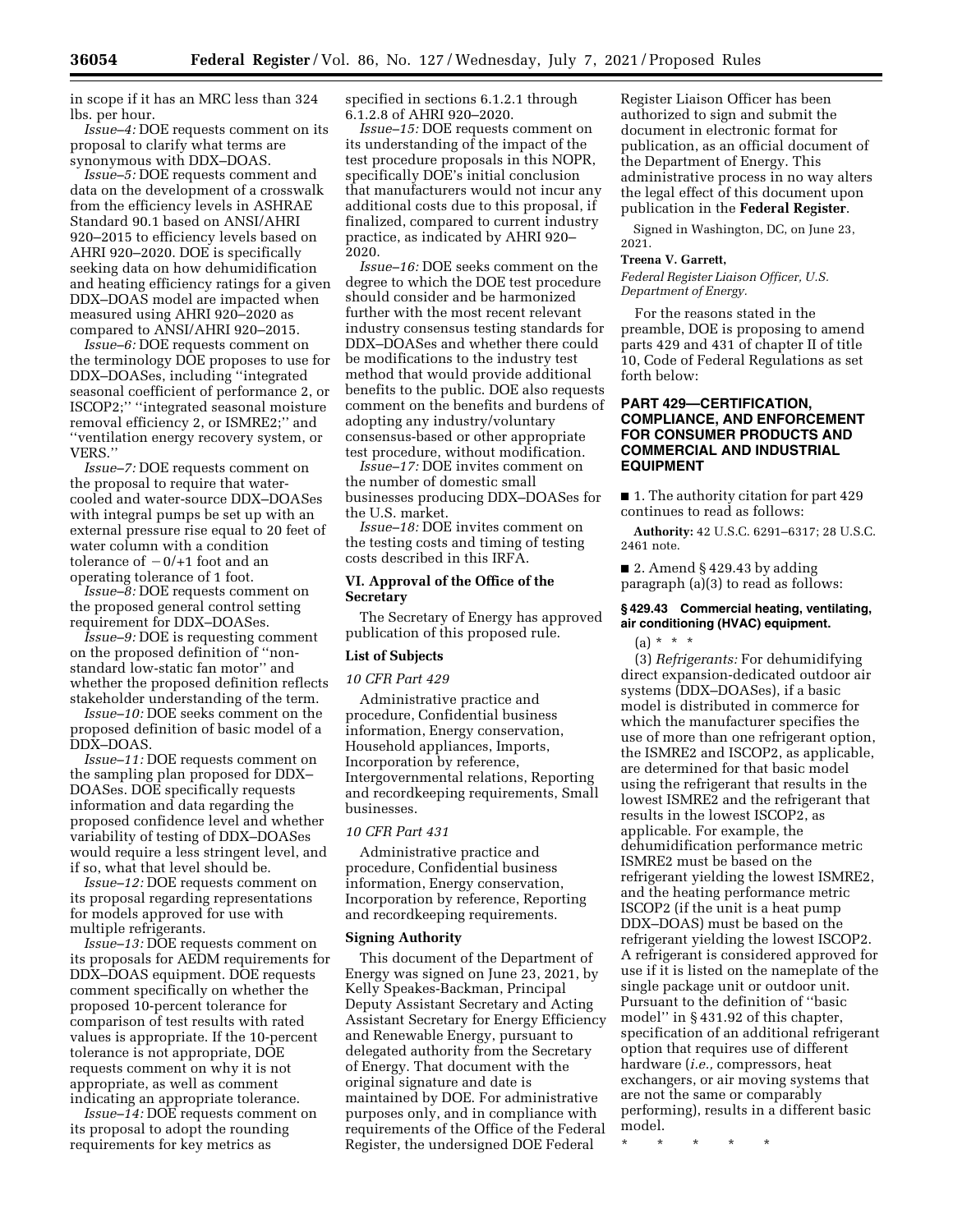in scope if it has an MRC less than 324 lbs. per hour.

*Issue–4:* DOE requests comment on its proposal to clarify what terms are synonymous with DDX–DOAS.

*Issue–5:* DOE requests comment and data on the development of a crosswalk from the efficiency levels in ASHRAE Standard 90.1 based on ANSI/AHRI 920–2015 to efficiency levels based on AHRI 920–2020. DOE is specifically seeking data on how dehumidification and heating efficiency ratings for a given DDX–DOAS model are impacted when measured using AHRI 920–2020 as compared to ANSI/AHRI 920–2015.

*Issue–6:* DOE requests comment on the terminology DOE proposes to use for DDX–DOASes, including ''integrated seasonal coefficient of performance 2, or ISCOP2;'' ''integrated seasonal moisture removal efficiency 2, or ISMRE2;'' and ''ventilation energy recovery system, or VERS.''

*Issue–7:* DOE requests comment on the proposal to require that water-cooled and water-source DDX–DOASes with integral pumps be set up with an external pressure rise equal to 20 feet of water column with a condition tolerance of −0/+1 foot and an operating tolerance of 1 foot.

*Issue–8:* DOE requests comment on the proposed general control setting requirement for DDX–DOASes.

*Issue–9:* DOE is requesting comment on the proposed definition of ''non-standard low-static fan motor'' and whether the proposed definition reflects stakeholder understanding of the term.

*Issue–10:* DOE seeks comment on the proposed definition of basic model of a DDX–DOAS.

*Issue–11:* DOE requests comment on the sampling plan proposed for DDX–DOASes. DOE specifically requests information and data regarding the proposed confidence level and whether variability of testing of DDX–DOASes would require a less stringent level, and if so, what that level should be.

*Issue–12:* DOE requests comment on its proposal regarding representations for models approved for use with multiple refrigerants.

*Issue–13:* DOE requests comment on its proposals for AEDM requirements for DDX–DOAS equipment. DOE requests comment specifically on whether the proposed 10-percent tolerance for comparison of test results with rated values is appropriate. If the 10-percent tolerance is not appropriate, DOE requests comment on why it is not appropriate, as well as comment indicating an appropriate tolerance.

*Issue–14:* DOE requests comment on its proposal to adopt the rounding requirements for key metrics as specified in sections 6.1.2.1 through 6.1.2.8 of AHRI 920–2020.

*Issue–15:* DOE requests comment on its understanding of the impact of the test procedure proposals in this NOPR, specifically DOE's initial conclusion that manufacturers would not incur any additional costs due to this proposal, if finalized, compared to current industry practice, as indicated by AHRI 920–2020.

*Issue–16:* DOE seeks comment on the degree to which the DOE test procedure should consider and be harmonized further with the most recent relevant industry consensus testing standards for DDX–DOASes and whether there could be modifications to the industry test method that would provide additional benefits to the public. DOE also requests comment on the benefits and burdens of adopting any industry/voluntary consensus-based or other appropriate test procedure, without modification.

*Issue–17:* DOE invites comment on the number of domestic small businesses producing DDX–DOASes for the U.S. market.

*Issue–18:* DOE invites comment on the testing costs and timing of testing costs described in this IRFA.

## VI. Approval of the Office of the Secretary

The Secretary of Energy has approved publication of this proposed rule.

### List of Subjects

*10 CFR Part 429*

Administrative practice and procedure, Confidential business information, Energy conservation, Household appliances, Imports, Incorporation by reference, Intergovernmental relations, Reporting and recordkeeping requirements, Small businesses.

*10 CFR Part 431*

Administrative practice and procedure, Confidential business information, Energy conservation, Incorporation by reference, Reporting and recordkeeping requirements.

### Signing Authority

This document of the Department of Energy was signed on June 23, 2021, by Kelly Speakes-Backman, Principal Deputy Assistant Secretary and Acting Assistant Secretary for Energy Efficiency and Renewable Energy, pursuant to delegated authority from the Secretary of Energy. That document with the original signature and date is maintained by DOE. For administrative purposes only, and in compliance with requirements of the Office of the Federal Register, the undersigned DOE Federal Register Liaison Officer has been authorized to sign and submit the document in electronic format for publication, as an official document of the Department of Energy. This administrative process in no way alters the legal effect of this document upon publication in the **Federal Register**.

Signed in Washington, DC, on June 23, 2021.

**Treena V. Garrett,**

*Federal Register Liaison Officer, U.S. Department of Energy.*

For the reasons stated in the preamble, DOE is proposing to amend parts 429 and 431 of chapter II of title 10, Code of Federal Regulations as set forth below:

## PART 429—CERTIFICATION, COMPLIANCE, AND ENFORCEMENT FOR CONSUMER PRODUCTS AND COMMERCIAL AND INDUSTRIAL EQUIPMENT

■ 1. The authority citation for part 429 continues to read as follows:

**Authority:** 42 U.S.C. 6291–6317; 28 U.S.C. 2461 note.

■ 2. Amend § 429.43 by adding paragraph (a)(3) to read as follows:

### § 429.43 Commercial heating, ventilating, air conditioning (HVAC) equipment.

(a) * * *

(3) *Refrigerants:* For dehumidifying direct expansion-dedicated outdoor air systems (DDX–DOASes), if a basic model is distributed in commerce for which the manufacturer specifies the use of more than one refrigerant option, the ISMRE2 and ISCOP2, as applicable, are determined for that basic model using the refrigerant that results in the lowest ISMRE2 and the refrigerant that results in the lowest ISCOP2, as applicable. For example, the dehumidification performance metric ISMRE2 must be based on the refrigerant yielding the lowest ISMRE2, and the heating performance metric ISCOP2 (if the unit is a heat pump DDX–DOAS) must be based on the refrigerant yielding the lowest ISCOP2. A refrigerant is considered approved for use if it is listed on the nameplate of the single package unit or outdoor unit. Pursuant to the definition of ''basic model'' in § 431.92 of this chapter, specification of an additional refrigerant option that requires use of different hardware (*i.e.,* compressors, heat exchangers, or air moving systems that are not the same or comparably performing), results in a different basic model.

\* \* \* \* \*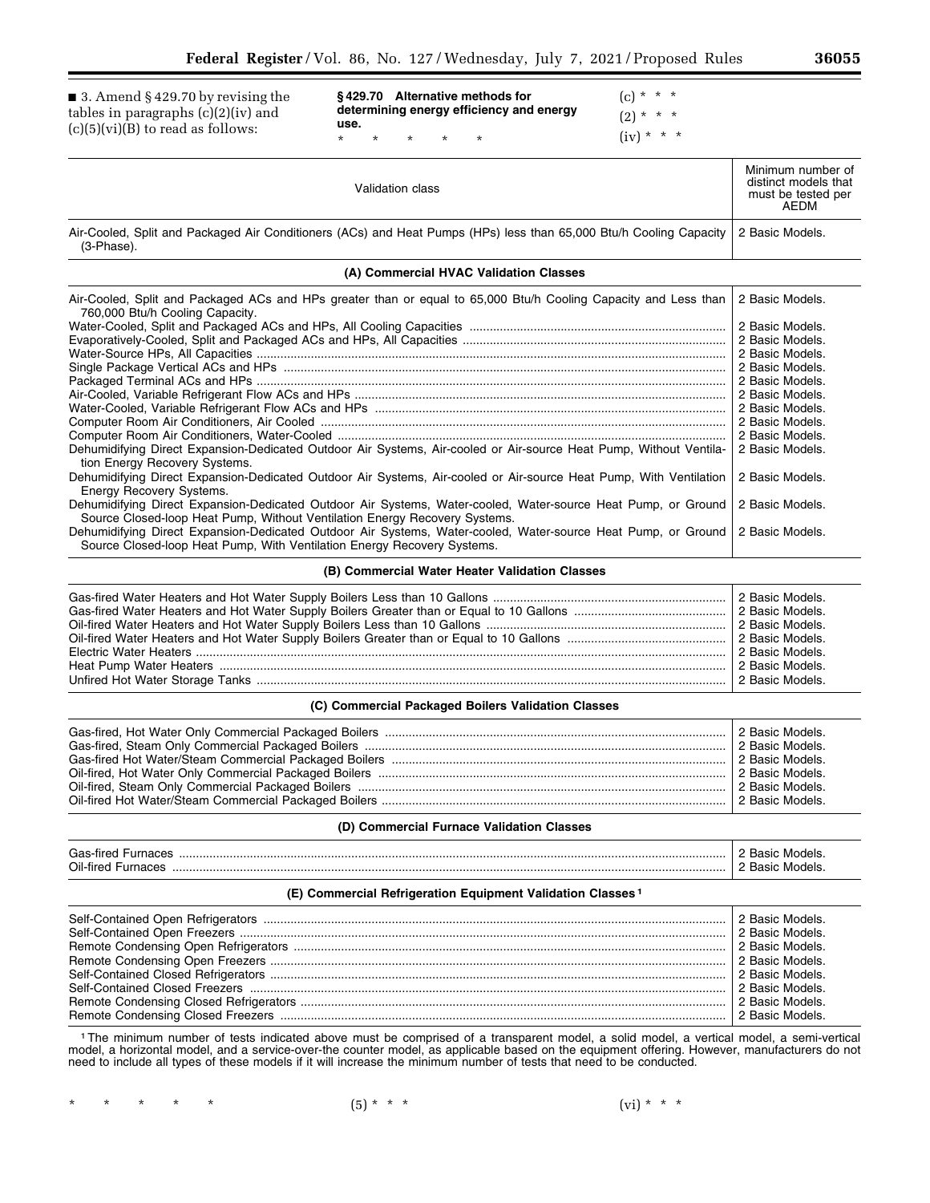■ 3. Amend § 429.70 by revising the tables in paragraphs (c)(2)(iv) and (c)(5)(vi)(B) to read as follows:

**§ 429.70 Alternative methods for determining energy efficiency and energy use.**

\* \* \* \* \*

(c) \* \* \*

(2) \* \* \*

(iv) \* \* \*

| Validation class | Minimum number of distinct models that must be tested per AEDM |
|---|---|
| Air-Cooled, Split and Packaged Air Conditioners (ACs) and Heat Pumps (HPs) less than 65,000 Btu/h Cooling Capacity (3-Phase). | 2 Basic Models. |
| **(A) Commercial HVAC Validation Classes** | |
| Air-Cooled, Split and Packaged ACs and HPs greater than or equal to 65,000 Btu/h Cooling Capacity and Less than 760,000 Btu/h Cooling Capacity. | 2 Basic Models. |
| Water-Cooled, Split and Packaged ACs and HPs, All Cooling Capacities | 2 Basic Models. |
| Evaporatively-Cooled, Split and Packaged ACs and HPs, All Capacities | 2 Basic Models. |
| Water-Source HPs, All Capacities | 2 Basic Models. |
| Single Package Vertical ACs and HPs | 2 Basic Models. |
| Packaged Terminal ACs and HPs | 2 Basic Models. |
| Air-Cooled, Variable Refrigerant Flow ACs and HPs | 2 Basic Models. |
| Water-Cooled, Variable Refrigerant Flow ACs and HPs | 2 Basic Models. |
| Computer Room Air Conditioners, Air Cooled | 2 Basic Models. |
| Computer Room Air Conditioners, Water-Cooled | 2 Basic Models. |
| Dehumidifying Direct Expansion-Dedicated Outdoor Air Systems, Air-cooled or Air-source Heat Pump, Without Ventilation Energy Recovery Systems. | 2 Basic Models. |
| Dehumidifying Direct Expansion-Dedicated Outdoor Air Systems, Air-cooled or Air-source Heat Pump, With Ventilation Energy Recovery Systems. | 2 Basic Models. |
| Dehumidifying Direct Expansion-Dedicated Outdoor Air Systems, Water-cooled, Water-source Heat Pump, or Ground Source Closed-loop Heat Pump, Without Ventilation Energy Recovery Systems. | 2 Basic Models. |
| Dehumidifying Direct Expansion-Dedicated Outdoor Air Systems, Water-cooled, Water-source Heat Pump, or Ground Source Closed-loop Heat Pump, With Ventilation Energy Recovery Systems. | 2 Basic Models. |
| **(B) Commercial Water Heater Validation Classes** | |
| Gas-fired Water Heaters and Hot Water Supply Boilers Less than 10 Gallons | 2 Basic Models. |
| Gas-fired Water Heaters and Hot Water Supply Boilers Greater than or Equal to 10 Gallons | 2 Basic Models. |
| Oil-fired Water Heaters and Hot Water Supply Boilers Less than 10 Gallons | 2 Basic Models. |
| Oil-fired Water Heaters and Hot Water Supply Boilers Greater than or Equal to 10 Gallons | 2 Basic Models. |
| Electric Water Heaters | 2 Basic Models. |
| Heat Pump Water Heaters | 2 Basic Models. |
| Unfired Hot Water Storage Tanks | 2 Basic Models. |
| **(C) Commercial Packaged Boilers Validation Classes** | |
| Gas-fired, Hot Water Only Commercial Packaged Boilers | 2 Basic Models. |
| Gas-fired, Steam Only Commercial Packaged Boilers | 2 Basic Models. |
| Gas-fired Hot Water/Steam Commercial Packaged Boilers | 2 Basic Models. |
| Oil-fired, Hot Water Only Commercial Packaged Boilers | 2 Basic Models. |
| Oil-fired, Steam Only Commercial Packaged Boilers | 2 Basic Models. |
| Oil-fired Hot Water/Steam Commercial Packaged Boilers | 2 Basic Models. |
| **(D) Commercial Furnace Validation Classes** | |
| Gas-fired Furnaces | 2 Basic Models. |
| Oil-fired Furnaces | 2 Basic Models. |
| **(E) Commercial Refrigeration Equipment Validation Classes [1]** | |
| Self-Contained Open Refrigerators | 2 Basic Models. |
| Self-Contained Open Freezers | 2 Basic Models. |
| Remote Condensing Open Refrigerators | 2 Basic Models. |
| Remote Condensing Open Freezers | 2 Basic Models. |
| Self-Contained Closed Refrigerators | 2 Basic Models. |
| Self-Contained Closed Freezers | 2 Basic Models. |
| Remote Condensing Closed Refrigerators | 2 Basic Models. |
| Remote Condensing Closed Freezers | 2 Basic Models. |

[1] The minimum number of tests indicated above must be comprised of a transparent model, a solid model, a vertical model, a semi-vertical model, a horizontal model, and a service-over-the counter model, as applicable based on the equipment offering. However, manufacturers do not need to include all types of these models if it will increase the minimum number of tests that need to be conducted.

\* \* \* \* \*

(5) \* \* \*

(vi) \* \* \*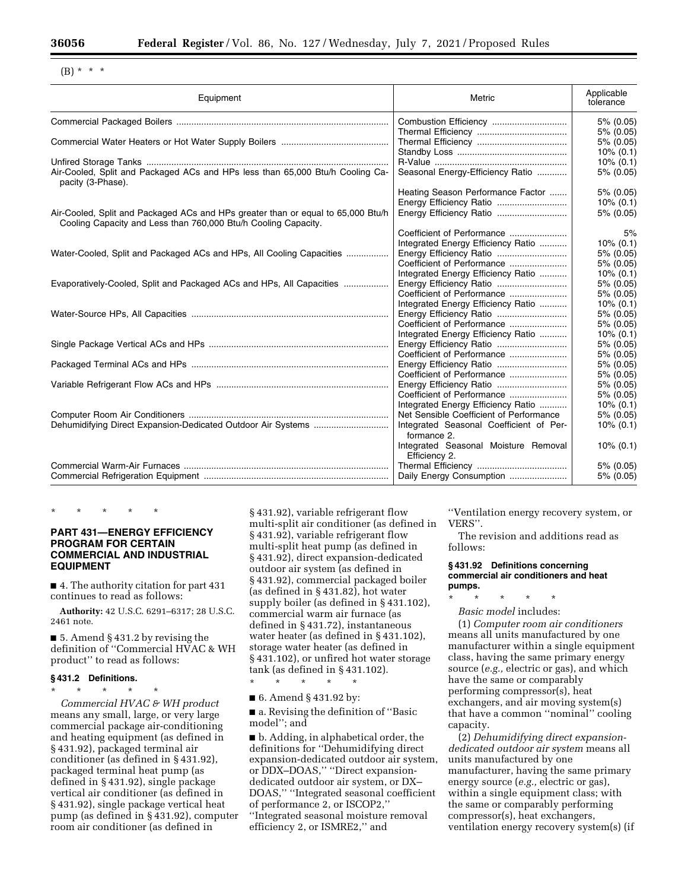(B) * * *

| Equipment | Metric | Applicable tolerance |
|---|---|---|
| Commercial Packaged Boilers | Combustion Efficiency | 5% (0.05) |
| | Thermal Efficiency | 5% (0.05) |
| Commercial Water Heaters or Hot Water Supply Boilers | Thermal Efficiency | 5% (0.05) |
| | Standby Loss | 10% (0.1) |
| Unfired Storage Tanks | R-Value | 10% (0.1) |
| Air-Cooled, Split and Packaged ACs and HPs less than 65,000 Btu/h Cooling Capacity (3-Phase). | Seasonal Energy-Efficiency Ratio | 5% (0.05) |
| | Heating Season Performance Factor | 5% (0.05) |
| | Energy Efficiency Ratio | 10% (0.1) |
| Air-Cooled, Split and Packaged ACs and HPs greater than or equal to 65,000 Btu/h Cooling Capacity and Less than 760,000 Btu/h Cooling Capacity. | Energy Efficiency Ratio | 5% (0.05) |
| | Coefficient of Performance | 5% |
| | Integrated Energy Efficiency Ratio | 10% (0.1) |
| Water-Cooled, Split and Packaged ACs and HPs, All Cooling Capacities | Energy Efficiency Ratio | 5% (0.05) |
| | Coefficient of Performance | 5% (0.05) |
| | Integrated Energy Efficiency Ratio | 10% (0.1) |
| Evaporatively-Cooled, Split and Packaged ACs and HPs, All Capacities | Energy Efficiency Ratio | 5% (0.05) |
| | Coefficient of Performance | 5% (0.05) |
| | Integrated Energy Efficiency Ratio | 10% (0.1) |
| Water-Source HPs, All Capacities | Energy Efficiency Ratio | 5% (0.05) |
| | Coefficient of Performance | 5% (0.05) |
| | Integrated Energy Efficiency Ratio | 10% (0.1) |
| Single Package Vertical ACs and HPs | Energy Efficiency Ratio | 5% (0.05) |
| | Coefficient of Performance | 5% (0.05) |
| Packaged Terminal ACs and HPs | Energy Efficiency Ratio | 5% (0.05) |
| | Coefficient of Performance | 5% (0.05) |
| Variable Refrigerant Flow ACs and HPs | Energy Efficiency Ratio | 5% (0.05) |
| | Coefficient of Performance | 5% (0.05) |
| | Integrated Energy Efficiency Ratio | 10% (0.1) |
| Computer Room Air Conditioners | Net Sensible Coefficient of Performance | 5% (0.05) |
| Dehumidifying Direct Expansion-Dedicated Outdoor Air Systems | Integrated Seasonal Coefficient of Performance 2. | 10% (0.1) |
| | Integrated Seasonal Moisture Removal Efficiency 2. | 10% (0.1) |
| Commercial Warm-Air Furnaces | Thermal Efficiency | 5% (0.05) |
| Commercial Refrigeration Equipment | Daily Energy Consumption | 5% (0.05) |

\* \* \* \* \*

## PART 431—ENERGY EFFICIENCY PROGRAM FOR CERTAIN COMMERCIAL AND INDUSTRIAL EQUIPMENT

■ 4. The authority citation for part 431 continues to read as follows:

**Authority:** 42 U.S.C. 6291–6317; 28 U.S.C. 2461 note.

■ 5. Amend § 431.2 by revising the definition of "Commercial HVAC & WH product" to read as follows:

### § 431.2 Definitions.

\* \* \* \* \*

*Commercial HVAC & WH product* means any small, large, or very large commercial package air-conditioning and heating equipment (as defined in § 431.92), packaged terminal air conditioner (as defined in § 431.92), packaged terminal heat pump (as defined in § 431.92), single package vertical air conditioner (as defined in § 431.92), single package vertical heat pump (as defined in § 431.92), computer room air conditioner (as defined in § 431.92), variable refrigerant flow multi-split air conditioner (as defined in § 431.92), variable refrigerant flow multi-split heat pump (as defined in § 431.92), direct expansion-dedicated outdoor air system (as defined in § 431.92), commercial packaged boiler (as defined in § 431.82), hot water supply boiler (as defined in § 431.102), commercial warm air furnace (as defined in § 431.72), instantaneous water heater (as defined in § 431.102), storage water heater (as defined in § 431.102), or unfired hot water storage tank (as defined in § 431.102).

\* \* \* \* \*

■ 6. Amend § 431.92 by:

■ a. Revising the definition of "Basic model"; and

■ b. Adding, in alphabetical order, the definitions for "Dehumidifying direct expansion-dedicated outdoor air system, or DDX–DOAS," "Direct expansion-dedicated outdoor air system, or DX–DOAS," "Integrated seasonal coefficient of performance 2, or ISCOP2," "Integrated seasonal moisture removal efficiency 2, or ISMRE2," and "Ventilation energy recovery system, or VERS".

The revision and additions read as follows:

### § 431.92 Definitions concerning commercial air conditioners and heat pumps.

\* \* \* \* \*

*Basic model* includes:

(1) *Computer room air conditioners* means all units manufactured by one manufacturer within a single equipment class, having the same primary energy source (*e.g.,* electric or gas), and which have the same or comparably performing compressor(s), heat exchangers, and air moving system(s) that have a common "nominal" cooling capacity.

(2) *Dehumidifying direct expansion-dedicated outdoor air system* means all units manufactured by one manufacturer, having the same primary energy source (*e.g.,* electric or gas), within a single equipment class; with the same or comparably performing compressor(s), heat exchangers, ventilation energy recovery system(s) (if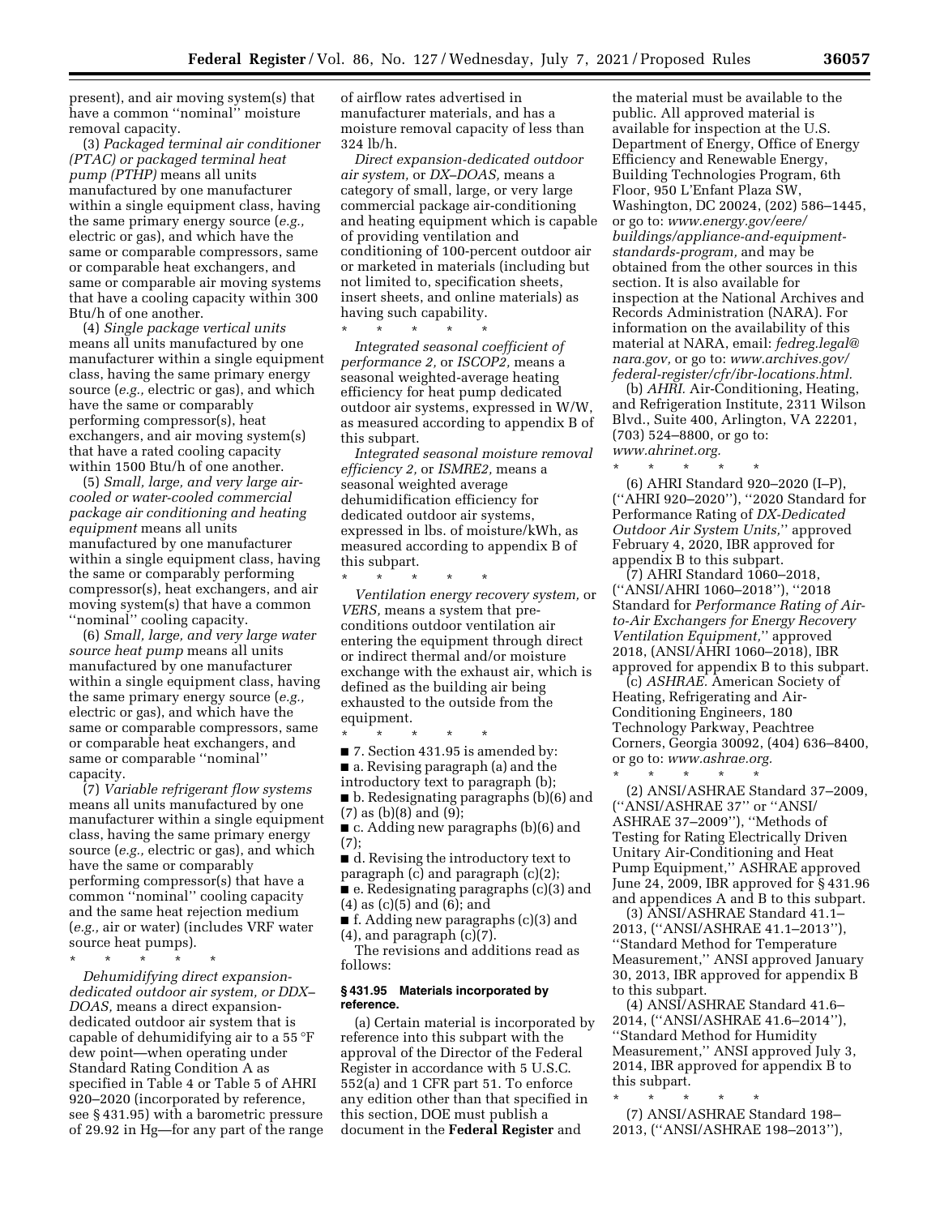present), and air moving system(s) that have a common ''nominal'' moisture removal capacity.

(3) *Packaged terminal air conditioner (PTAC) or packaged terminal heat pump (PTHP)* means all units manufactured by one manufacturer within a single equipment class, having the same primary energy source (*e.g.,* electric or gas), and which have the same or comparable compressors, same or comparable heat exchangers, and same or comparable air moving systems that have a cooling capacity within 300 Btu/h of one another.

(4) *Single package vertical units* means all units manufactured by one manufacturer within a single equipment class, having the same primary energy source (*e.g.,* electric or gas), and which have the same or comparably performing compressor(s), heat exchangers, and air moving system(s) that have a rated cooling capacity within 1500 Btu/h of one another.

(5) *Small, large, and very large air-cooled or water-cooled commercial package air conditioning and heating equipment* means all units manufactured by one manufacturer within a single equipment class, having the same or comparably performing compressor(s), heat exchangers, and air moving system(s) that have a common ''nominal'' cooling capacity.

(6) *Small, large, and very large water source heat pump* means all units manufactured by one manufacturer within a single equipment class, having the same primary energy source (*e.g.,* electric or gas), and which have the same or comparable compressors, same or comparable heat exchangers, and same or comparable ''nominal'' capacity.

(7) *Variable refrigerant flow systems* means all units manufactured by one manufacturer within a single equipment class, having the same primary energy source (*e.g.,* electric or gas), and which have the same or comparably performing compressor(s) that have a common ''nominal'' cooling capacity and the same heat rejection medium (*e.g.,* air or water) (includes VRF water source heat pumps).

\* \* \* \* \*

*Dehumidifying direct expansion-dedicated outdoor air system, or DDX–DOAS,* means a direct expansion-dedicated outdoor air system that is capable of dehumidifying air to a 55 °F dew point—when operating under Standard Rating Condition A as specified in Table 4 or Table 5 of AHRI 920–2020 (incorporated by reference, see § 431.95) with a barometric pressure of 29.92 in Hg—for any part of the range of airflow rates advertised in manufacturer materials, and has a moisture removal capacity of less than 324 lb/h.

*Direct expansion-dedicated outdoor air system,* or *DX–DOAS,* means a category of small, large, or very large commercial package air-conditioning and heating equipment which is capable of providing ventilation and conditioning of 100-percent outdoor air or marketed in materials (including but not limited to, specification sheets, insert sheets, and online materials) as having such capability.

\* \* \* \* \*

*Integrated seasonal coefficient of performance 2,* or *ISCOP2,* means a seasonal weighted-average heating efficiency for heat pump dedicated outdoor air systems, expressed in W/W, as measured according to appendix B of this subpart.

*Integrated seasonal moisture removal efficiency 2,* or *ISMRE2,* means a seasonal weighted average dehumidification efficiency for dedicated outdoor air systems, expressed in lbs. of moisture/kWh, as measured according to appendix B of this subpart.

\* \* \* \* \*

*Ventilation energy recovery system,* or *VERS,* means a system that pre-conditions outdoor ventilation air entering the equipment through direct or indirect thermal and/or moisture exchange with the exhaust air, which is defined as the building air being exhausted to the outside from the equipment.

\* \* \* \* \*

■ 7. Section 431.95 is amended by:

■ a. Revising paragraph (a) and the introductory text to paragraph (b);

■ b. Redesignating paragraphs (b)(6) and (7) as (b)(8) and (9);

■ c. Adding new paragraphs (b)(6) and (7);

■ d. Revising the introductory text to paragraph (c) and paragraph (c)(2);

■ e. Redesignating paragraphs (c)(3) and (4) as (c)(5) and (6); and

■ f. Adding new paragraphs (c)(3) and (4), and paragraph (c)(7).

The revisions and additions read as follows:

### § 431.95 Materials incorporated by reference.

(a) Certain material is incorporated by reference into this subpart with the approval of the Director of the Federal Register in accordance with 5 U.S.C. 552(a) and 1 CFR part 51. To enforce any edition other than that specified in this section, DOE must publish a document in the **Federal Register** and the material must be available to the public. All approved material is available for inspection at the U.S. Department of Energy, Office of Energy Efficiency and Renewable Energy, Building Technologies Program, 6th Floor, 950 L'Enfant Plaza SW, Washington, DC 20024, (202) 586–1445, or go to: *www.energy.gov/eere/buildings/appliance-and-equipment-standards-program,* and may be obtained from the other sources in this section. It is also available for inspection at the National Archives and Records Administration (NARA). For information on the availability of this material at NARA, email: *fedreg.legal@nara.gov,* or go to: *www.archives.gov/federal-register/cfr/ibr-locations.html.*

(b) *AHRI.* Air-Conditioning, Heating, and Refrigeration Institute, 2311 Wilson Blvd., Suite 400, Arlington, VA 22201, (703) 524–8800, or go to: *www.ahrinet.org.*

\* \* \* \* \*

(6) AHRI Standard 920–2020 (I–P), (''AHRI 920–2020''), ''2020 Standard for Performance Rating of *DX-Dedicated Outdoor Air System Units,*'' approved February 4, 2020, IBR approved for appendix B to this subpart.

(7) AHRI Standard 1060–2018, (''ANSI/AHRI 1060–2018''), ''2018 Standard for *Performance Rating of Air-to-Air Exchangers for Energy Recovery Ventilation Equipment,*'' approved 2018, (ANSI/AHRI 1060–2018), IBR approved for appendix B to this subpart.

(c) *ASHRAE.* American Society of Heating, Refrigerating and Air-Conditioning Engineers, 180 Technology Parkway, Peachtree Corners, Georgia 30092, (404) 636–8400, or go to: *www.ashrae.org.*

\* \* \* \* \*

(2) ANSI/ASHRAE Standard 37–2009, (''ANSI/ASHRAE 37'' or ''ANSI/ASHRAE 37–2009''), ''Methods of Testing for Rating Electrically Driven Unitary Air-Conditioning and Heat Pump Equipment,'' ASHRAE approved June 24, 2009, IBR approved for § 431.96 and appendices A and B to this subpart.

(3) ANSI/ASHRAE Standard 41.1–2013, (''ANSI/ASHRAE 41.1–2013''), ''Standard Method for Temperature Measurement,'' ANSI approved January 30, 2013, IBR approved for appendix B to this subpart.

(4) ANSI/ASHRAE Standard 41.6–2014, (''ANSI/ASHRAE 41.6–2014''), ''Standard Method for Humidity Measurement,'' ANSI approved July 3, 2014, IBR approved for appendix B to this subpart.

\* \* \* \* \*

(7) ANSI/ASHRAE Standard 198–2013, (''ANSI/ASHRAE 198–2013''),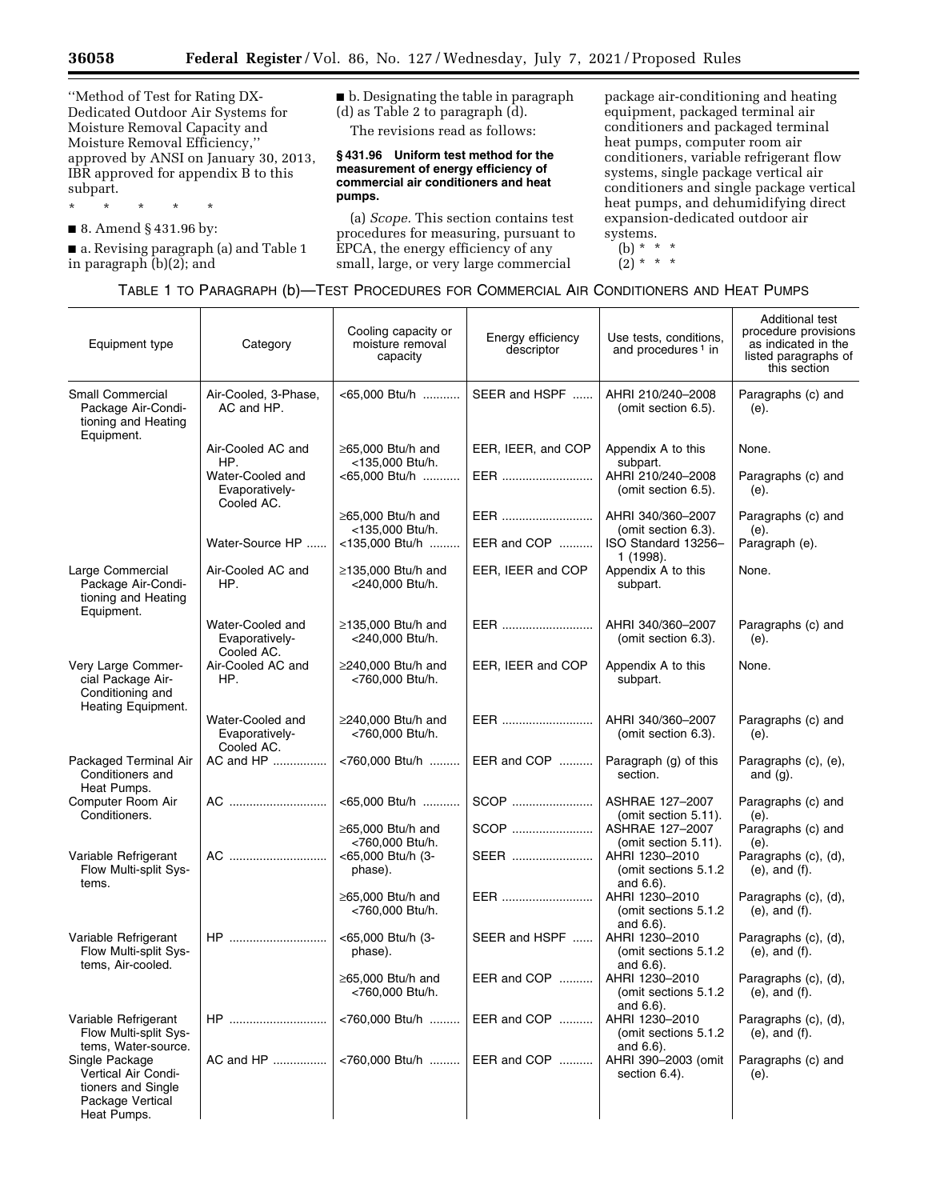''Method of Test for Rating DX-Dedicated Outdoor Air Systems for Moisture Removal Capacity and Moisture Removal Efficiency,'' approved by ANSI on January 30, 2013, IBR approved for appendix B to this subpart.

\* \* \* \* \*

■ 8. Amend § 431.96 by:

■ a. Revising paragraph (a) and Table 1 in paragraph (b)(2); and

■ b. Designating the table in paragraph (d) as Table 2 to paragraph (d).

The revisions read as follows:

**§ 431.96 Uniform test method for the measurement of energy efficiency of commercial air conditioners and heat pumps.**

(a) *Scope.* This section contains test procedures for measuring, pursuant to EPCA, the energy efficiency of any small, large, or very large commercial package air-conditioning and heating equipment, packaged terminal air conditioners and packaged terminal heat pumps, computer room air conditioners, variable refrigerant flow systems, single package vertical air conditioners and single package vertical heat pumps, and dehumidifying direct expansion-dedicated outdoor air systems.

(b) \* \* \*

(2) \* \* \*

TABLE 1 TO PARAGRAPH (b)—TEST PROCEDURES FOR COMMERCIAL AIR CONDITIONERS AND HEAT PUMPS

| Equipment type | Category | Cooling capacity or moisture removal capacity | Energy efficiency descriptor | Use tests, conditions, and procedures [1] in | Additional test procedure provisions as indicated in the listed paragraphs of this section |
|---|---|---|---|---|---|
| Small Commercial Package Air-Conditioning and Heating Equipment. | Air-Cooled, 3-Phase, AC and HP. | <65,000 Btu/h | SEER and HSPF | AHRI 210/240–2008 (omit section 6.5). | Paragraphs (c) and (e). |
| | Air-Cooled AC and HP. | ≥65,000 Btu/h and <135,000 Btu/h. | EER, IEER, and COP | Appendix A to this subpart. | None. |
| | Water-Cooled and Evaporatively-Cooled AC. | <65,000 Btu/h | EER | AHRI 210/240–2008 (omit section 6.5). | Paragraphs (c) and (e). |
| | | ≥65,000 Btu/h and <135,000 Btu/h. | EER | AHRI 340/360–2007 (omit section 6.3). | Paragraphs (c) and (e). |
| | Water-Source HP | <135,000 Btu/h | EER and COP | ISO Standard 13256–1 (1998). | Paragraph (e). |
| Large Commercial Package Air-Conditioning and Heating Equipment. | Air-Cooled AC and HP. | ≥135,000 Btu/h and <240,000 Btu/h. | EER, IEER and COP | Appendix A to this subpart. | None. |
| | Water-Cooled and Evaporatively-Cooled AC. | ≥135,000 Btu/h and <240,000 Btu/h. | EER | AHRI 340/360–2007 (omit section 6.3). | Paragraphs (c) and (e). |
| Very Large Commercial Package Air-Conditioning and Heating Equipment. | Air-Cooled AC and HP. | ≥240,000 Btu/h and <760,000 Btu/h. | EER, IEER and COP | Appendix A to this subpart. | None. |
| | Water-Cooled and Evaporatively-Cooled AC. | ≥240,000 Btu/h and <760,000 Btu/h. | EER | AHRI 340/360–2007 (omit section 6.3). | Paragraphs (c) and (e). |
| Packaged Terminal Air Conditioners and Heat Pumps. | AC and HP | <760,000 Btu/h | EER and COP | Paragraph (g) of this section. | Paragraphs (c), (e), and (g). |
| Computer Room Air Conditioners. | AC | <65,000 Btu/h | SCOP | ASHRAE 127–2007 (omit section 5.11). | Paragraphs (c) and (e). |
| | | ≥65,000 Btu/h and <760,000 Btu/h. | SCOP | ASHRAE 127–2007 (omit section 5.11). | Paragraphs (c) and (e). |
| Variable Refrigerant Flow Multi-split Systems. | AC | <65,000 Btu/h (3-phase). | SEER | AHRI 1230–2010 (omit sections 5.1.2 and 6.6). | Paragraphs (c), (d), (e), and (f). |
| | | ≥65,000 Btu/h and <760,000 Btu/h. | EER | AHRI 1230–2010 (omit sections 5.1.2 and 6.6). | Paragraphs (c), (d), (e), and (f). |
| Variable Refrigerant Flow Multi-split Systems, Air-cooled. | HP | <65,000 Btu/h (3-phase). | SEER and HSPF | AHRI 1230–2010 (omit sections 5.1.2 and 6.6). | Paragraphs (c), (d), (e), and (f). |
| | | ≥65,000 Btu/h and <760,000 Btu/h. | EER and COP | AHRI 1230–2010 (omit sections 5.1.2 and 6.6). | Paragraphs (c), (d), (e), and (f). |
| Variable Refrigerant Flow Multi-split Systems, Water-source. | HP | <760,000 Btu/h | EER and COP | AHRI 1230–2010 (omit sections 5.1.2 and 6.6). | Paragraphs (c), (d), (e), and (f). |
| Single Package Vertical Air Conditioners and Single Package Vertical Heat Pumps. | AC and HP | <760,000 Btu/h | EER and COP | AHRI 390–2003 (omit section 6.4). | Paragraphs (c) and (e). |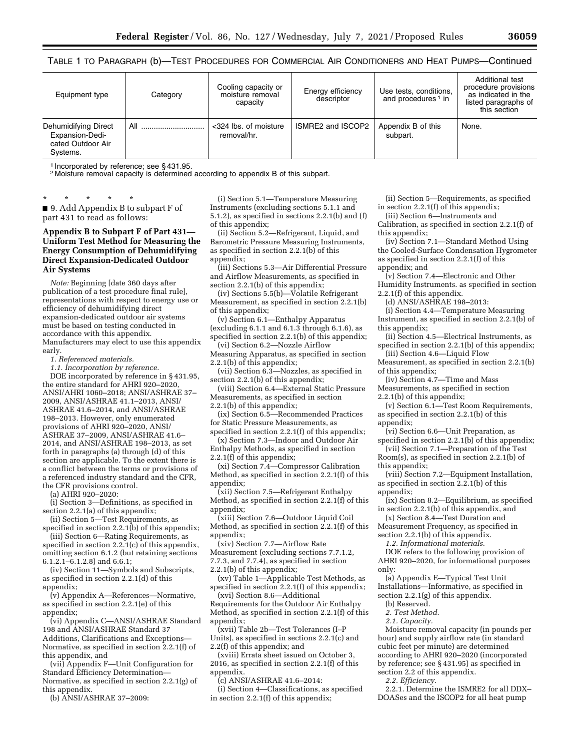TABLE 1 TO PARAGRAPH (b)—TEST PROCEDURES FOR COMMERCIAL AIR CONDITIONERS AND HEAT PUMPS—Continued

| Equipment type | Category | Cooling capacity or moisture removal capacity | Energy efficiency descriptor | Use tests, conditions, and procedures [1] in | Additional test procedure provisions as indicated in the listed paragraphs of this section |
| --- | --- | --- | --- | --- | --- |
| Dehumidifying Direct Expansion-Dedicated Outdoor Air Systems. | All ............................ | <324 lbs. of moisture removal/hr. | ISMRE2 and ISCOP2 | Appendix B of this subpart. | None. |

[1] Incorporated by reference; see § 431.95.

[2] Moisture removal capacity is determined according to appendix B of this subpart.

\* \* \* \* \*

■ 9. Add Appendix B to subpart F of part 431 to read as follows:

### Appendix B to Subpart F of Part 431—Uniform Test Method for Measuring the Energy Consumption of Dehumidifying Direct Expansion-Dedicated Outdoor Air Systems

*Note:* Beginning [date 360 days after publication of a test procedure final rule], representations with respect to energy use or efficiency of dehumidifying direct expansion-dedicated outdoor air systems must be based on testing conducted in accordance with this appendix. Manufacturers may elect to use this appendix early.

*1. Referenced materials.*

*1.1. Incorporation by reference.*

DOE incorporated by reference in § 431.95, the entire standard for AHRI 920–2020, ANSI/AHRI 1060–2018; ANSI/ASHRAE 37–2009, ANSI/ASHRAE 41.1–2013, ANSI/ASHRAE 41.6–2014, and ANSI/ASHRAE 198–2013. However, only enumerated provisions of AHRI 920–2020, ANSI/ASHRAE 37–2009, ANSI/ASHRAE 41.6–2014, and ANSI/ASHRAE 198–2013, as set forth in paragraphs (a) through (d) of this section are applicable. To the extent there is a conflict between the terms or provisions of a referenced industry standard and the CFR, the CFR provisions control.

(a) AHRI 920–2020:

(i) Section 3—Definitions, as specified in section 2.2.1(a) of this appendix;

(ii) Section 5—Test Requirements, as specified in section 2.2.1(b) of this appendix;

(iii) Section 6—Rating Requirements, as specified in section 2.2.1(c) of this appendix, omitting section 6.1.2 (but retaining sections 6.1.2.1–6.1.2.8) and 6.6.1;

(iv) Section 11—Symbols and Subscripts, as specified in section 2.2.1(d) of this appendix;

(v) Appendix A—References—Normative, as specified in section 2.2.1(e) of this appendix;

(vi) Appendix C—ANSI/ASHRAE Standard 198 and ANSI/ASHRAE Standard 37 Additions, Clarifications and Exceptions—Normative, as specified in section 2.2.1(f) of this appendix, and

(vii) Appendix F—Unit Configuration for Standard Efficiency Determination—Normative, as specified in section 2.2.1(g) of this appendix.

(b) ANSI/ASHRAE 37–2009:

(i) Section 5.1—Temperature Measuring Instruments (excluding sections 5.1.1 and 5.1.2), as specified in sections 2.2.1(b) and (f) of this appendix;

(ii) Section 5.2—Refrigerant, Liquid, and Barometric Pressure Measuring Instruments, as specified in section 2.2.1(b) of this appendix;

(iii) Sections 5.3—Air Differential Pressure and Airflow Measurements, as specified in section 2.2.1(b) of this appendix;

(iv) Sections 5.5(b)—Volatile Refrigerant Measurement, as specified in section 2.2.1(b) of this appendix;

(v) Section 6.1—Enthalpy Apparatus (excluding 6.1.1 and 6.1.3 through 6.1.6), as specified in section 2.2.1(b) of this appendix;

(vi) Section 6.2—Nozzle Airflow Measuring Apparatus, as specified in section 2.2.1(b) of this appendix;

(vii) Section 6.3—Nozzles, as specified in section 2.2.1(b) of this appendix;

(viii) Section 6.4—External Static Pressure Measurements, as specified in section 2.2.1(b) of this appendix;

(ix) Section 6.5—Recommended Practices for Static Pressure Measurements, as specified in section 2.2.1(f) of this appendix;

(x) Section 7.3—Indoor and Outdoor Air Enthalpy Methods, as specified in section 2.2.1(f) of this appendix;

(xi) Section 7.4—Compressor Calibration Method, as specified in section 2.2.1(f) of this appendix;

(xii) Section 7.5—Refrigerant Enthalpy Method, as specified in section 2.2.1(f) of this appendix;

(xiii) Section 7.6—Outdoor Liquid Coil Method, as specified in section 2.2.1(f) of this appendix;

(xiv) Section 7.7—Airflow Rate Measurement (excluding sections 7.7.1.2, 7.7.3, and 7.7.4), as specified in section 2.2.1(b) of this appendix;

(xv) Table 1—Applicable Test Methods, as specified in section 2.2.1(f) of this appendix;

(xvi) Section 8.6—Additional Requirements for the Outdoor Air Enthalpy Method, as specified in section 2.2.1(f) of this appendix;

(xvii) Table 2b—Test Tolerances (I–P Units), as specified in sections 2.2.1(c) and 2.2(f) of this appendix; and

(xviii) Errata sheet issued on October 3, 2016, as specified in section 2.2.1(f) of this appendix.

(c) ANSI/ASHRAE 41.6–2014:

(i) Section 4—Classifications, as specified in section 2.2.1(f) of this appendix;

(ii) Section 5—Requirements, as specified in section 2.2.1(f) of this appendix;

(iii) Section 6—Instruments and Calibration, as specified in section 2.2.1(f) of this appendix;

(iv) Section 7.1—Standard Method Using the Cooled-Surface Condensation Hygrometer as specified in section 2.2.1(f) of this appendix; and

(v) Section 7.4—Electronic and Other Humidity Instruments. as specified in section 2.2.1(f) of this appendix.

(d) ANSI/ASHRAE 198–2013:

(i) Section 4.4—Temperature Measuring Instrument, as specified in section 2.2.1(b) of this appendix;

(ii) Section 4.5—Electrical Instruments, as specified in section 2.2.1(b) of this appendix;

(iii) Section 4.6—Liquid Flow Measurement, as specified in section 2.2.1(b) of this appendix;

(iv) Section 4.7—Time and Mass Measurements, as specified in section 2.2.1(b) of this appendix;

(v) Section 6.1—Test Room Requirements, as specified in section 2.2.1(b) of this appendix;

(vi) Section 6.6—Unit Preparation, as specified in section 2.2.1(b) of this appendix;

(vii) Section 7.1—Preparation of the Test Room(s), as specified in section 2.2.1(b) of this appendix;

(viii) Section 7.2—Equipment Installation, as specified in section 2.2.1(b) of this appendix;

(ix) Section 8.2—Equilibrium, as specified in section 2.2.1(b) of this appendix, and

(x) Section 8.4—Test Duration and Measurement Frequency, as specified in section 2.2.1(b) of this appendix.

*1.2. Informational materials.*

DOE refers to the following provision of AHRI 920–2020, for informational purposes only:

(a) Appendix E—Typical Test Unit Installations—Informative, as specified in section 2.2.1(g) of this appendix.

(b) Reserved.

*2. Test Method.*

*2.1. Capacity.*

Moisture removal capacity (in pounds per hour) and supply airflow rate (in standard cubic feet per minute) are determined according to AHRI 920–2020 (incorporated by reference; see § 431.95) as specified in section 2.2 of this appendix.

*2.2. Efficiency.*

2.2.1. Determine the ISMRE2 for all DDX–DOASes and the ISCOP2 for all heat pump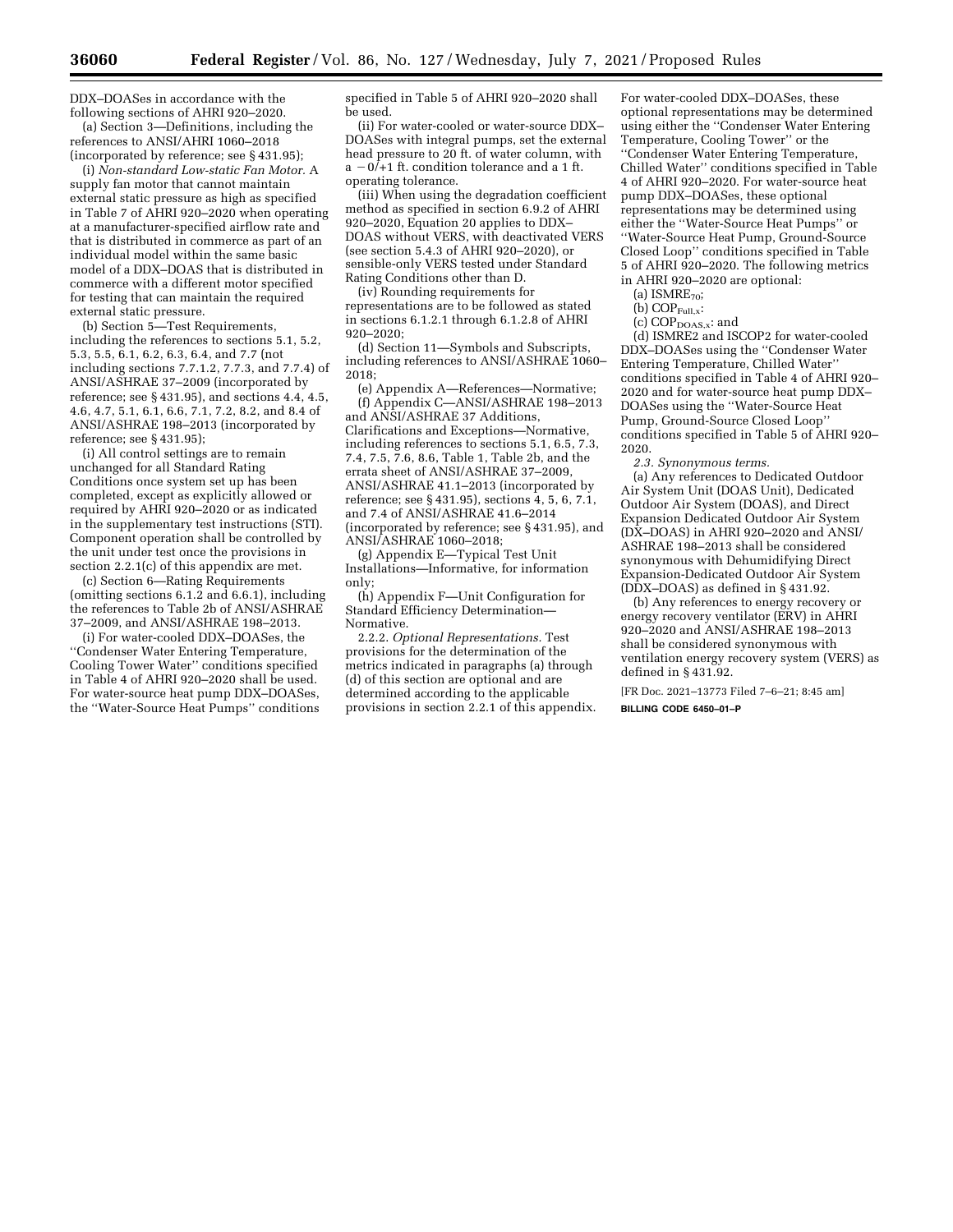DDX–DOASes in accordance with the following sections of AHRI 920–2020.

(a) Section 3—Definitions, including the references to ANSI/AHRI 1060–2018 (incorporated by reference; see § 431.95);

(i) *Non-standard Low-static Fan Motor.* A supply fan motor that cannot maintain external static pressure as high as specified in Table 7 of AHRI 920–2020 when operating at a manufacturer-specified airflow rate and that is distributed in commerce as part of an individual model within the same basic model of a DDX–DOAS that is distributed in commerce with a different motor specified for testing that can maintain the required external static pressure.

(b) Section 5—Test Requirements, including the references to sections 5.1, 5.2, 5.3, 5.5, 6.1, 6.2, 6.3, 6.4, and 7.7 (not including sections 7.7.1.2, 7.7.3, and 7.7.4) of ANSI/ASHRAE 37–2009 (incorporated by reference; see § 431.95), and sections 4.4, 4.5, 4.6, 4.7, 5.1, 6.1, 6.6, 7.1, 7.2, 8.2, and 8.4 of ANSI/ASHRAE 198–2013 (incorporated by reference; see § 431.95);

(i) All control settings are to remain unchanged for all Standard Rating Conditions once system set up has been completed, except as explicitly allowed or required by AHRI 920–2020 or as indicated in the supplementary test instructions (STI). Component operation shall be controlled by the unit under test once the provisions in section 2.2.1(c) of this appendix are met.

(c) Section 6—Rating Requirements (omitting sections 6.1.2 and 6.6.1), including the references to Table 2b of ANSI/ASHRAE 37–2009, and ANSI/ASHRAE 198–2013.

(i) For water-cooled DDX–DOASes, the ''Condenser Water Entering Temperature, Cooling Tower Water'' conditions specified in Table 4 of AHRI 920–2020 shall be used. For water-source heat pump DDX–DOASes, the ''Water-Source Heat Pumps'' conditions specified in Table 5 of AHRI 920–2020 shall be used.

(ii) For water-cooled or water-source DDX–DOASes with integral pumps, set the external head pressure to 20 ft. of water column, with a −0/+1 ft. condition tolerance and a 1 ft. operating tolerance.

(iii) When using the degradation coefficient method as specified in section 6.9.2 of AHRI 920–2020, Equation 20 applies to DDX–DOAS without VERS, with deactivated VERS (see section 5.4.3 of AHRI 920–2020), or sensible-only VERS tested under Standard Rating Conditions other than D.

(iv) Rounding requirements for representations are to be followed as stated in sections 6.1.2.1 through 6.1.2.8 of AHRI 920–2020;

(d) Section 11—Symbols and Subscripts, including references to ANSI/ASHRAE 1060–2018;

(e) Appendix A—References—Normative;

(f) Appendix C—ANSI/ASHRAE 198–2013 and ANSI/ASHRAE 37 Additions, Clarifications and Exceptions—Normative, including references to sections 5.1, 6.5, 7.3, 7.4, 7.5, 7.6, 8.6, Table 1, Table 2b, and the errata sheet of ANSI/ASHRAE 37–2009, ANSI/ASHRAE 41.1–2013 (incorporated by reference; see § 431.95), sections 4, 5, 6, 7.1, and 7.4 of ANSI/ASHRAE 41.6–2014 (incorporated by reference; see § 431.95), and ANSI/ASHRAE 1060–2018;

(g) Appendix E—Typical Test Unit Installations—Informative, for information only;

(h) Appendix F—Unit Configuration for Standard Efficiency Determination—Normative.

2.2.2. *Optional Representations.* Test provisions for the determination of the metrics indicated in paragraphs (a) through (d) of this section are optional and are determined according to the applicable provisions in section 2.2.1 of this appendix. For water-cooled DDX–DOASes, these optional representations may be determined using either the ''Condenser Water Entering Temperature, Cooling Tower'' or the ''Condenser Water Entering Temperature, Chilled Water'' conditions specified in Table 4 of AHRI 920–2020. For water-source heat pump DDX–DOASes, these optional representations may be determined using either the ''Water-Source Heat Pumps'' or ''Water-Source Heat Pump, Ground-Source Closed Loop'' conditions specified in Table 5 of AHRI 920–2020. The following metrics in AHRI 920–2020 are optional:

(a) $ISMRE_{70}$;

(b) $COP_{Full,x}$;

(c) $COP_{DOAS,x}$; and

(d) ISMRE2 and ISCOP2 for water-cooled DDX–DOASes using the ''Condenser Water Entering Temperature, Chilled Water'' conditions specified in Table 4 of AHRI 920–2020 and for water-source heat pump DDX–DOASes using the ''Water-Source Heat Pump, Ground-Source Closed Loop'' conditions specified in Table 5 of AHRI 920–2020.

*2.3. Synonymous terms.*

(a) Any references to Dedicated Outdoor Air System Unit (DOAS Unit), Dedicated Outdoor Air System (DOAS), and Direct Expansion Dedicated Outdoor Air System (DX–DOAS) in AHRI 920–2020 and ANSI/ASHRAE 198–2013 shall be considered synonymous with Dehumidifying Direct Expansion-Dedicated Outdoor Air System (DDX–DOAS) as defined in § 431.92.

(b) Any references to energy recovery or energy recovery ventilator (ERV) in AHRI 920–2020 and ANSI/ASHRAE 198–2013 shall be considered synonymous with ventilation energy recovery system (VERS) as defined in § 431.92.

[FR Doc. 2021–13773 Filed 7–6–21; 8:45 am]

**BILLING CODE 6450–01–P**